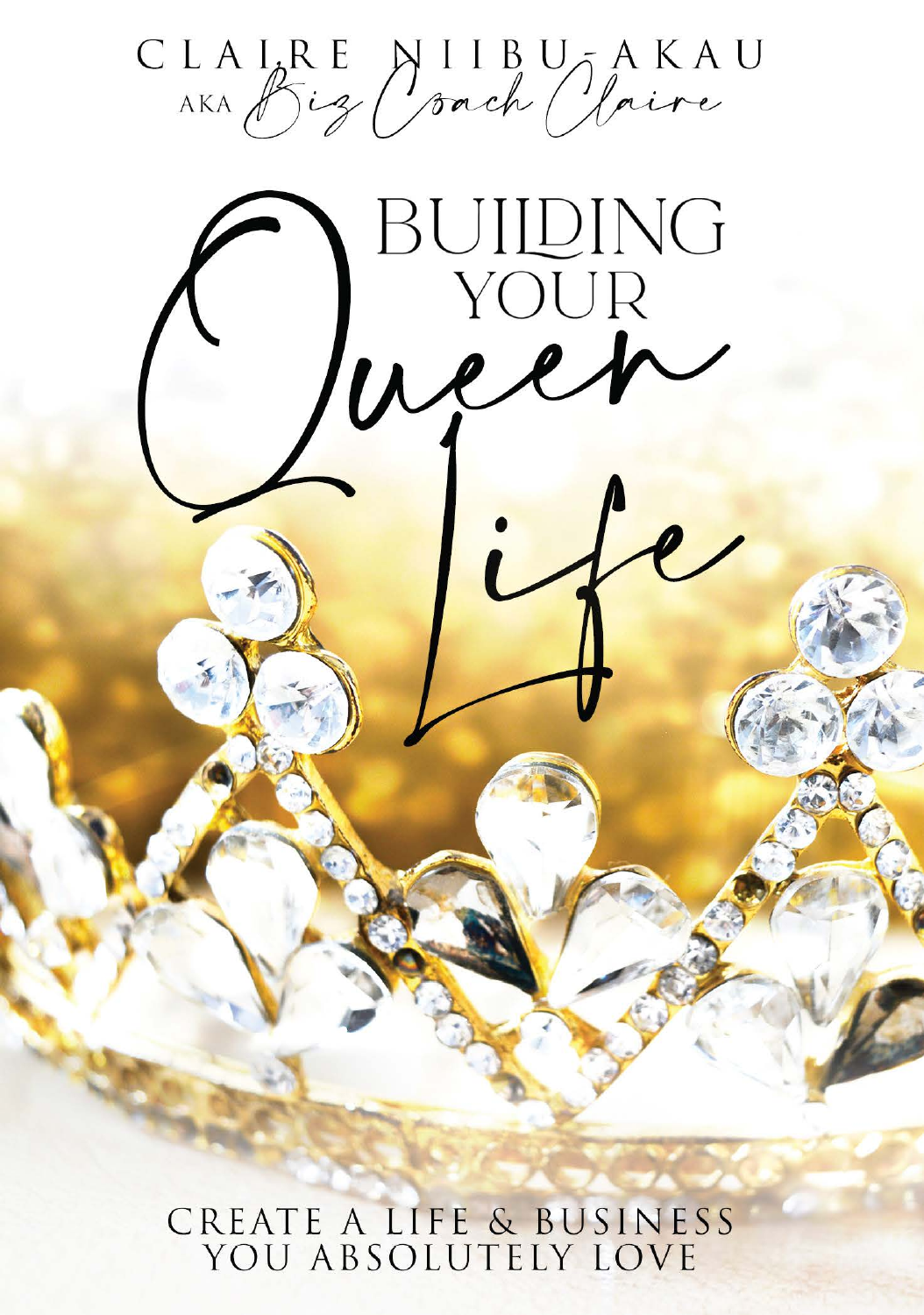CLAIRE NIIBU-AKAU

AKA Biz Coach Claire

# BUILDING YOUR Queen Life

CREATE A LIFE & BUSINESS YOU ABSOLUTELY LOVE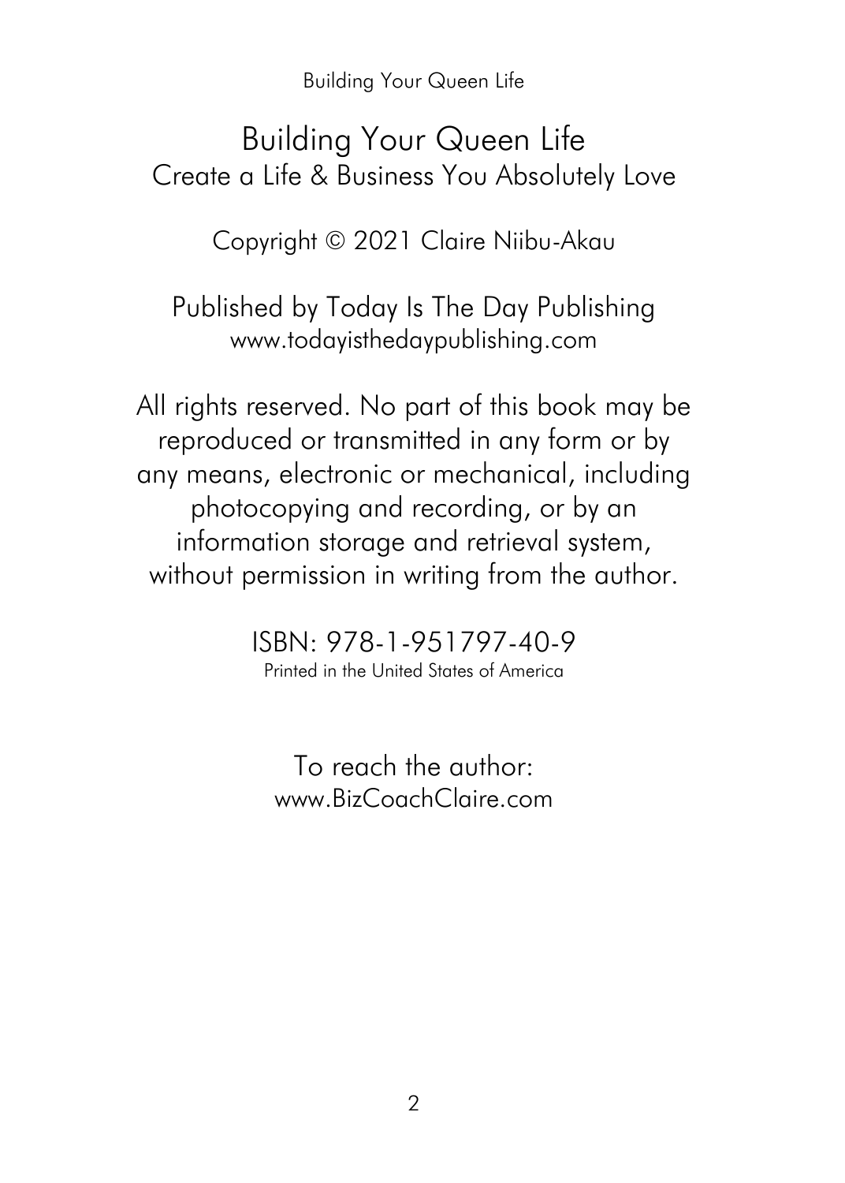# Building Your Queen Life

Create a Life & Business You Absolutely Love

Copyright © 2021 Claire Niibu-Akau

Published by Today Is The Day Publishing
www.todayisthedaypublishing.com

All rights reserved. No part of this book may be reproduced or transmitted in any form or by any means, electronic or mechanical, including photocopying and recording, or by an information storage and retrieval system, without permission in writing from the author.

ISBN: 978-1-951797-40-9
Printed in the United States of America

To reach the author:
www.BizCoachClaire.com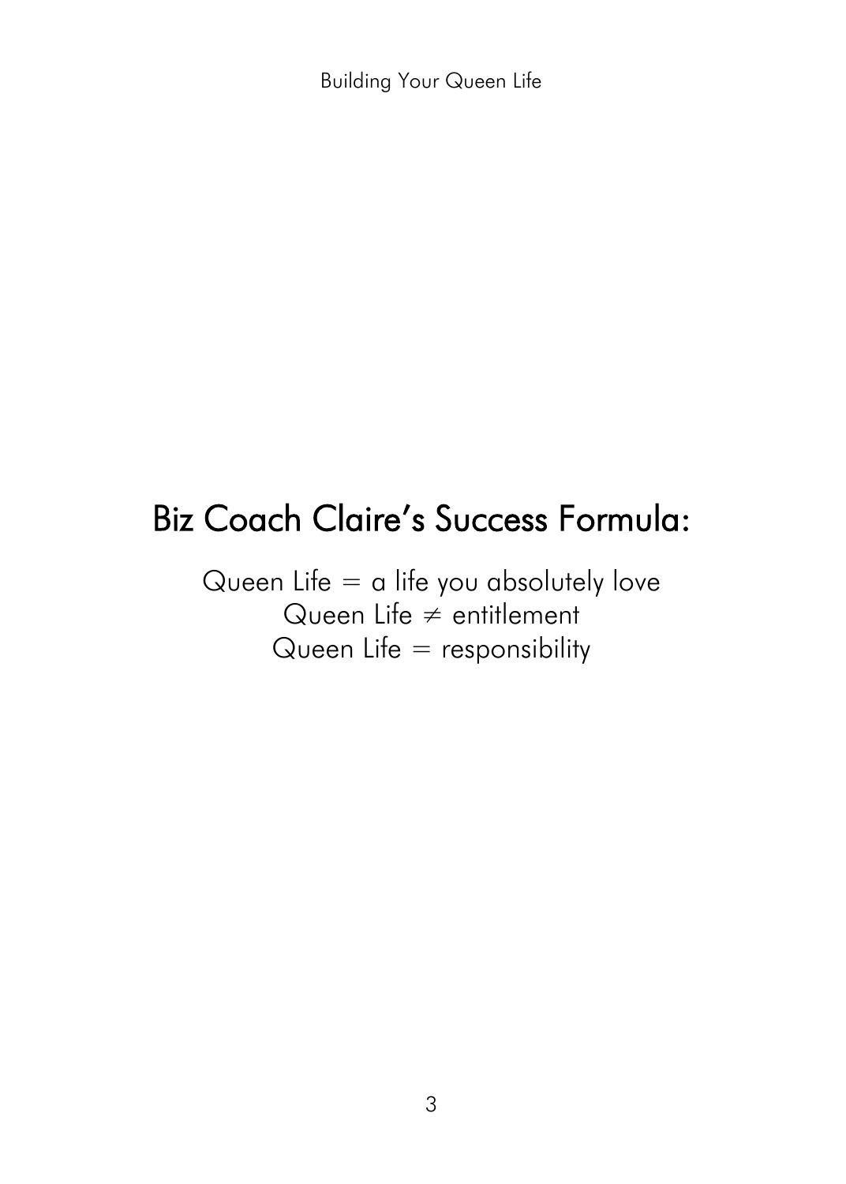## Biz Coach Claire's Success Formula:

Queen Life = a life you absolutely love

Queen Life ≠ entitlement

Queen Life = responsibility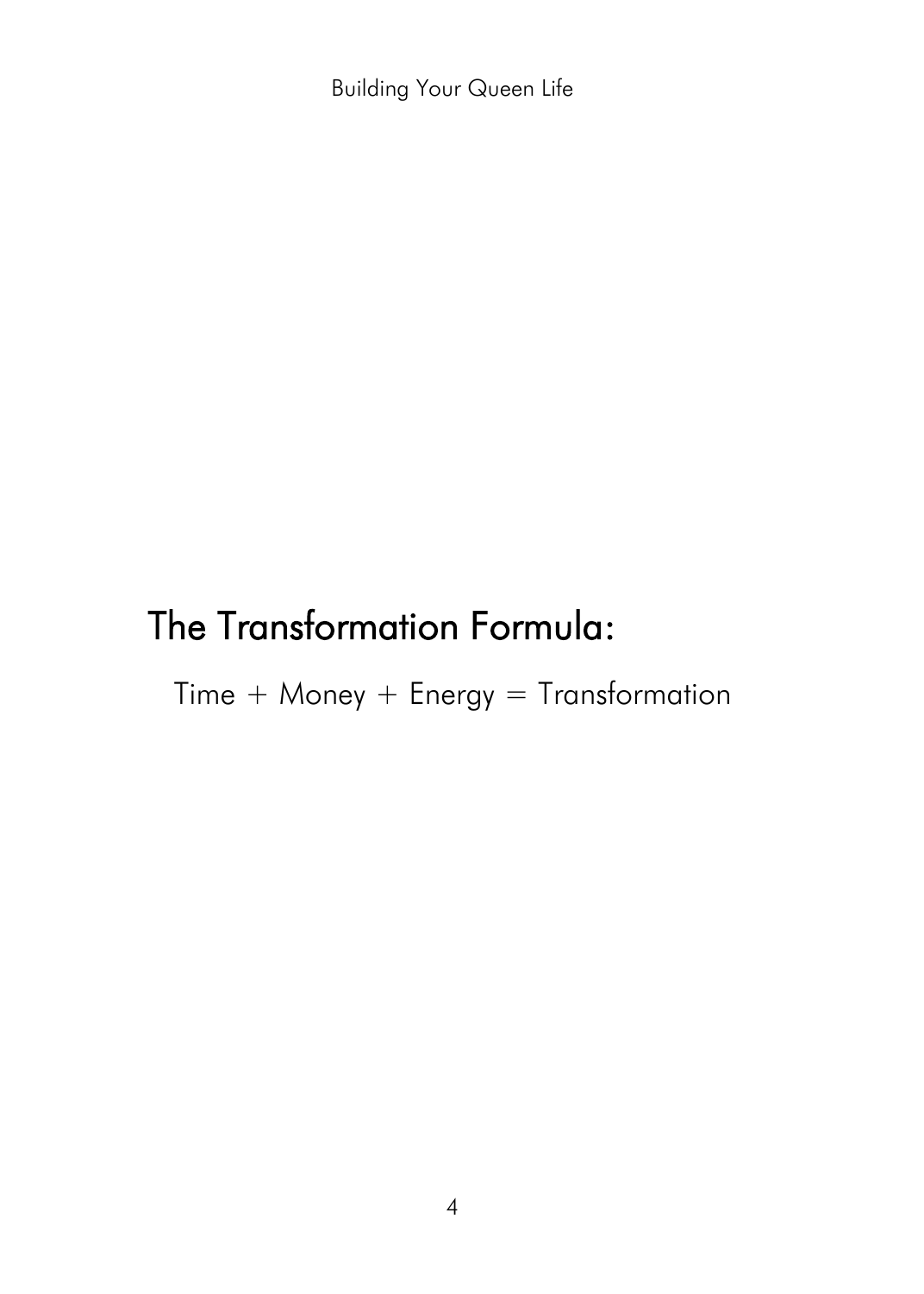## The Transformation Formula:

Time + Money + Energy = Transformation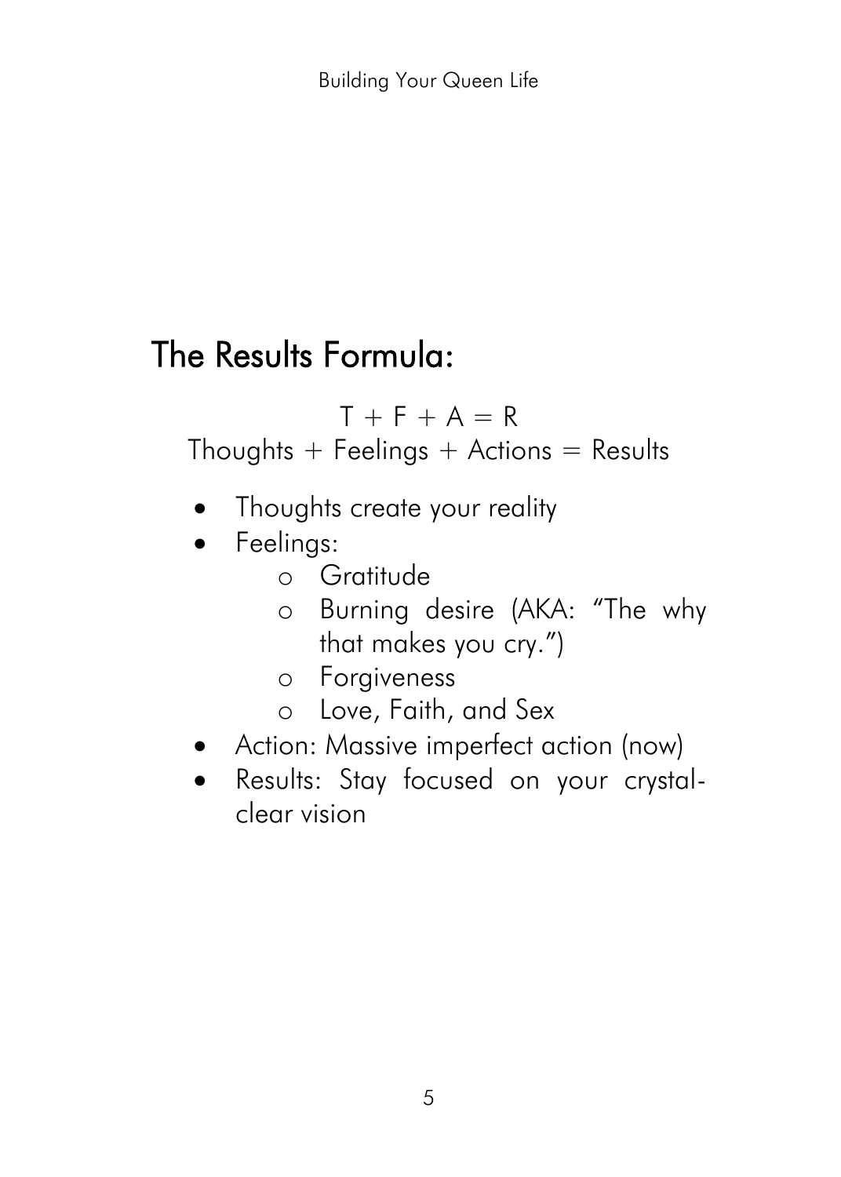## The Results Formula:

$$T + F + A = R$$

Thoughts + Feelings + Actions = Results

- Thoughts create your reality
- Feelings:
  - Gratitude
  - Burning desire (AKA: "The why that makes you cry.")
  - Forgiveness
  - Love, Faith, and Sex
- Action: Massive imperfect action (now)
- Results: Stay focused on your crystal-clear vision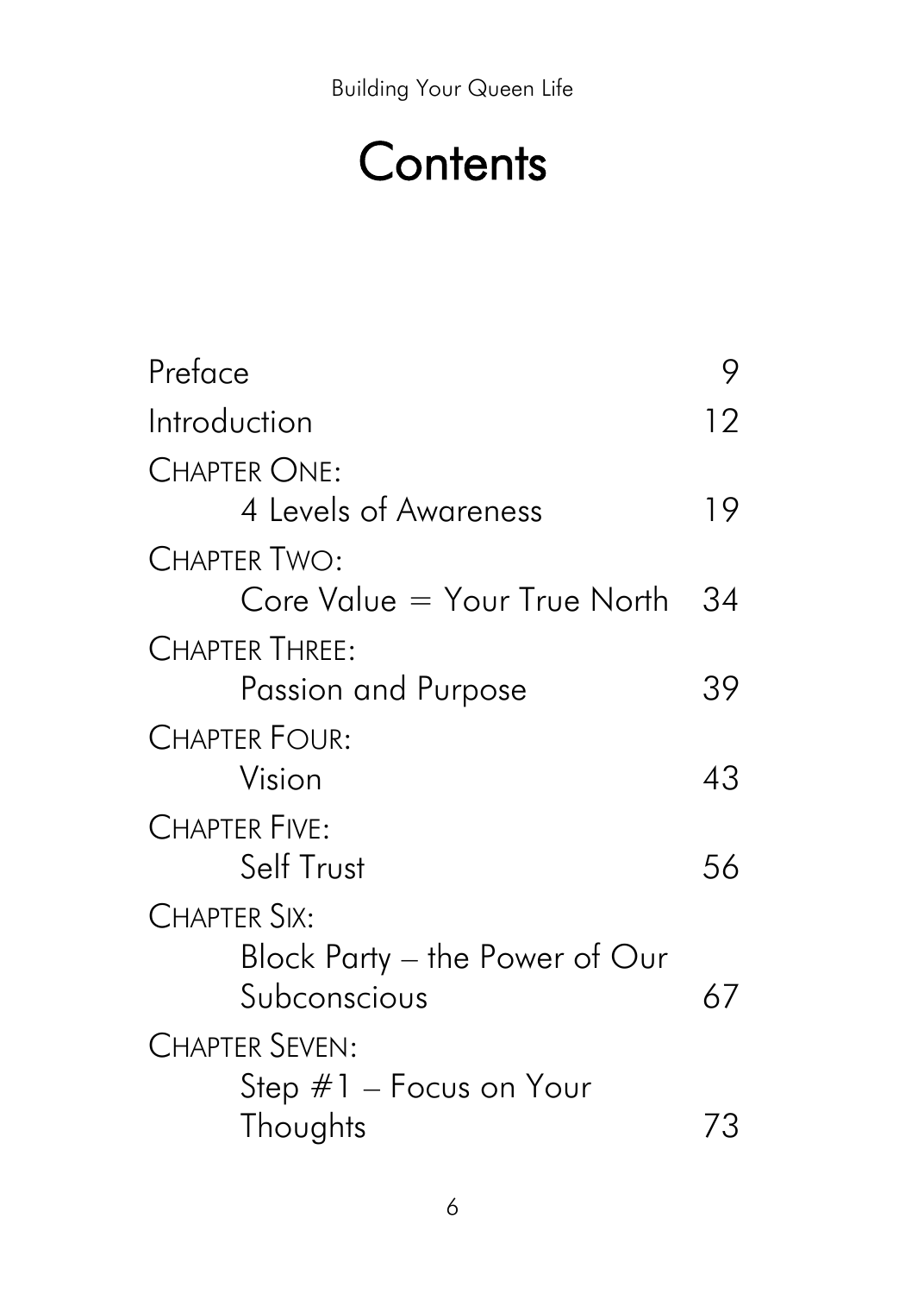# Contents

| | |
|---|---|
| Preface | 9 |
| Introduction | 12 |
| CHAPTER ONE: 4 Levels of Awareness | 19 |
| CHAPTER TWO: Core Value = Your True North | 34 |
| CHAPTER THREE: Passion and Purpose | 39 |
| CHAPTER FOUR: Vision | 43 |
| CHAPTER FIVE: Self Trust | 56 |
| CHAPTER SIX: Block Party – the Power of Our Subconscious | 67 |
| CHAPTER SEVEN: Step #1 – Focus on Your Thoughts | 73 |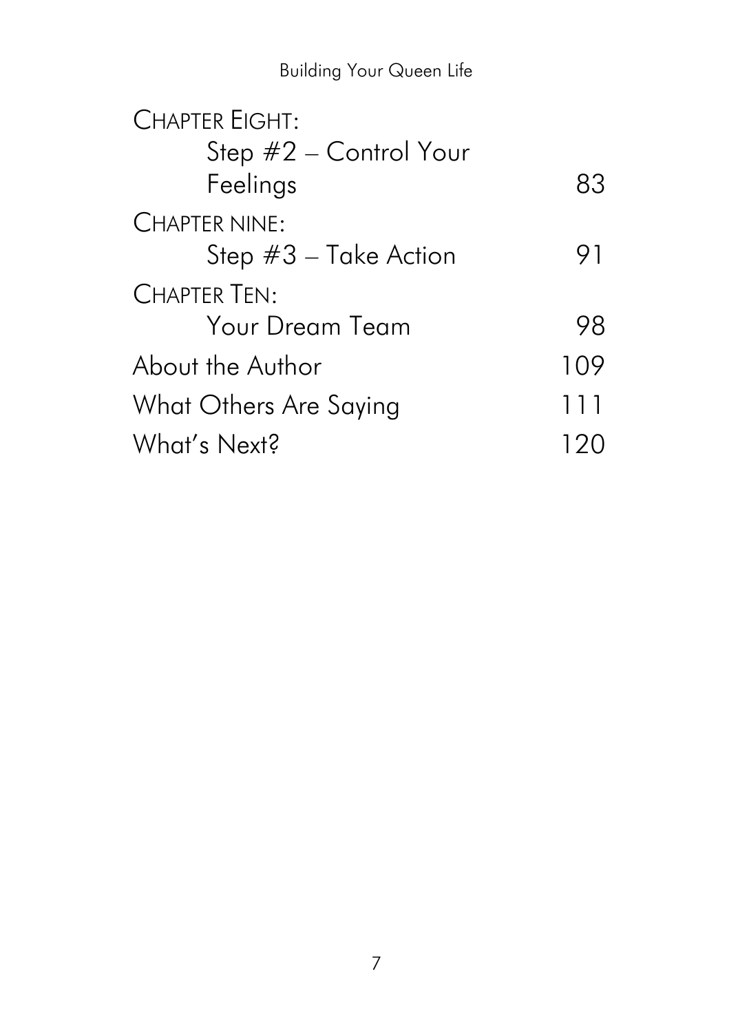| | |
|---|---|
| CHAPTER EIGHT: Step #2 – Control Your Feelings | 83 |
| CHAPTER NINE: Step #3 – Take Action | 91 |
| CHAPTER TEN: Your Dream Team | 98 |
| About the Author | 109 |
| What Others Are Saying | 111 |
| What's Next? | 120 |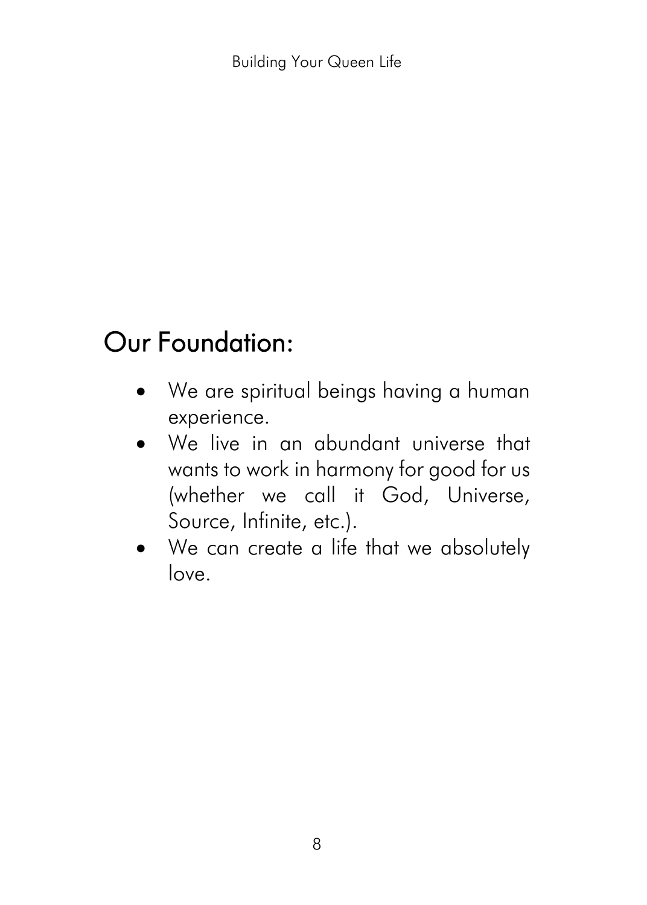## Our Foundation:

- We are spiritual beings having a human experience.
- We live in an abundant universe that wants to work in harmony for good for us (whether we call it God, Universe, Source, Infinite, etc.).
- We can create a life that we absolutely love.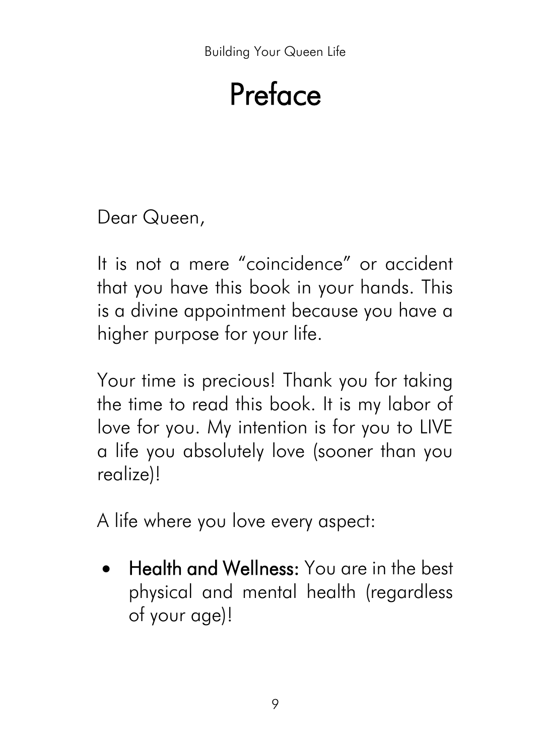# Preface

Dear Queen,

It is not a mere "coincidence" or accident that you have this book in your hands. This is a divine appointment because you have a higher purpose for your life.

Your time is precious! Thank you for taking the time to read this book. It is my labor of love for you. My intention is for you to LIVE a life you absolutely love (sooner than you realize)!

A life where you love every aspect:

- **Health and Wellness:** You are in the best physical and mental health (regardless of your age)!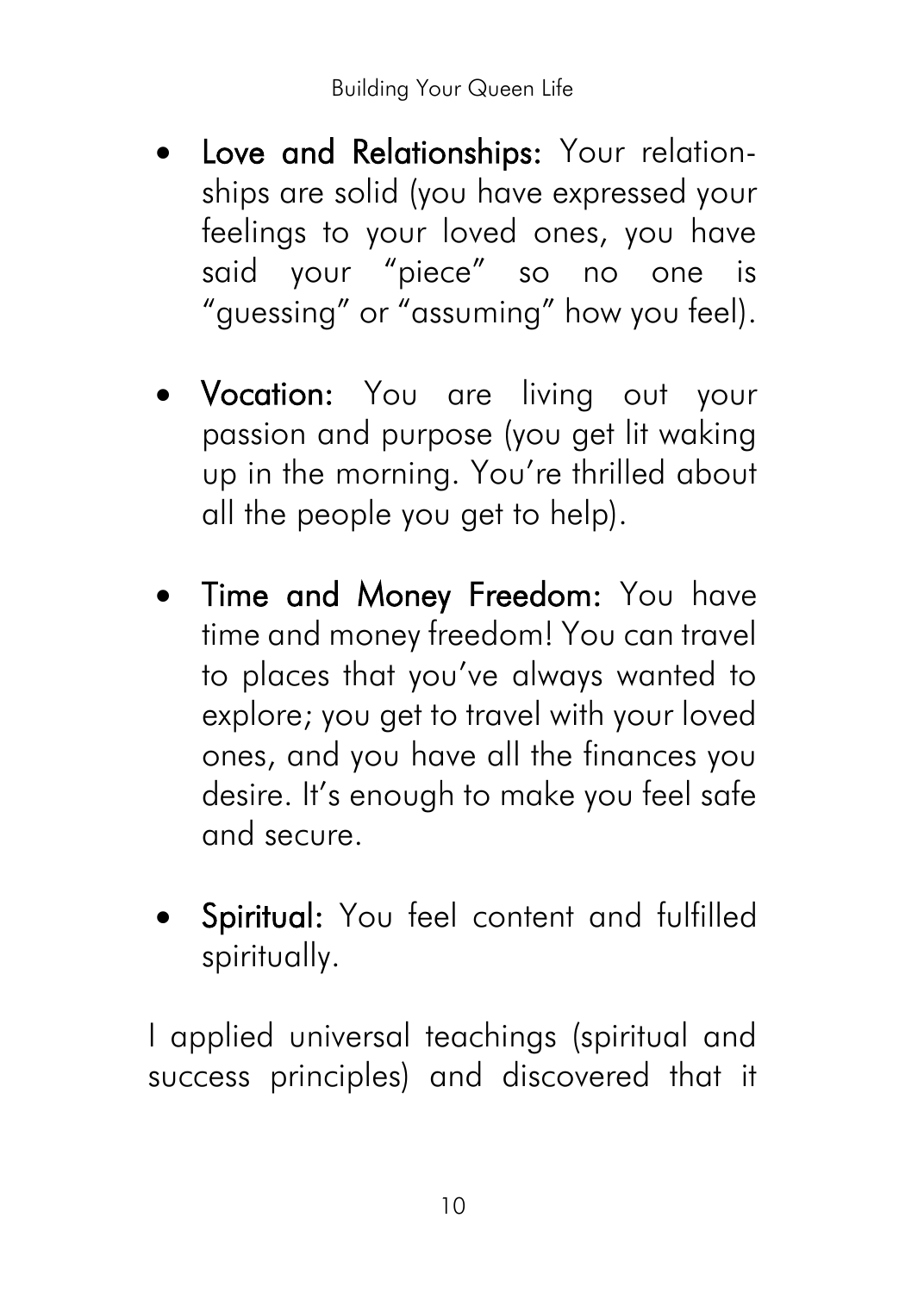- **Love and Relationships:** Your relationships are solid (you have expressed your feelings to your loved ones, you have said your "piece" so no one is "guessing" or "assuming" how you feel).

- **Vocation:** You are living out your passion and purpose (you get lit waking up in the morning. You're thrilled about all the people you get to help).

- **Time and Money Freedom:** You have time and money freedom! You can travel to places that you've always wanted to explore; you get to travel with your loved ones, and you have all the finances you desire. It's enough to make you feel safe and secure.

- **Spiritual:** You feel content and fulfilled spiritually.

I applied universal teachings (spiritual and success principles) and discovered that it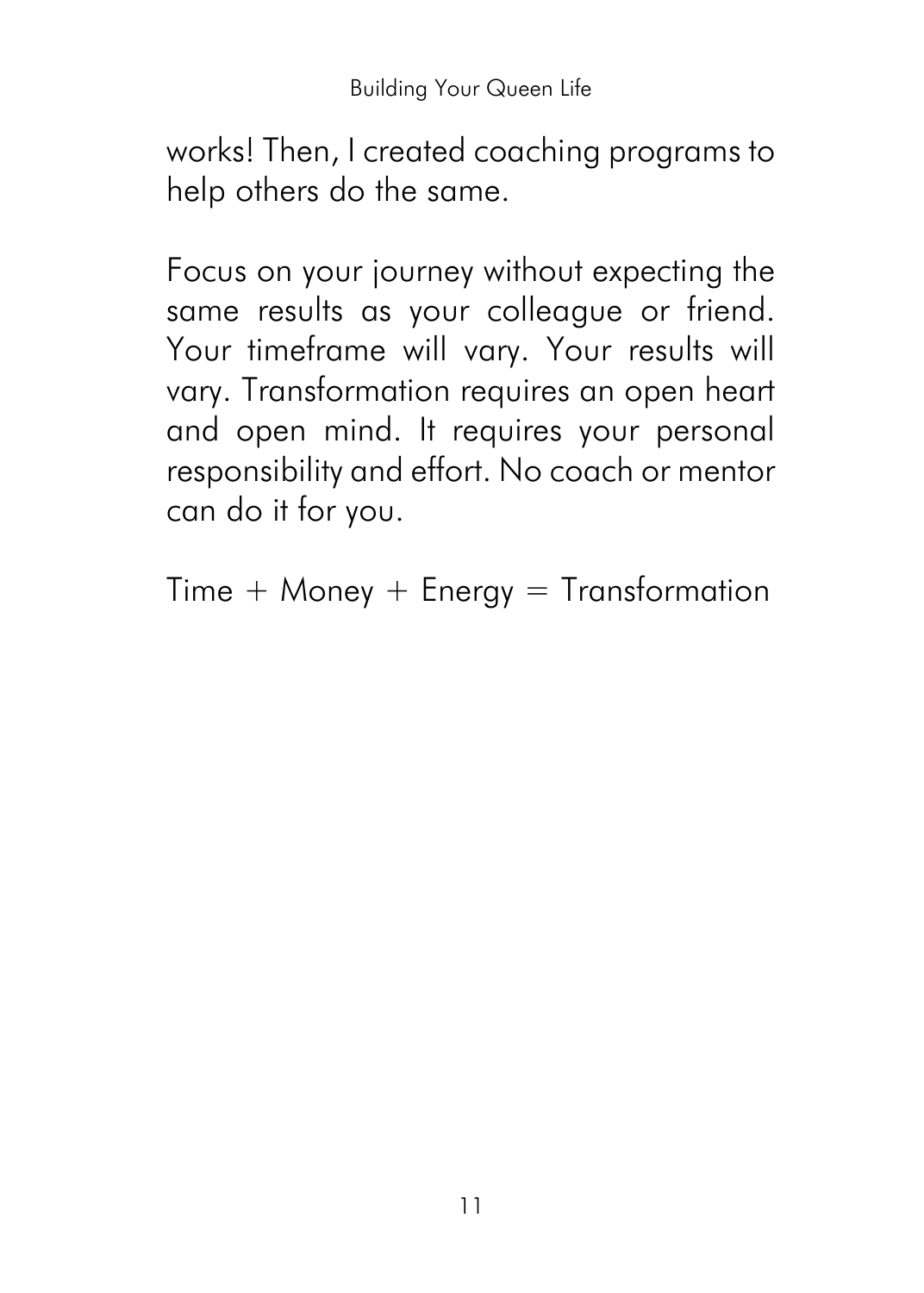works! Then, I created coaching programs to help others do the same.

Focus on your journey without expecting the same results as your colleague or friend. Your timeframe will vary. Your results will vary. Transformation requires an open heart and open mind. It requires your personal responsibility and effort. No coach or mentor can do it for you.

Time + Money + Energy = Transformation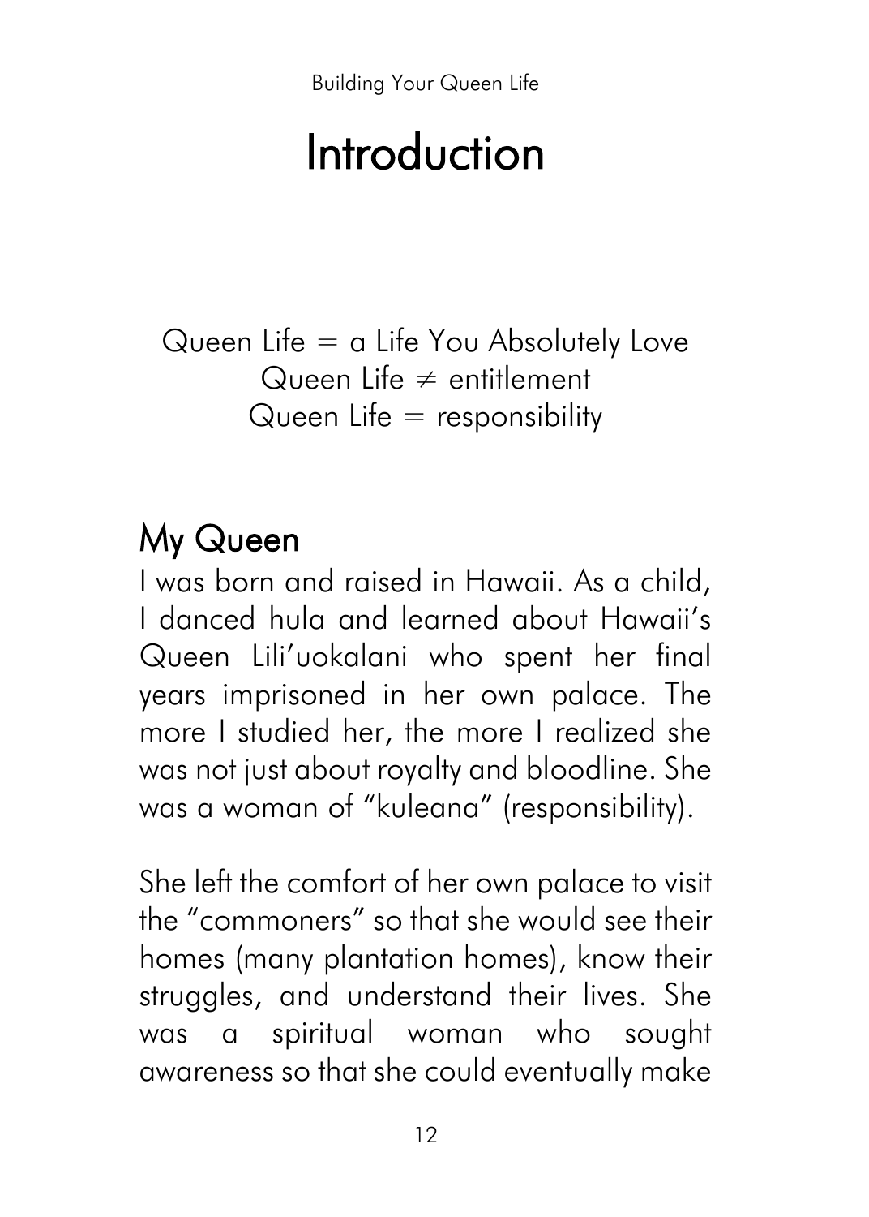# Introduction

Queen Life = a Life You Absolutely Love
Queen Life $\neq$ entitlement
Queen Life = responsibility

## My Queen

I was born and raised in Hawaii. As a child, I danced hula and learned about Hawaii's Queen Lili'uokalani who spent her final years imprisoned in her own palace. The more I studied her, the more I realized she was not just about royalty and bloodline. She was a woman of "kuleana" (responsibility).

She left the comfort of her own palace to visit the "commoners" so that she would see their homes (many plantation homes), know their struggles, and understand their lives. She was a spiritual woman who sought awareness so that she could eventually make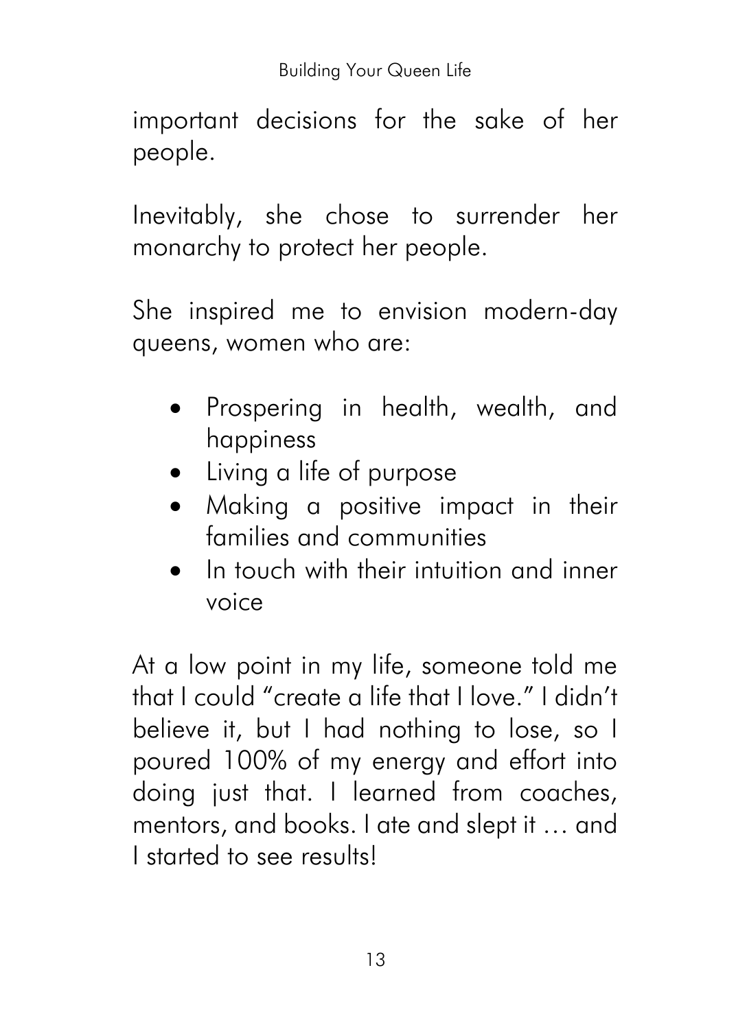important decisions for the sake of her people.

Inevitably, she chose to surrender her monarchy to protect her people.

She inspired me to envision modern-day queens, women who are:

- Prospering in health, wealth, and happiness
- Living a life of purpose
- Making a positive impact in their families and communities
- In touch with their intuition and inner voice

At a low point in my life, someone told me that I could "create a life that I love." I didn't believe it, but I had nothing to lose, so I poured 100% of my energy and effort into doing just that. I learned from coaches, mentors, and books. I ate and slept it … and I started to see results!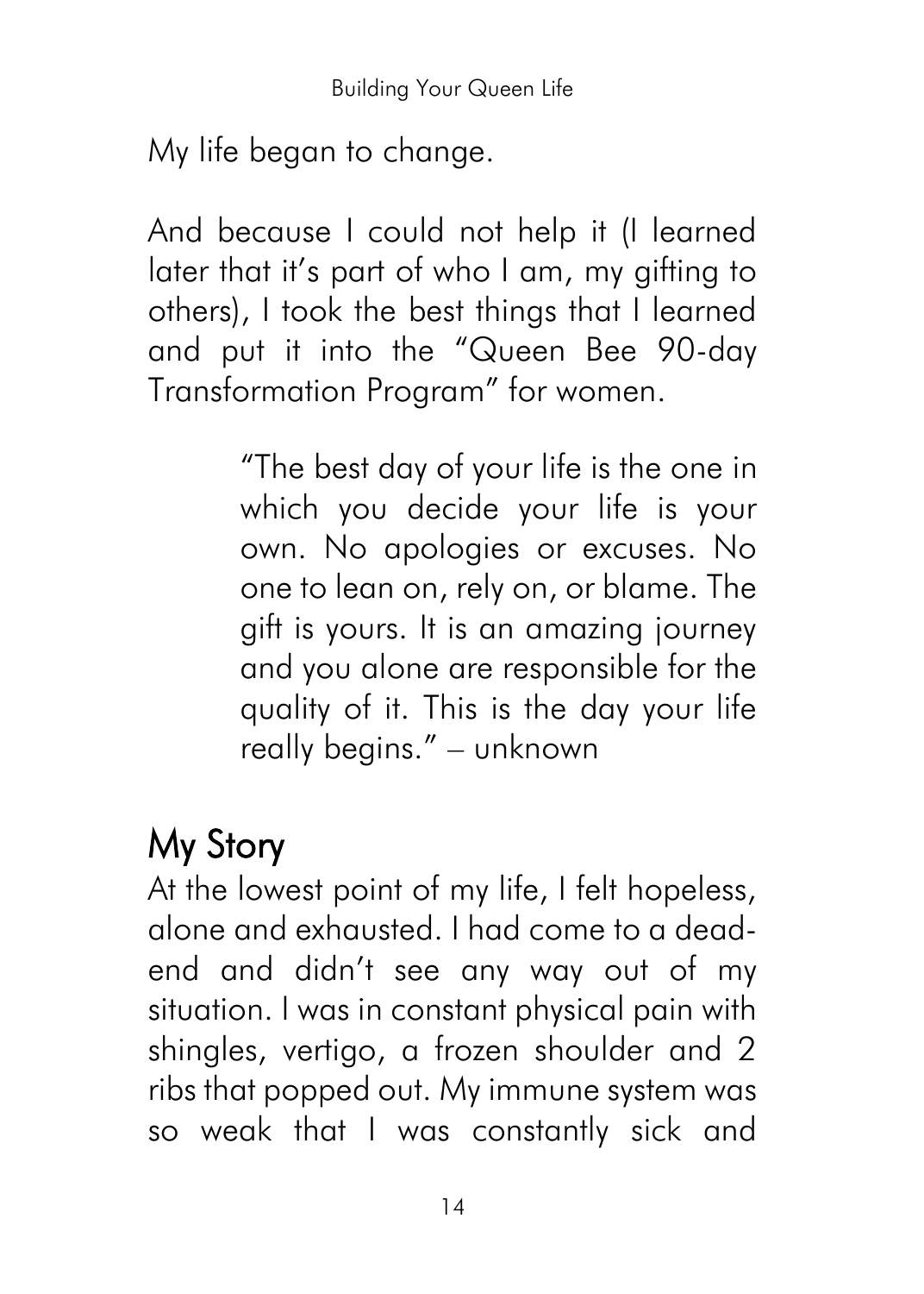My life began to change.

And because I could not help it (I learned later that it's part of who I am, my gifting to others), I took the best things that I learned and put it into the "Queen Bee 90-day Transformation Program" for women.

> "The best day of your life is the one in which you decide your life is your own. No apologies or excuses. No one to lean on, rely on, or blame. The gift is yours. It is an amazing journey and you alone are responsible for the quality of it. This is the day your life really begins." – unknown

## My Story

At the lowest point of my life, I felt hopeless, alone and exhausted. I had come to a dead-end and didn't see any way out of my situation. I was in constant physical pain with shingles, vertigo, a frozen shoulder and 2 ribs that popped out. My immune system was so weak that I was constantly sick and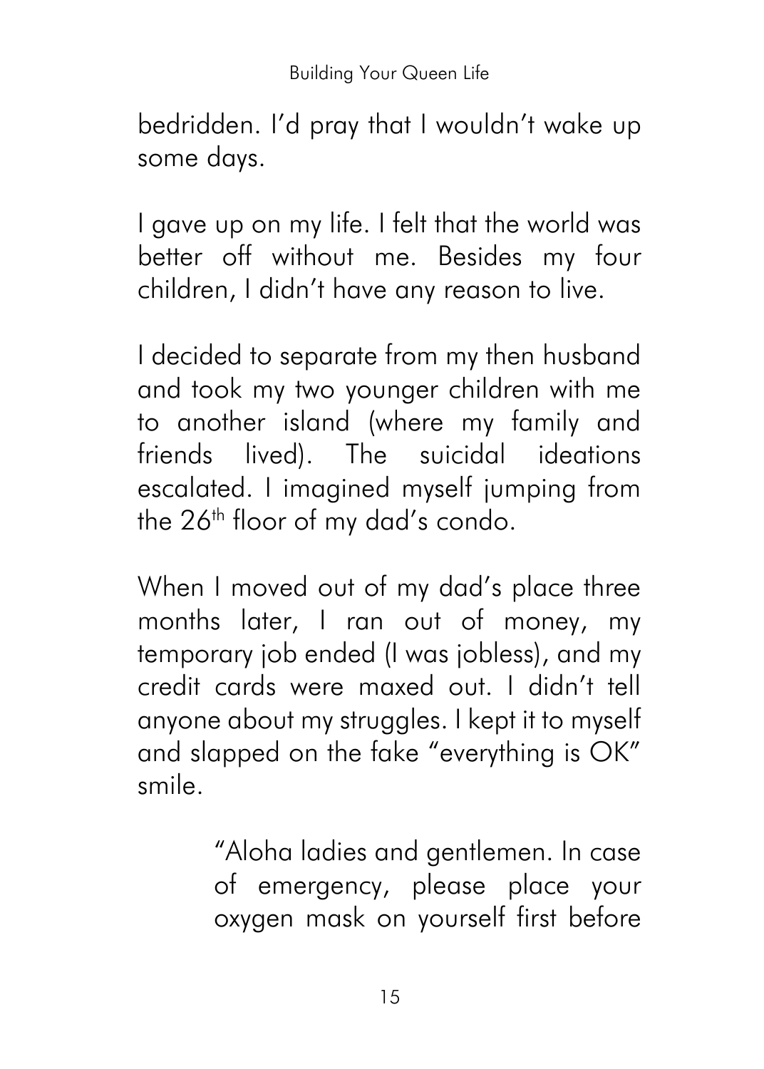bedridden. I'd pray that I wouldn't wake up some days.

I gave up on my life. I felt that the world was better off without me. Besides my four children, I didn't have any reason to live.

I decided to separate from my then husband and took my two younger children with me to another island (where my family and friends lived). The suicidal ideations escalated. I imagined myself jumping from the 26th floor of my dad's condo.

When I moved out of my dad's place three months later, I ran out of money, my temporary job ended (I was jobless), and my credit cards were maxed out. I didn't tell anyone about my struggles. I kept it to myself and slapped on the fake "everything is OK" smile.

> "Aloha ladies and gentlemen. In case of emergency, please place your oxygen mask on yourself first before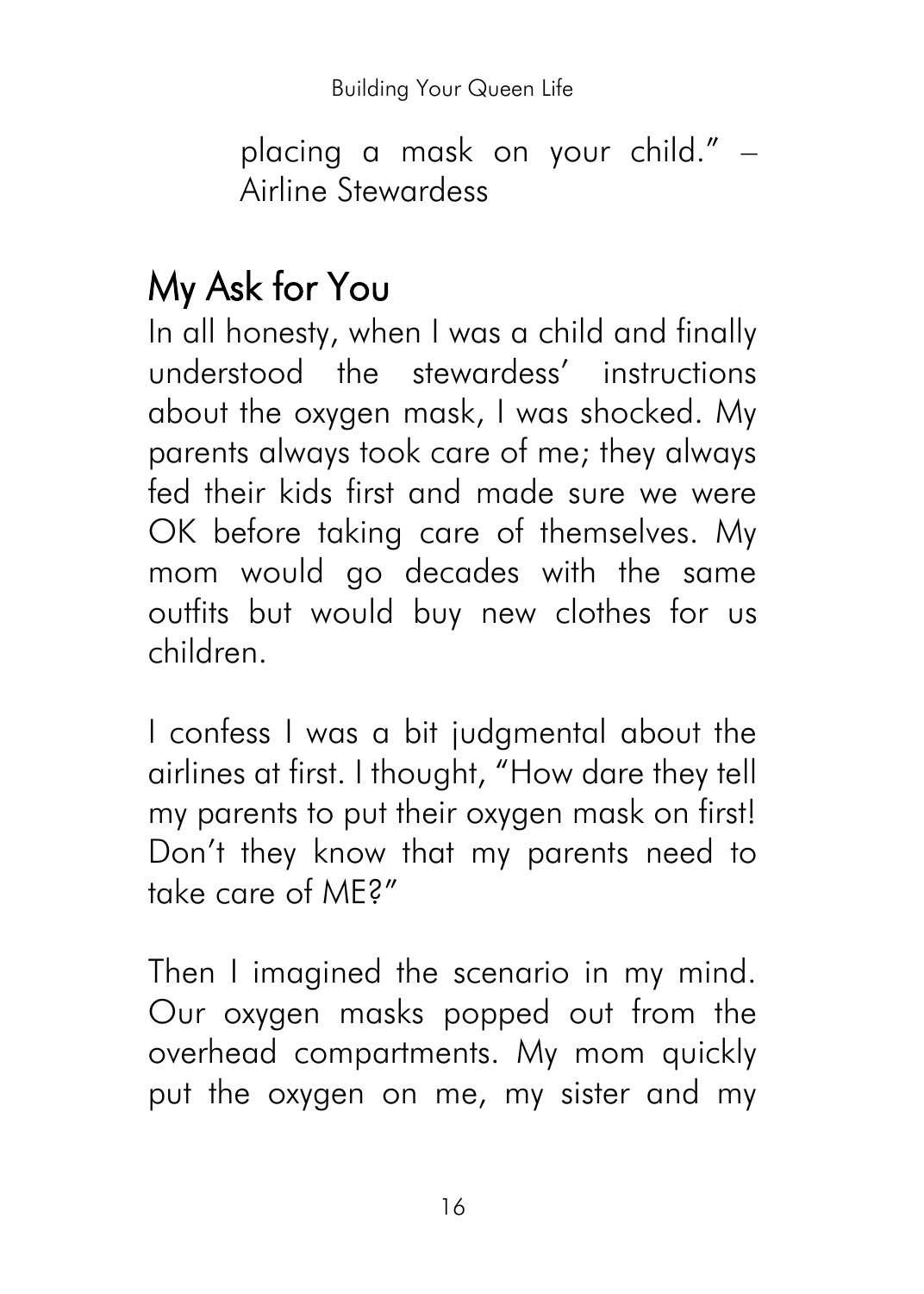placing a mask on your child." – Airline Stewardess

## My Ask for You

In all honesty, when I was a child and finally understood the stewardess' instructions about the oxygen mask, I was shocked. My parents always took care of me; they always fed their kids first and made sure we were OK before taking care of themselves. My mom would go decades with the same outfits but would buy new clothes for us children.

I confess I was a bit judgmental about the airlines at first. I thought, "How dare they tell my parents to put their oxygen mask on first! Don't they know that my parents need to take care of ME?"

Then I imagined the scenario in my mind. Our oxygen masks popped out from the overhead compartments. My mom quickly put the oxygen on me, my sister and my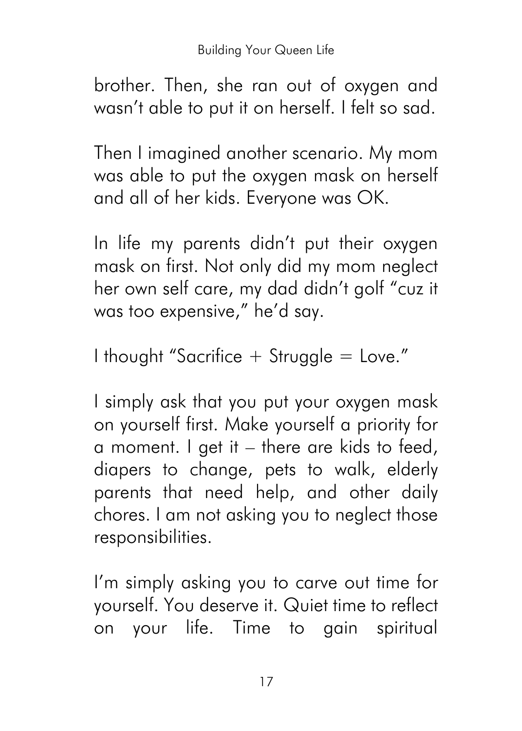brother. Then, she ran out of oxygen and wasn't able to put it on herself. I felt so sad.

Then I imagined another scenario. My mom was able to put the oxygen mask on herself and all of her kids. Everyone was OK.

In life my parents didn't put their oxygen mask on first. Not only did my mom neglect her own self care, my dad didn't golf "cuz it was too expensive," he'd say.

I thought "Sacrifice + Struggle = Love."

I simply ask that you put your oxygen mask on yourself first. Make yourself a priority for a moment. I get it – there are kids to feed, diapers to change, pets to walk, elderly parents that need help, and other daily chores. I am not asking you to neglect those responsibilities.

I'm simply asking you to carve out time for yourself. You deserve it. Quiet time to reflect on your life. Time to gain spiritual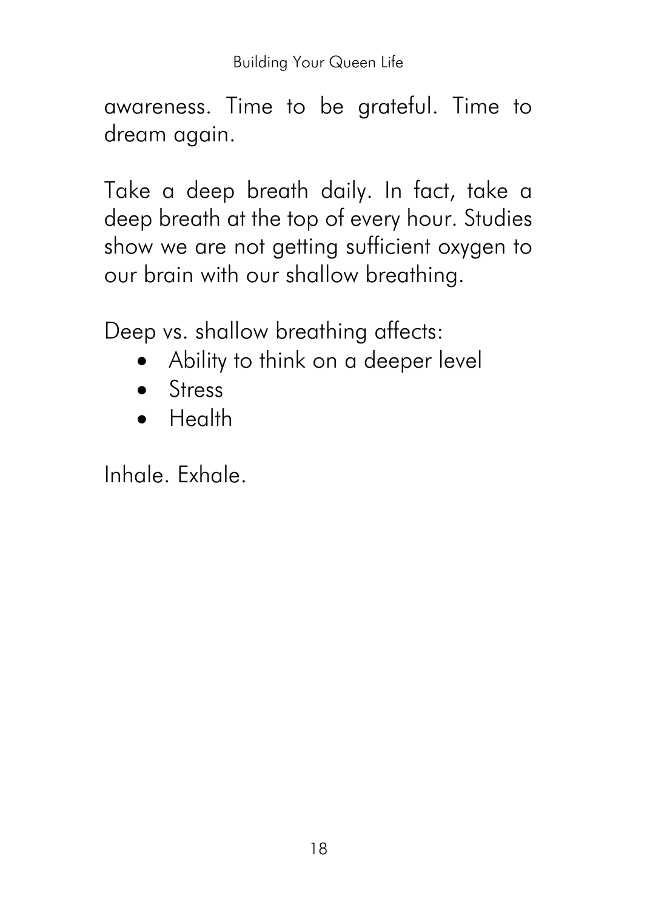awareness. Time to be grateful. Time to dream again.

Take a deep breath daily. In fact, take a deep breath at the top of every hour. Studies show we are not getting sufficient oxygen to our brain with our shallow breathing.

Deep vs. shallow breathing affects:

- Ability to think on a deeper level
- Stress
- Health

Inhale. Exhale.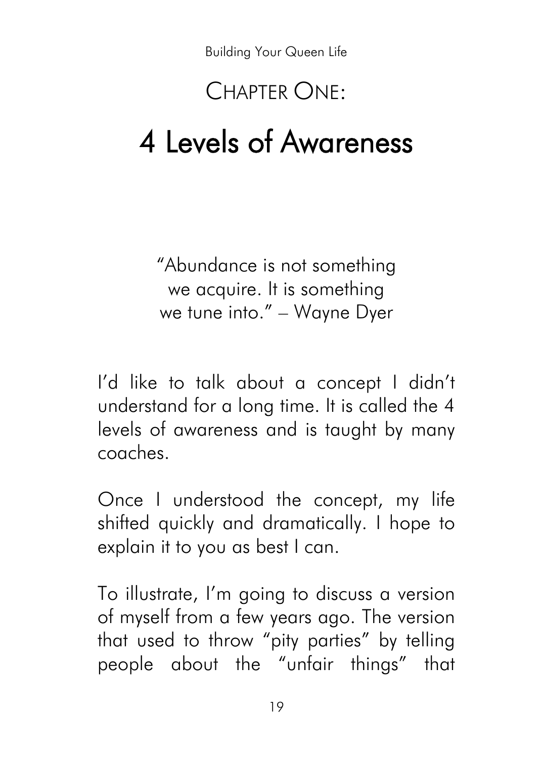# Chapter One:

# 4 Levels of Awareness

"Abundance is not something we acquire. It is something we tune into." – Wayne Dyer

I'd like to talk about a concept I didn't understand for a long time. It is called the 4 levels of awareness and is taught by many coaches.

Once I understood the concept, my life shifted quickly and dramatically. I hope to explain it to you as best I can.

To illustrate, I'm going to discuss a version of myself from a few years ago. The version that used to throw "pity parties" by telling people about the "unfair things" that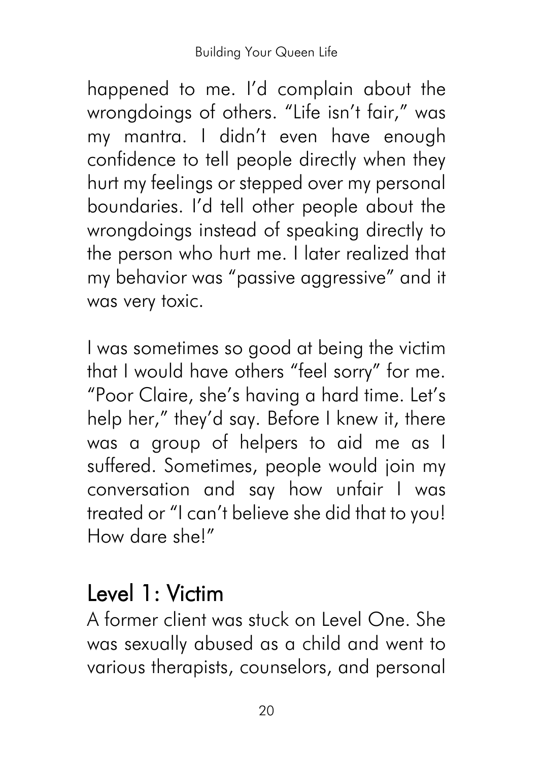happened to me. I'd complain about the wrongdoings of others. "Life isn't fair," was my mantra. I didn't even have enough confidence to tell people directly when they hurt my feelings or stepped over my personal boundaries. I'd tell other people about the wrongdoings instead of speaking directly to the person who hurt me. I later realized that my behavior was "passive aggressive" and it was very toxic.

I was sometimes so good at being the victim that I would have others "feel sorry" for me. "Poor Claire, she's having a hard time. Let's help her," they'd say. Before I knew it, there was a group of helpers to aid me as I suffered. Sometimes, people would join my conversation and say how unfair I was treated or "I can't believe she did that to you! How dare she!"

## Level 1: Victim

A former client was stuck on Level One. She was sexually abused as a child and went to various therapists, counselors, and personal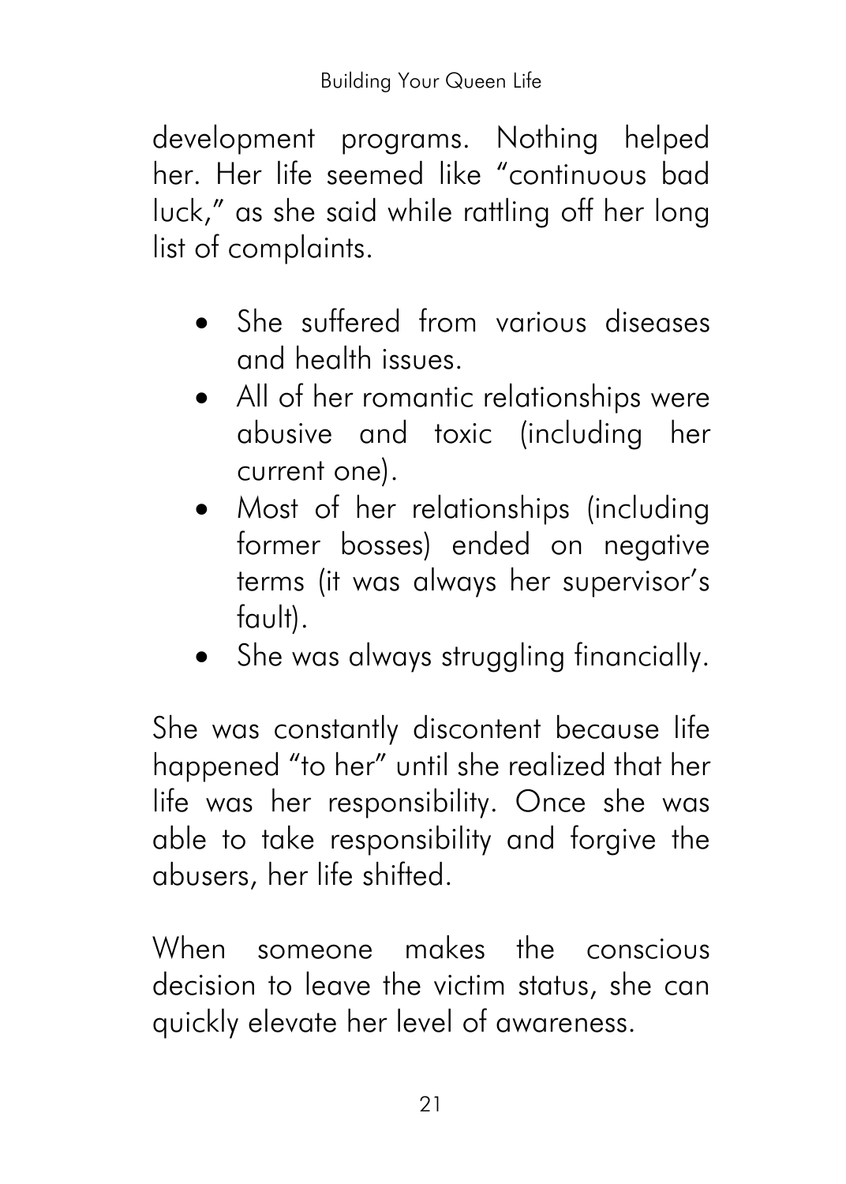development programs. Nothing helped her. Her life seemed like "continuous bad luck," as she said while rattling off her long list of complaints.

- She suffered from various diseases and health issues.
- All of her romantic relationships were abusive and toxic (including her current one).
- Most of her relationships (including former bosses) ended on negative terms (it was always her supervisor's fault).
- She was always struggling financially.

She was constantly discontent because life happened "to her" until she realized that her life was her responsibility. Once she was able to take responsibility and forgive the abusers, her life shifted.

When someone makes the conscious decision to leave the victim status, she can quickly elevate her level of awareness.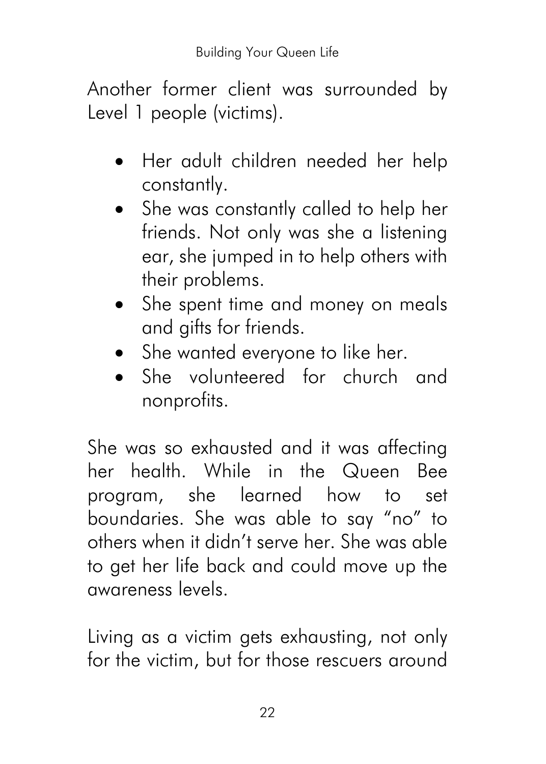Another former client was surrounded by Level 1 people (victims).

- Her adult children needed her help constantly.
- She was constantly called to help her friends. Not only was she a listening ear, she jumped in to help others with their problems.
- She spent time and money on meals and gifts for friends.
- She wanted everyone to like her.
- She volunteered for church and nonprofits.

She was so exhausted and it was affecting her health. While in the Queen Bee program, she learned how to set boundaries. She was able to say "no" to others when it didn't serve her. She was able to get her life back and could move up the awareness levels.

Living as a victim gets exhausting, not only for the victim, but for those rescuers around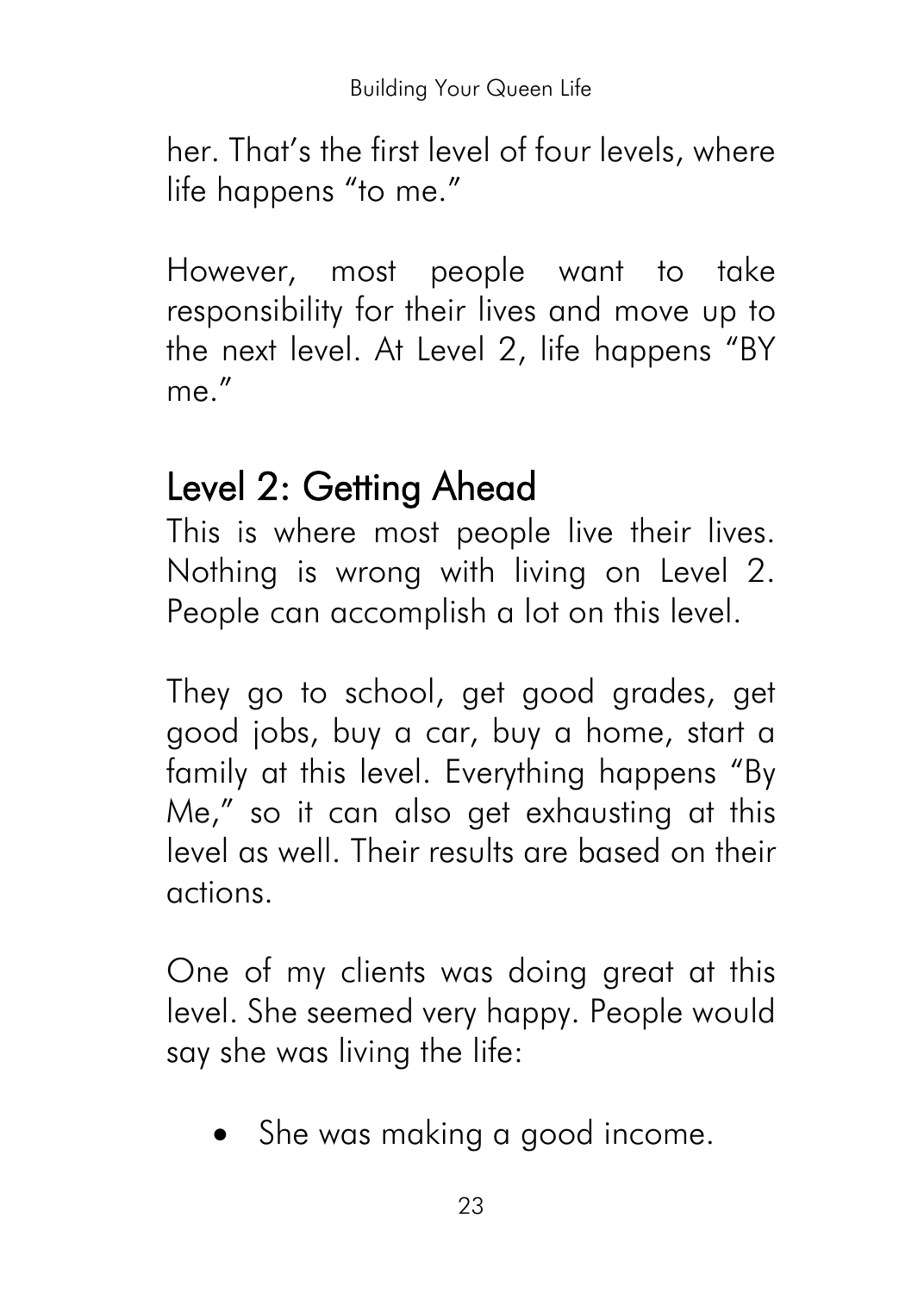her. That's the first level of four levels, where life happens "to me."

However, most people want to take responsibility for their lives and move up to the next level. At Level 2, life happens "BY me."

## Level 2: Getting Ahead

This is where most people live their lives. Nothing is wrong with living on Level 2. People can accomplish a lot on this level.

They go to school, get good grades, get good jobs, buy a car, buy a home, start a family at this level. Everything happens "By Me," so it can also get exhausting at this level as well. Their results are based on their actions.

One of my clients was doing great at this level. She seemed very happy. People would say she was living the life:

- She was making a good income.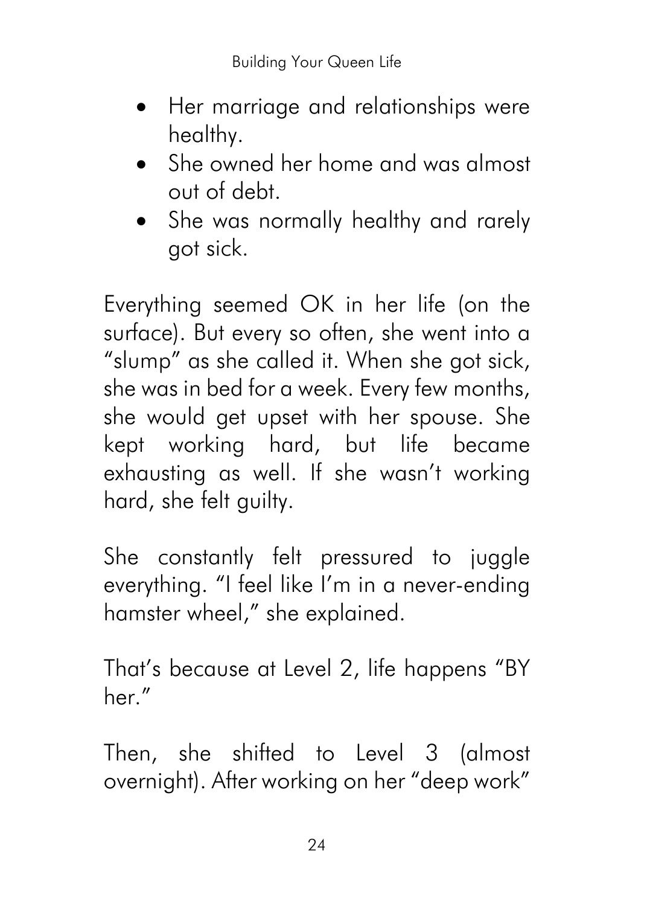- Her marriage and relationships were healthy.
- She owned her home and was almost out of debt.
- She was normally healthy and rarely got sick.

Everything seemed OK in her life (on the surface). But every so often, she went into a "slump" as she called it. When she got sick, she was in bed for a week. Every few months, she would get upset with her spouse. She kept working hard, but life became exhausting as well. If she wasn't working hard, she felt guilty.

She constantly felt pressured to juggle everything. "I feel like I'm in a never-ending hamster wheel," she explained.

That's because at Level 2, life happens "BY her."

Then, she shifted to Level 3 (almost overnight). After working on her "deep work"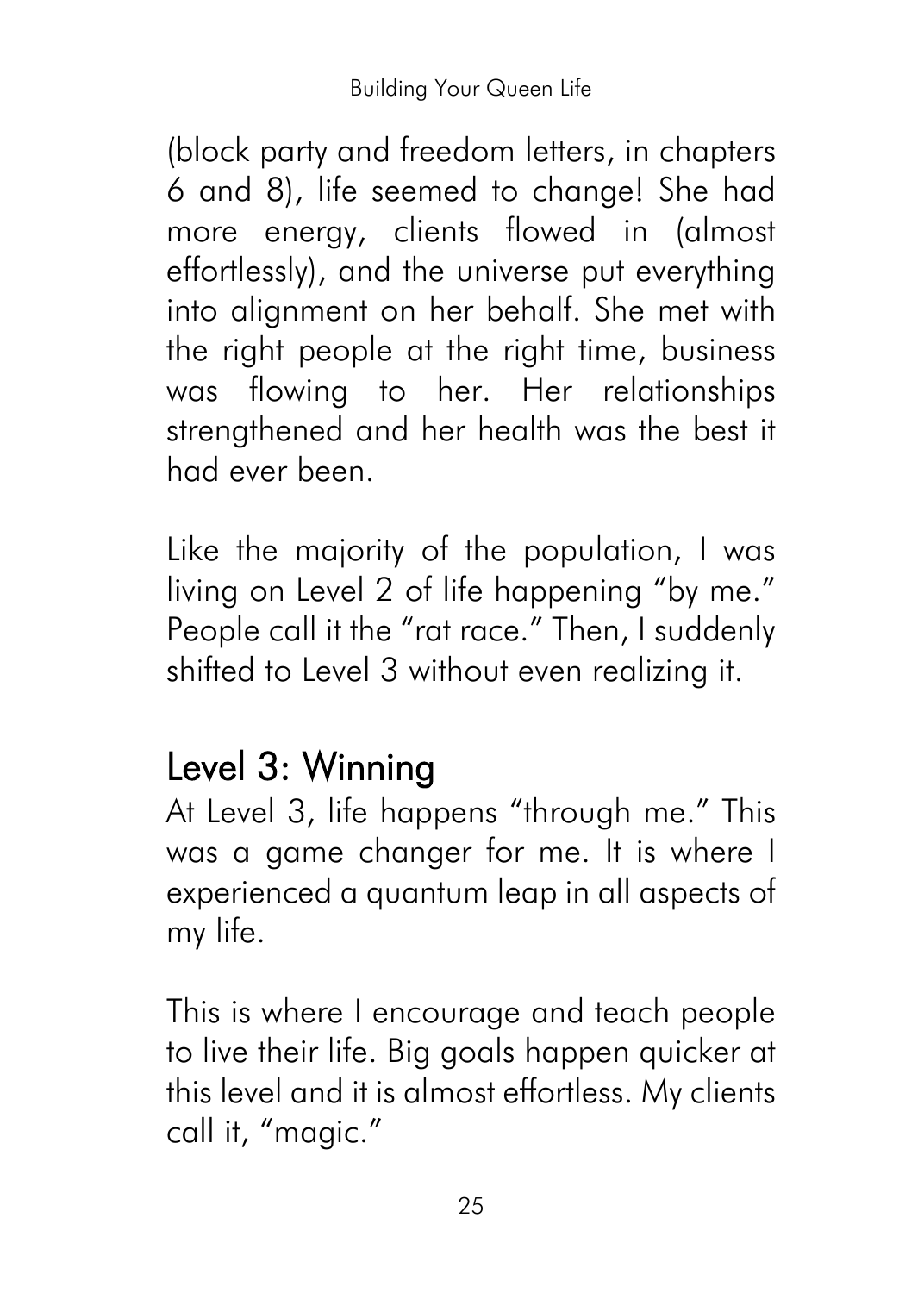(block party and freedom letters, in chapters 6 and 8), life seemed to change! She had more energy, clients flowed in (almost effortlessly), and the universe put everything into alignment on her behalf. She met with the right people at the right time, business was flowing to her. Her relationships strengthened and her health was the best it had ever been.

Like the majority of the population, I was living on Level 2 of life happening "by me." People call it the "rat race." Then, I suddenly shifted to Level 3 without even realizing it.

## Level 3: Winning

At Level 3, life happens "through me." This was a game changer for me. It is where I experienced a quantum leap in all aspects of my life.

This is where I encourage and teach people to live their life. Big goals happen quicker at this level and it is almost effortless. My clients call it, "magic."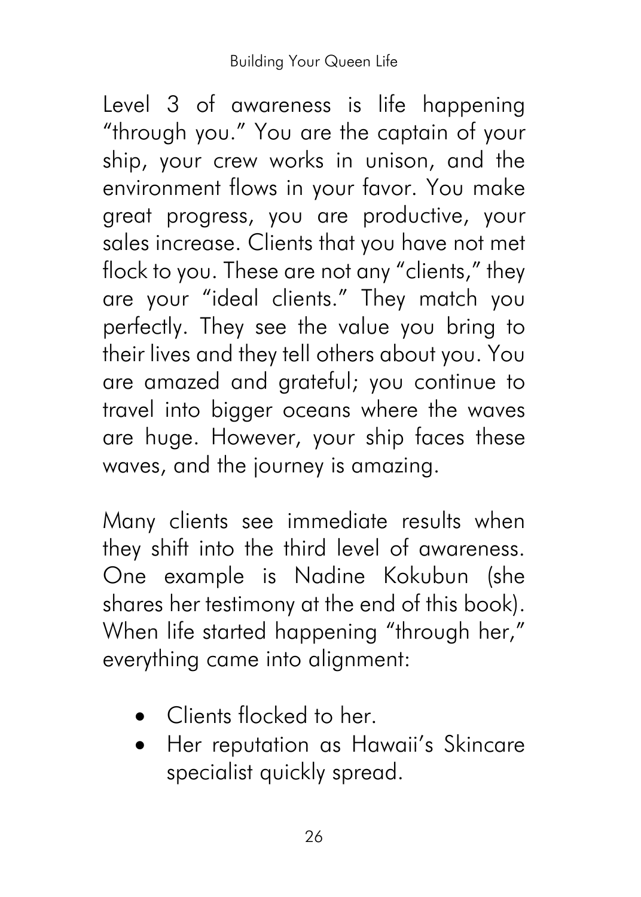Level 3 of awareness is life happening "through you." You are the captain of your ship, your crew works in unison, and the environment flows in your favor. You make great progress, you are productive, your sales increase. Clients that you have not met flock to you. These are not any "clients," they are your "ideal clients." They match you perfectly. They see the value you bring to their lives and they tell others about you. You are amazed and grateful; you continue to travel into bigger oceans where the waves are huge. However, your ship faces these waves, and the journey is amazing.

Many clients see immediate results when they shift into the third level of awareness. One example is Nadine Kokubun (she shares her testimony at the end of this book). When life started happening "through her," everything came into alignment:

- Clients flocked to her.
- Her reputation as Hawaii's Skincare specialist quickly spread.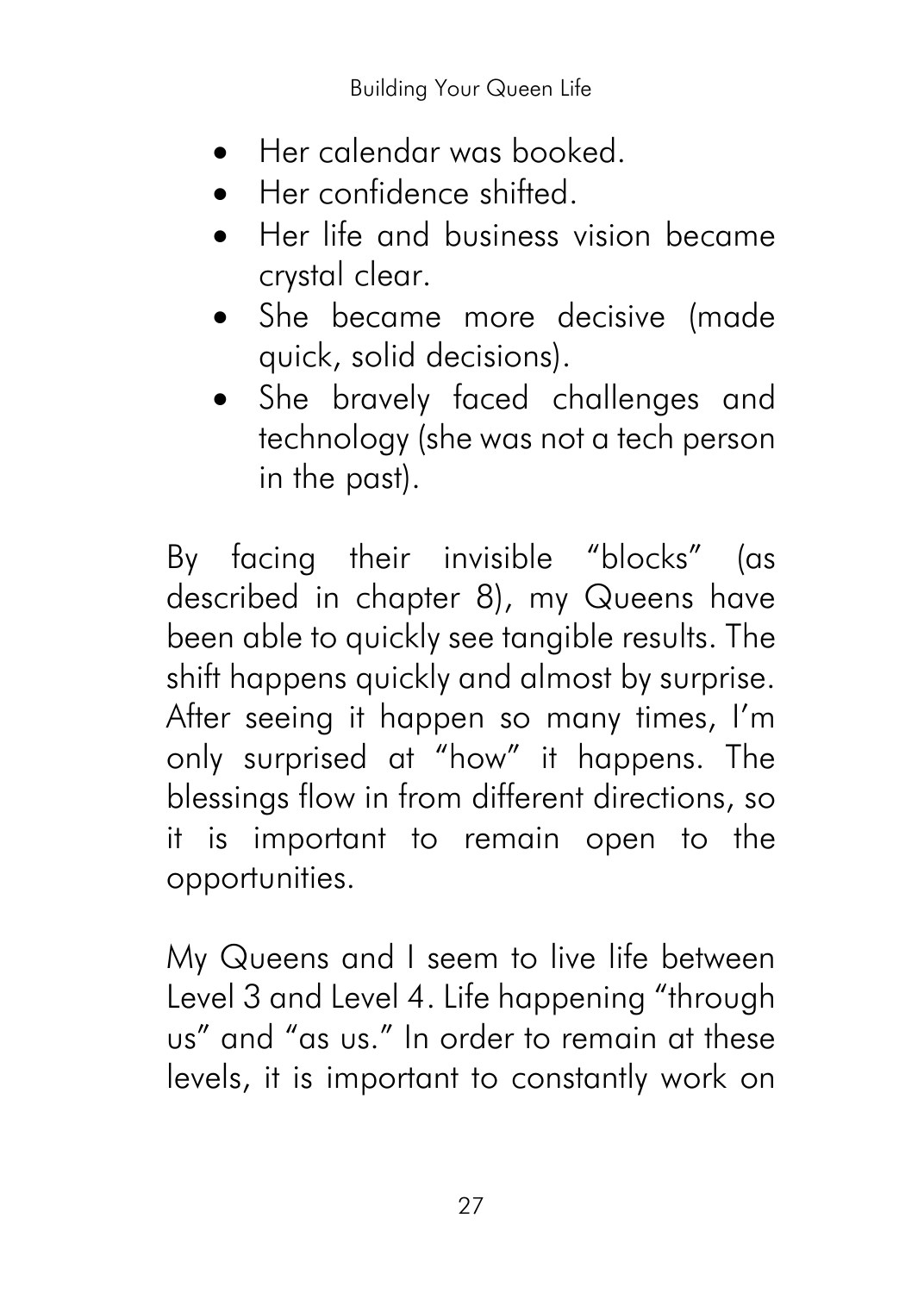- Her calendar was booked.
- Her confidence shifted.
- Her life and business vision became crystal clear.
- She became more decisive (made quick, solid decisions).
- She bravely faced challenges and technology (she was not a tech person in the past).

By facing their invisible "blocks" (as described in chapter 8), my Queens have been able to quickly see tangible results. The shift happens quickly and almost by surprise. After seeing it happen so many times, I'm only surprised at "how" it happens. The blessings flow in from different directions, so it is important to remain open to the opportunities.

My Queens and I seem to live life between Level 3 and Level 4. Life happening "through us" and "as us." In order to remain at these levels, it is important to constantly work on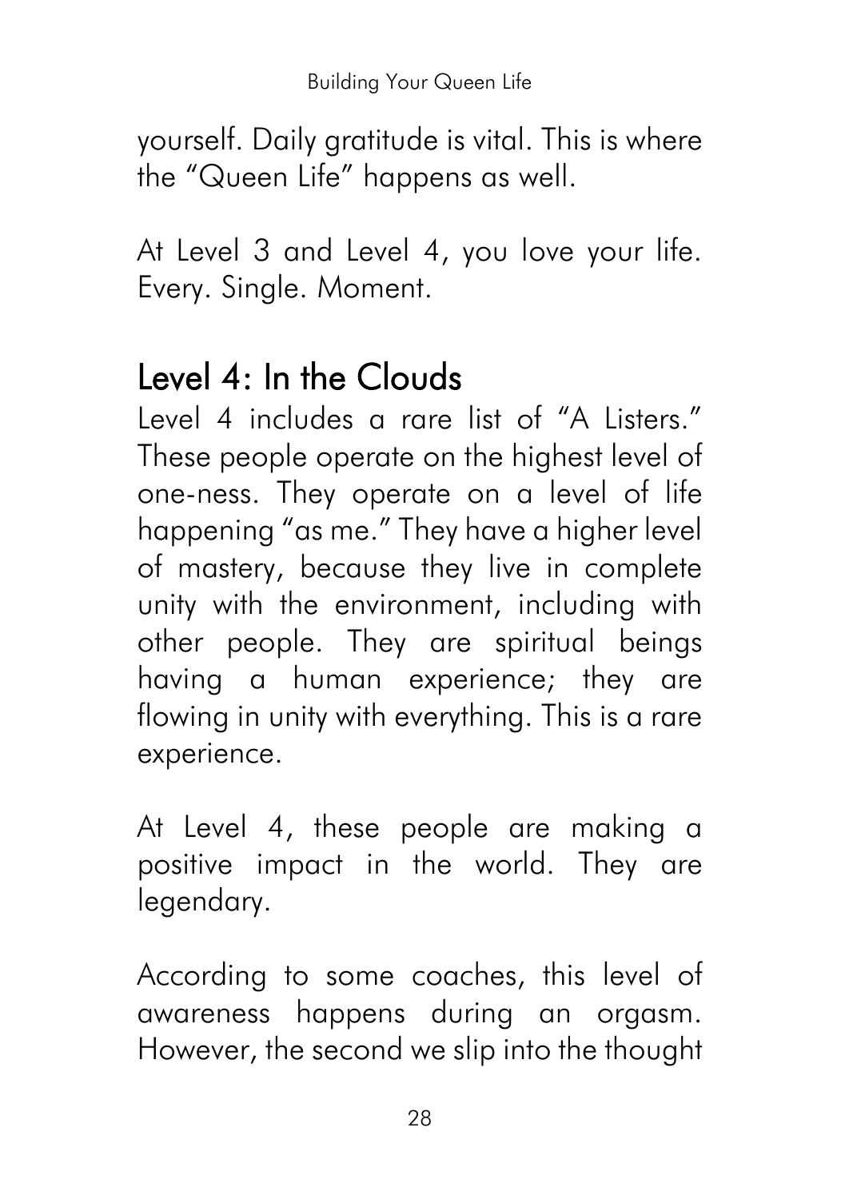yourself. Daily gratitude is vital. This is where the "Queen Life" happens as well.

At Level 3 and Level 4, you love your life. Every. Single. Moment.

## Level 4: In the Clouds

Level 4 includes a rare list of "A Listers." These people operate on the highest level of one-ness. They operate on a level of life happening "as me." They have a higher level of mastery, because they live in complete unity with the environment, including with other people. They are spiritual beings having a human experience; they are flowing in unity with everything. This is a rare experience.

At Level 4, these people are making a positive impact in the world. They are legendary.

According to some coaches, this level of awareness happens during an orgasm. However, the second we slip into the thought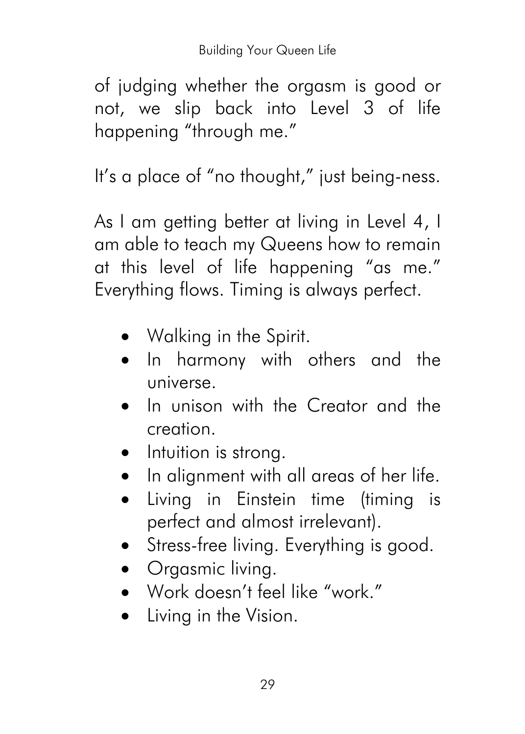of judging whether the orgasm is good or not, we slip back into Level 3 of life happening "through me."

It's a place of "no thought," just being-ness.

As I am getting better at living in Level 4, I am able to teach my Queens how to remain at this level of life happening "as me." Everything flows. Timing is always perfect.

- Walking in the Spirit.
- In harmony with others and the universe.
- In unison with the Creator and the creation.
- Intuition is strong.
- In alignment with all areas of her life.
- Living in Einstein time (timing is perfect and almost irrelevant).
- Stress-free living. Everything is good.
- Orgasmic living.
- Work doesn't feel like "work."
- Living in the Vision.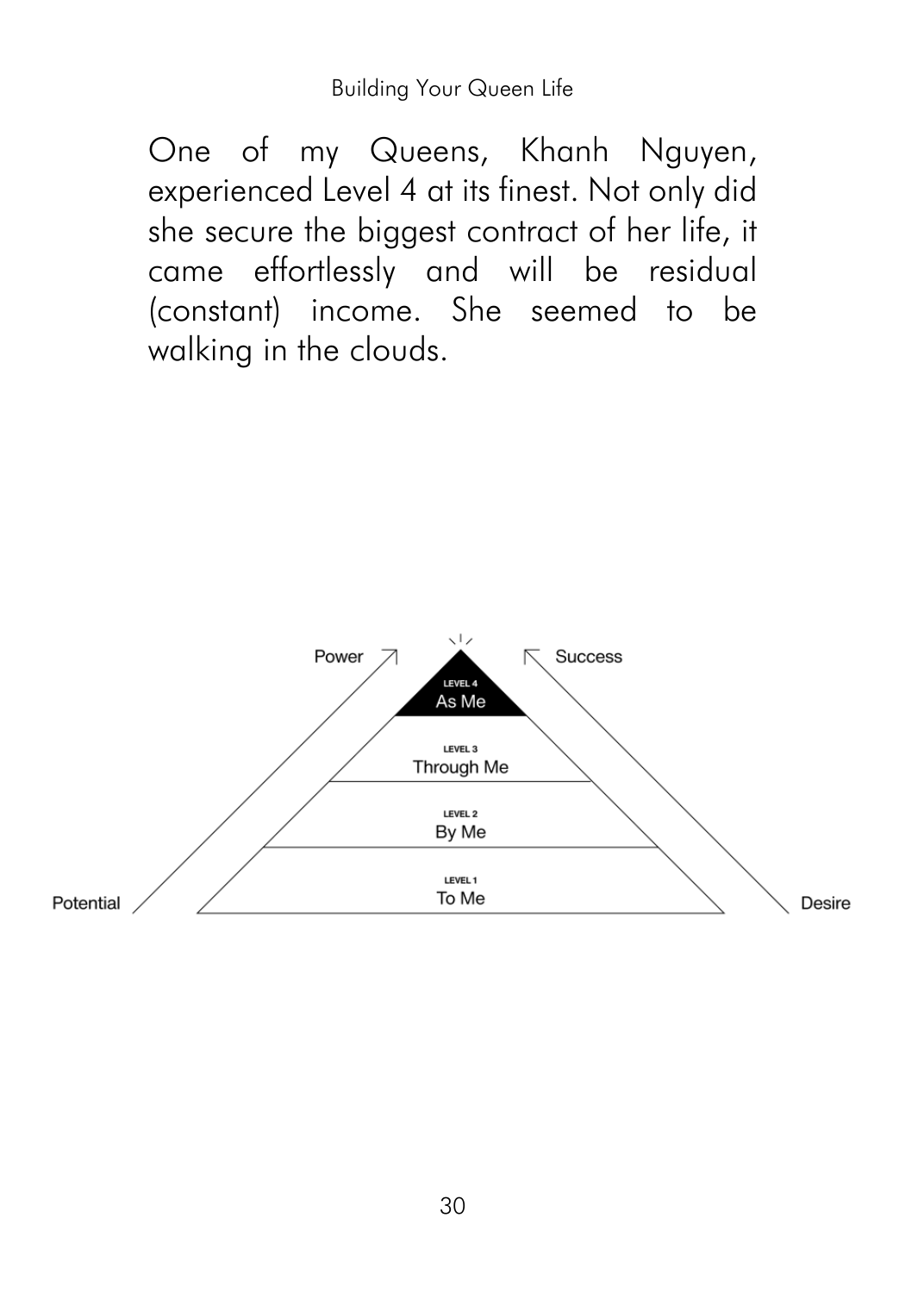One of my Queens, Khanh Nguyen, experienced Level 4 at its finest. Not only did she secure the biggest contract of her life, it came effortlessly and will be residual (constant) income. She seemed to be walking in the clouds.

Power | Success

LEVEL 4 As Me

LEVEL 3 Through Me

LEVEL 2 By Me

LEVEL 1 To Me

Potential | Desire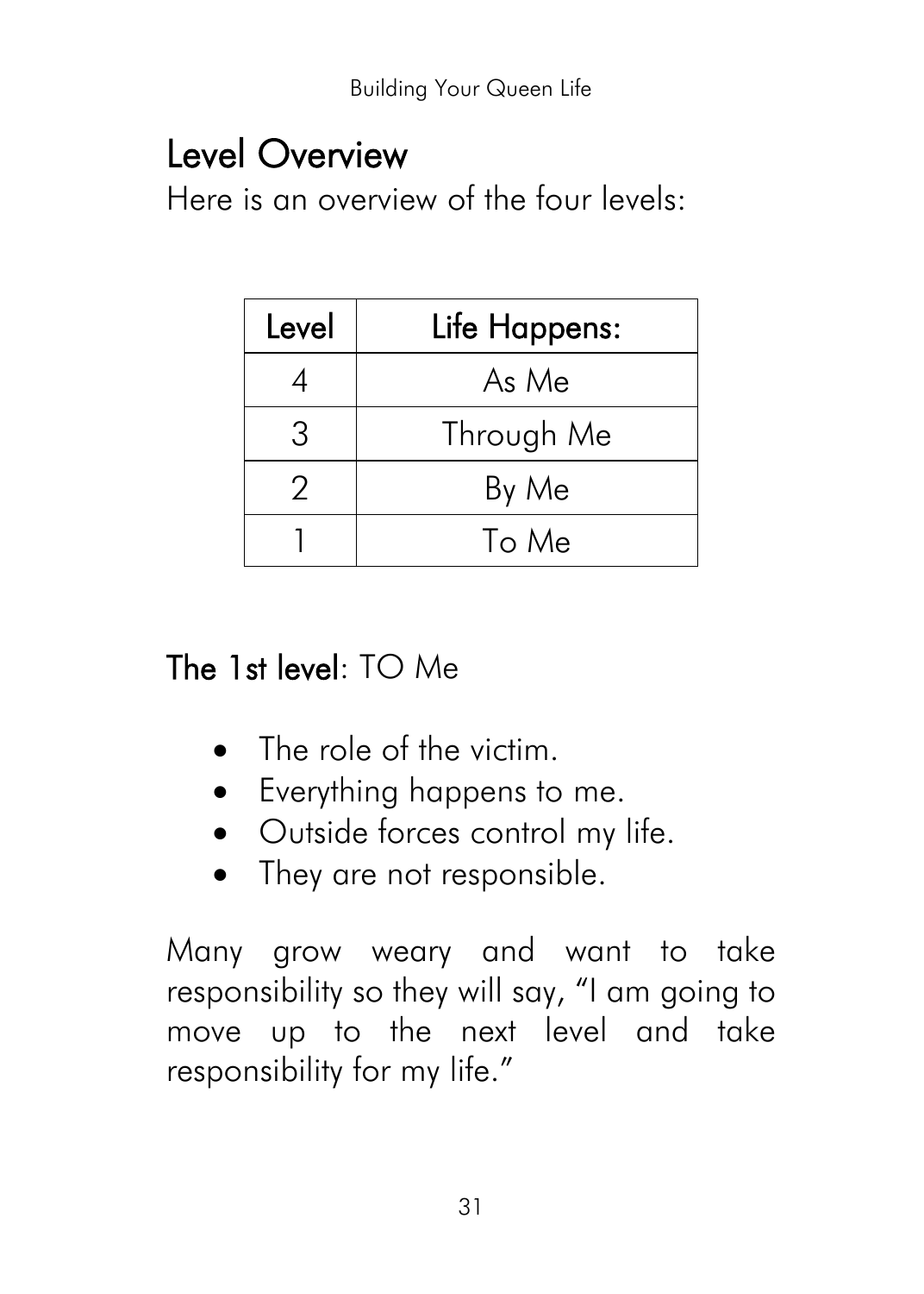## Level Overview

Here is an overview of the four levels:

| Level | Life Happens: |
|---|---|
| 4 | As Me |
| 3 | Through Me |
| 2 | By Me |
| 1 | To Me |

**The 1st level**: TO Me

- The role of the victim.
- Everything happens to me.
- Outside forces control my life.
- They are not responsible.

Many grow weary and want to take responsibility so they will say, "I am going to move up to the next level and take responsibility for my life."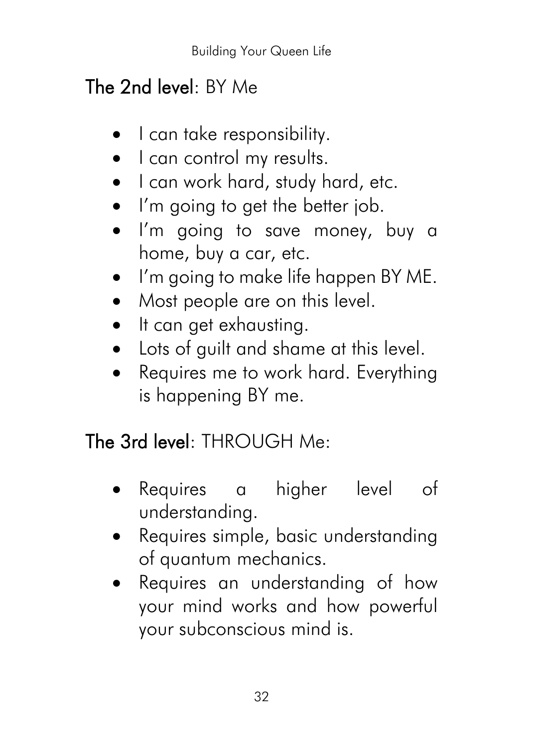**The 2nd level**: BY Me

- I can take responsibility.
- I can control my results.
- I can work hard, study hard, etc.
- I'm going to get the better job.
- I'm going to save money, buy a home, buy a car, etc.
- I'm going to make life happen BY ME.
- Most people are on this level.
- It can get exhausting.
- Lots of guilt and shame at this level.
- Requires me to work hard. Everything is happening BY me.

**The 3rd level**: THROUGH Me:

- Requires a higher level of understanding.
- Requires simple, basic understanding of quantum mechanics.
- Requires an understanding of how your mind works and how powerful your subconscious mind is.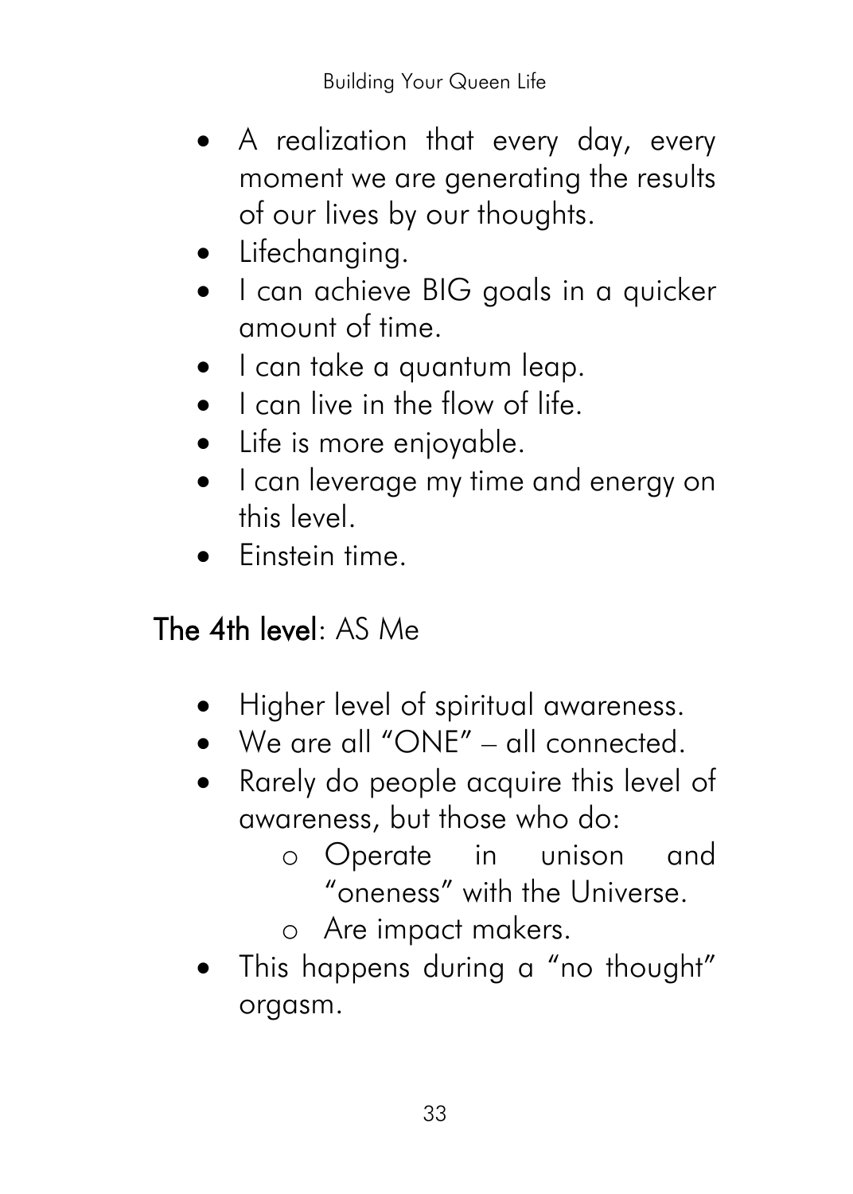- A realization that every day, every moment we are generating the results of our lives by our thoughts.
- Lifechanging.
- I can achieve BIG goals in a quicker amount of time.
- I can take a quantum leap.
- I can live in the flow of life.
- Life is more enjoyable.
- I can leverage my time and energy on this level.
- Einstein time.

**The 4th level**: AS Me

- Higher level of spiritual awareness.
- We are all "ONE" – all connected.
- Rarely do people acquire this level of awareness, but those who do:
    - Operate in unison and "oneness" with the Universe.
    - Are impact makers.
- This happens during a "no thought" orgasm.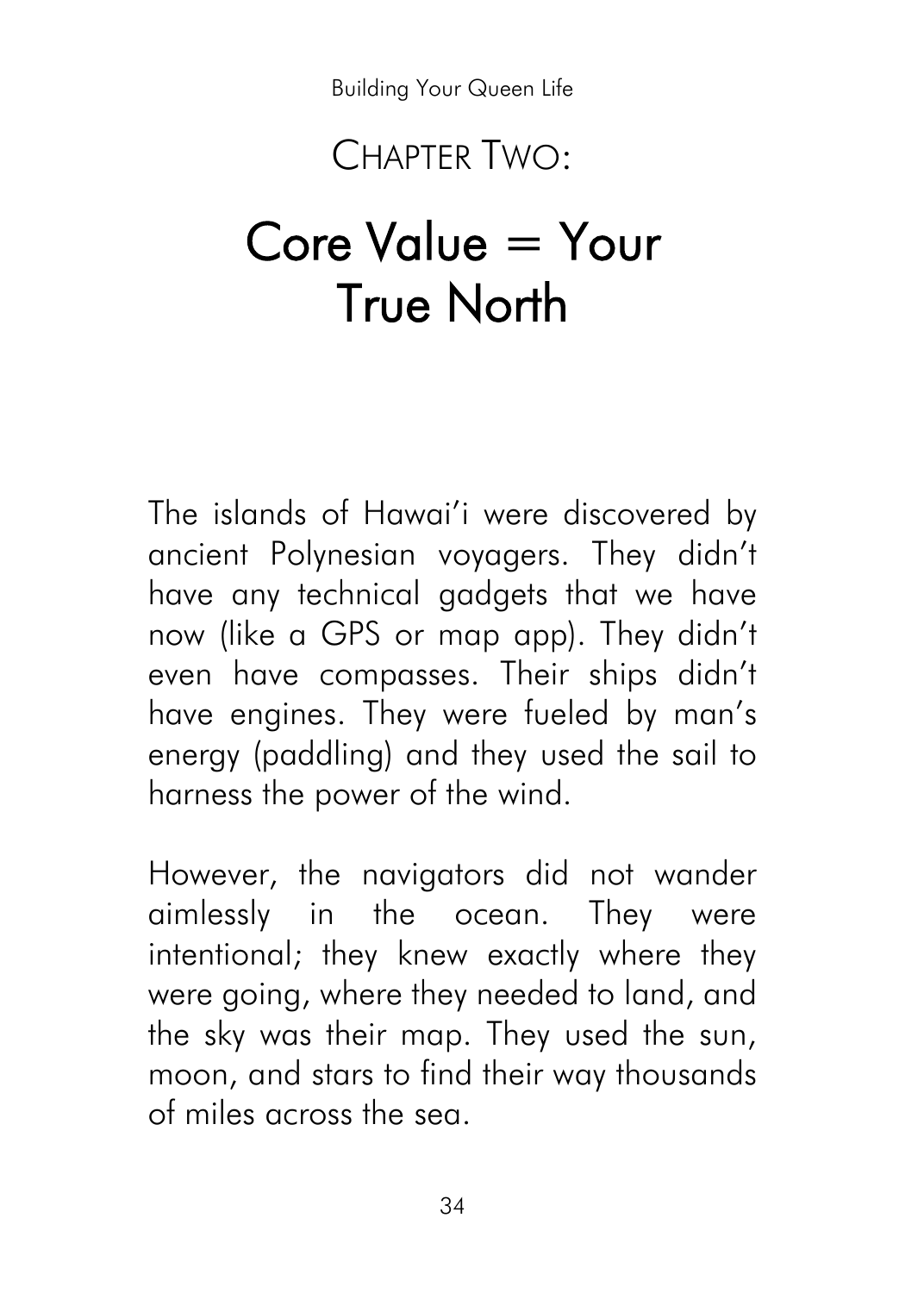# CHAPTER TWO:

# Core Value = Your True North

The islands of Hawai'i were discovered by ancient Polynesian voyagers. They didn't have any technical gadgets that we have now (like a GPS or map app). They didn't even have compasses. Their ships didn't have engines. They were fueled by man's energy (paddling) and they used the sail to harness the power of the wind.

However, the navigators did not wander aimlessly in the ocean. They were intentional; they knew exactly where they were going, where they needed to land, and the sky was their map. They used the sun, moon, and stars to find their way thousands of miles across the sea.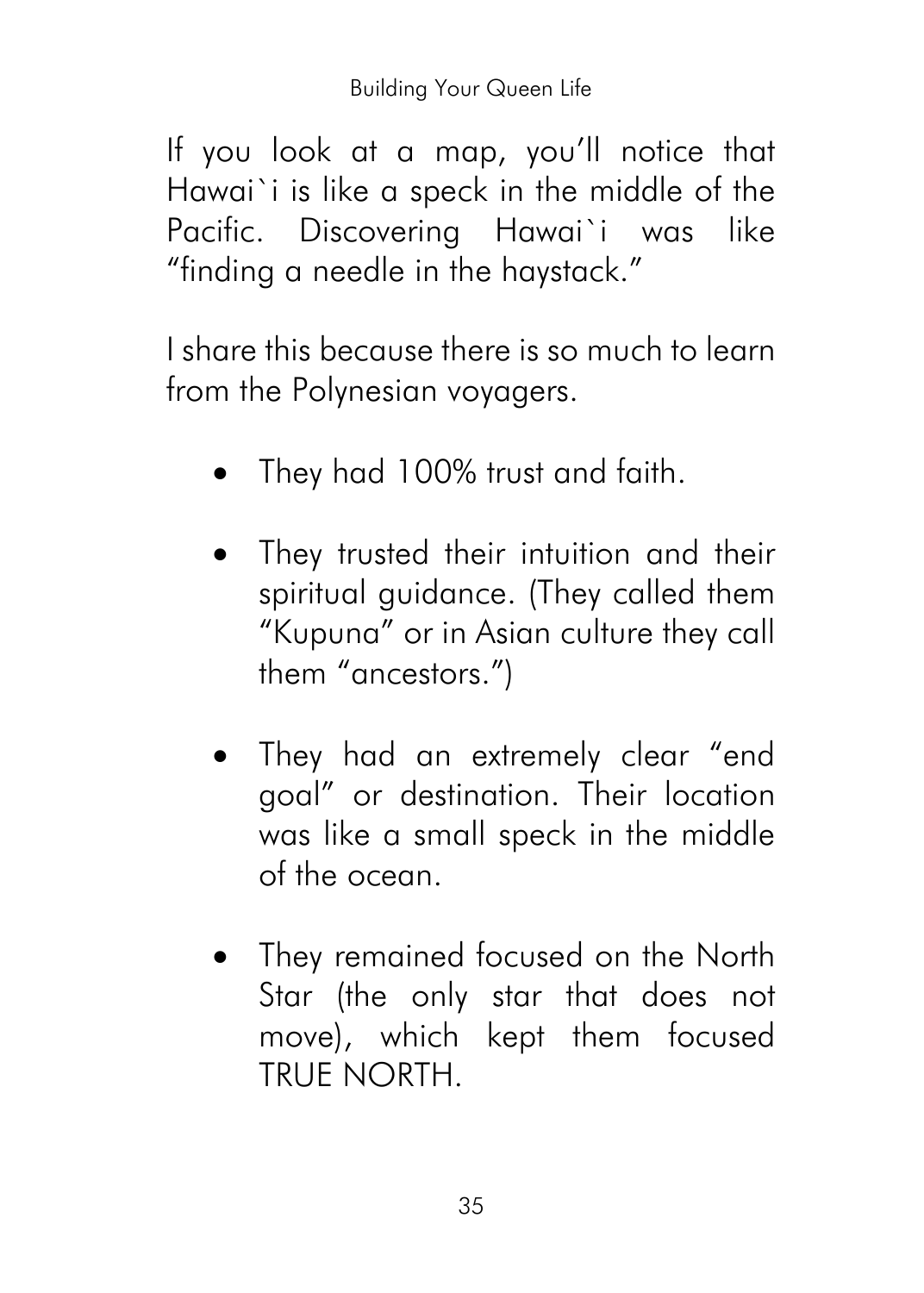If you look at a map, you'll notice that Hawai`i is like a speck in the middle of the Pacific. Discovering Hawai`i was like "finding a needle in the haystack."

I share this because there is so much to learn from the Polynesian voyagers.

- They had 100% trust and faith.
- They trusted their intuition and their spiritual guidance. (They called them "Kupuna" or in Asian culture they call them "ancestors.")
- They had an extremely clear "end goal" or destination. Their location was like a small speck in the middle of the ocean.
- They remained focused on the North Star (the only star that does not move), which kept them focused TRUE NORTH.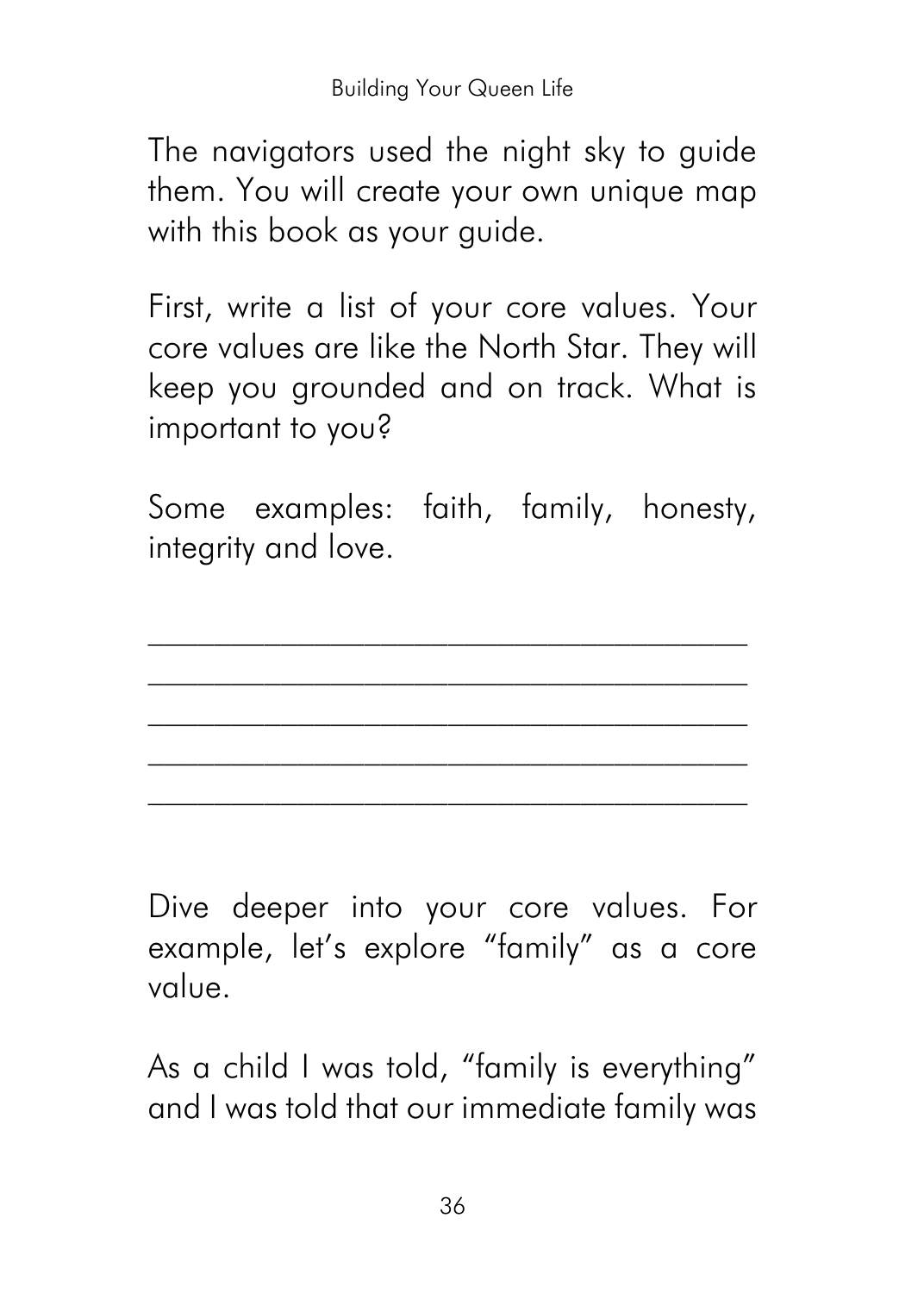The navigators used the night sky to guide them. You will create your own unique map with this book as your guide.

First, write a list of your core values. Your core values are like the North Star. They will keep you grounded and on track. What is important to you?

Some examples: faith, family, honesty, integrity and love.

___________________________________

___________________________________

___________________________________

___________________________________

___________________________________

Dive deeper into your core values. For example, let's explore "family" as a core value.

As a child I was told, "family is everything" and I was told that our immediate family was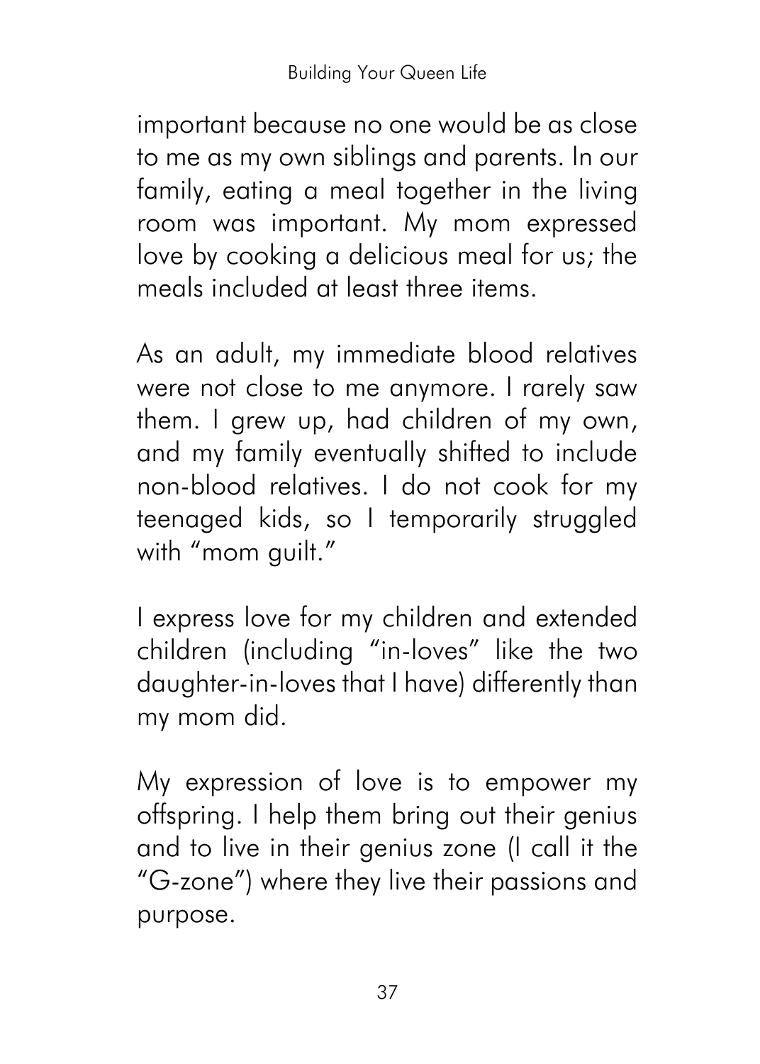important because no one would be as close to me as my own siblings and parents. In our family, eating a meal together in the living room was important. My mom expressed love by cooking a delicious meal for us; the meals included at least three items.

As an adult, my immediate blood relatives were not close to me anymore. I rarely saw them. I grew up, had children of my own, and my family eventually shifted to include non-blood relatives. I do not cook for my teenaged kids, so I temporarily struggled with "mom guilt."

I express love for my children and extended children (including "in-loves" like the two daughter-in-loves that I have) differently than my mom did.

My expression of love is to empower my offspring. I help them bring out their genius and to live in their genius zone (I call it the "G-zone") where they live their passions and purpose.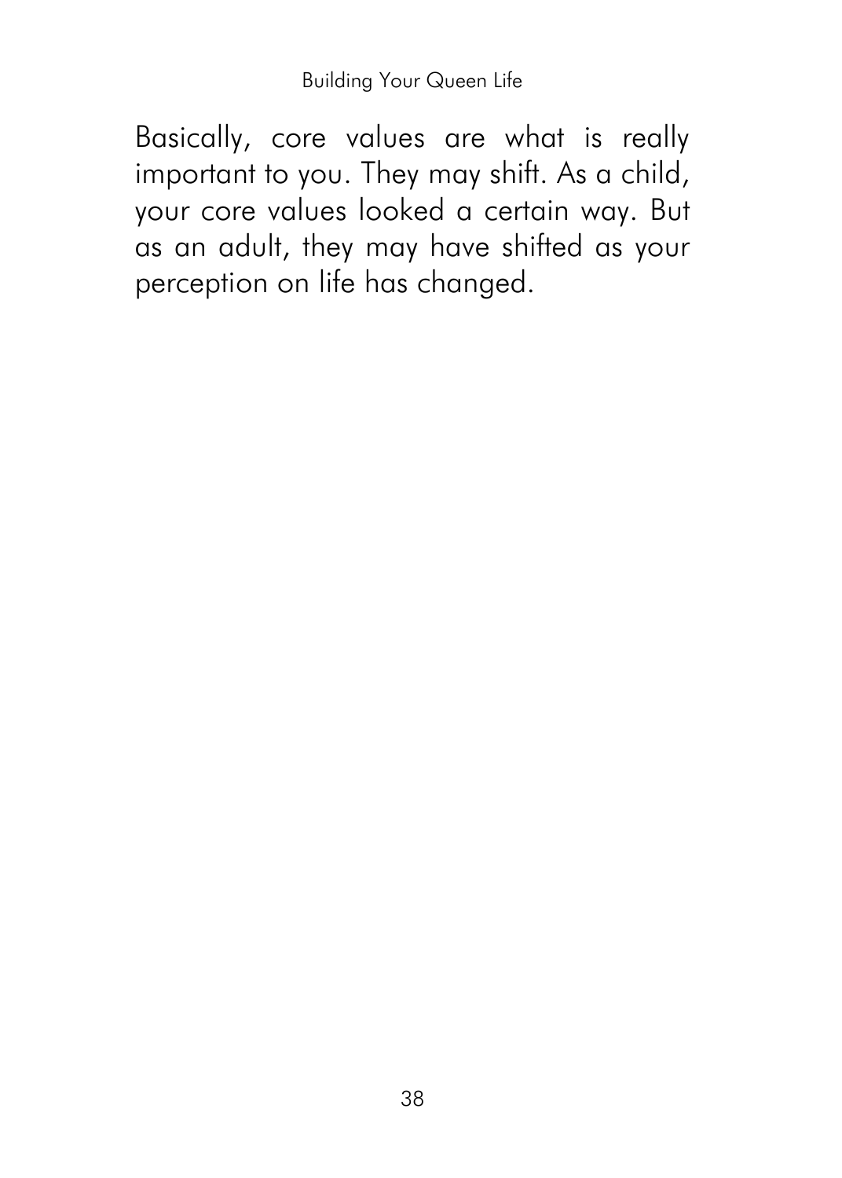Basically, core values are what is really important to you. They may shift. As a child, your core values looked a certain way. But as an adult, they may have shifted as your perception on life has changed.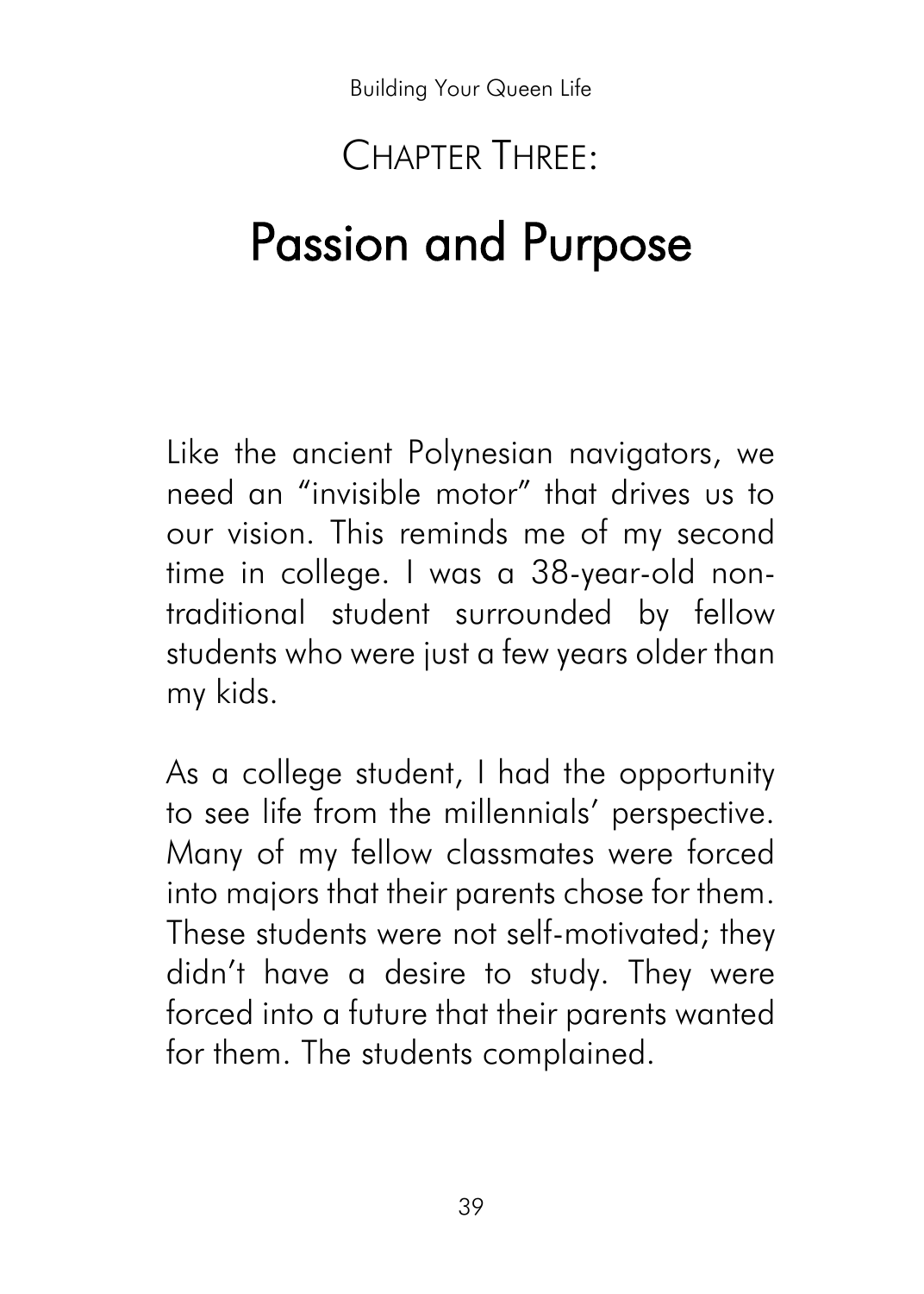# Chapter Three:

# Passion and Purpose

Like the ancient Polynesian navigators, we need an "invisible motor" that drives us to our vision. This reminds me of my second time in college. I was a 38-year-old non-traditional student surrounded by fellow students who were just a few years older than my kids.

As a college student, I had the opportunity to see life from the millennials' perspective. Many of my fellow classmates were forced into majors that their parents chose for them. These students were not self-motivated; they didn't have a desire to study. They were forced into a future that their parents wanted for them. The students complained.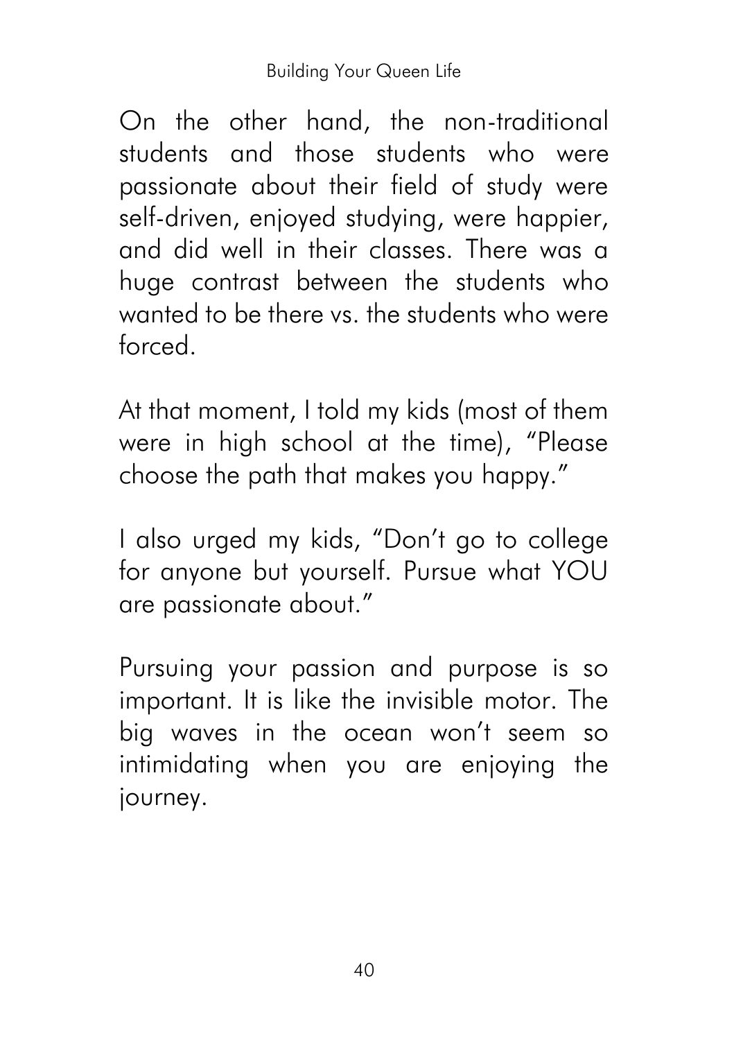On the other hand, the non-traditional students and those students who were passionate about their field of study were self-driven, enjoyed studying, were happier, and did well in their classes. There was a huge contrast between the students who wanted to be there vs. the students who were forced.

At that moment, I told my kids (most of them were in high school at the time), "Please choose the path that makes you happy."

I also urged my kids, "Don't go to college for anyone but yourself. Pursue what YOU are passionate about."

Pursuing your passion and purpose is so important. It is like the invisible motor. The big waves in the ocean won't seem so intimidating when you are enjoying the journey.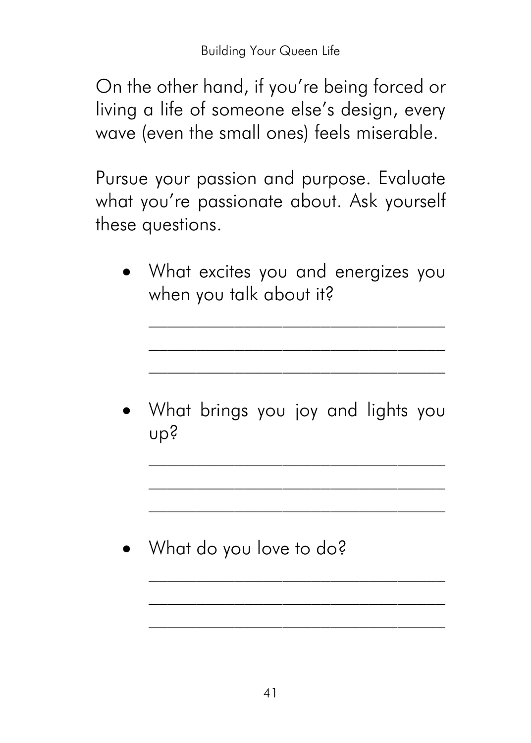On the other hand, if you're being forced or living a life of someone else's design, every wave (even the small ones) feels miserable.

Pursue your passion and purpose. Evaluate what you're passionate about. Ask yourself these questions.

- What excites you and energizes you when you talk about it?

  ______________________________
  ______________________________
  ______________________________

- What brings you joy and lights you up?

  ______________________________
  ______________________________
  ______________________________

- What do you love to do?

  ______________________________
  ______________________________
  ______________________________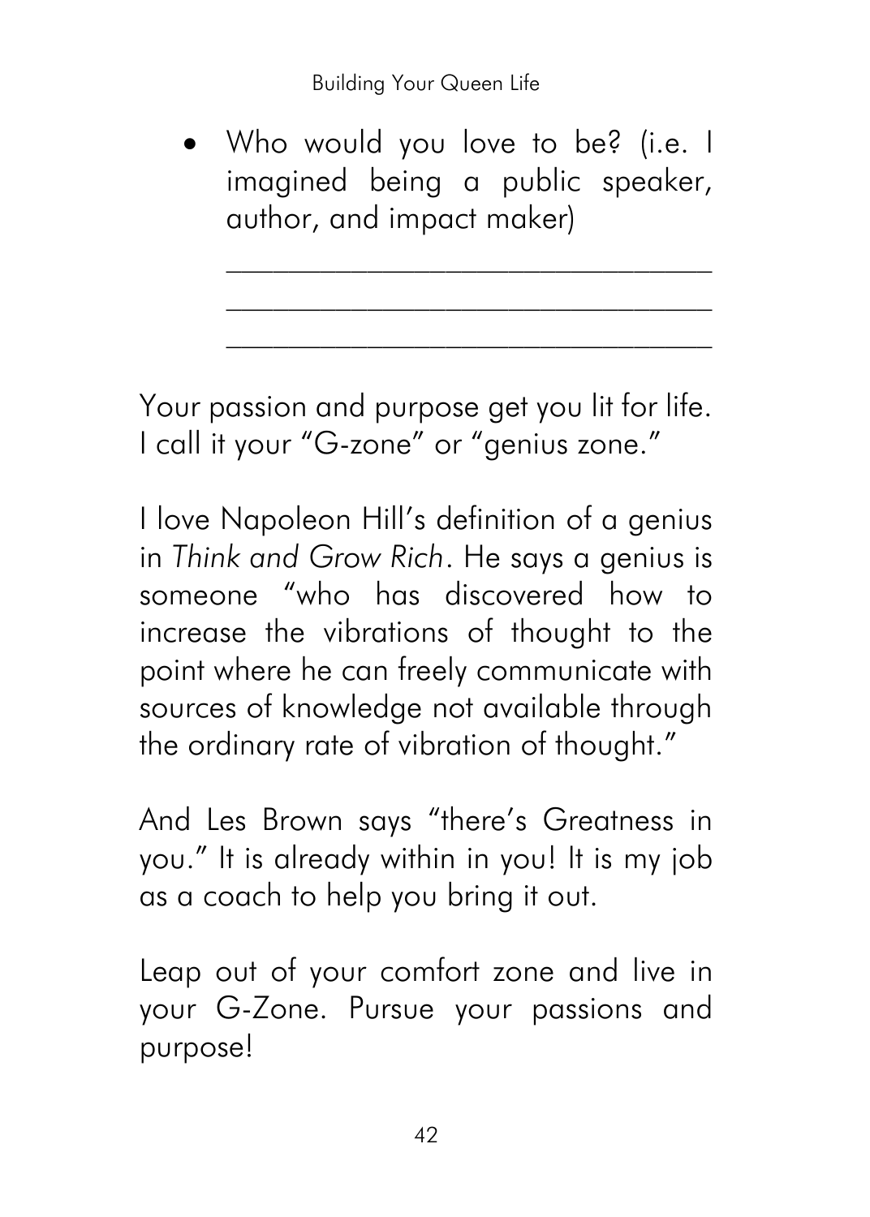- Who would you love to be? (i.e. I imagined being a public speaker, author, and impact maker)

  ________________________________
  ________________________________
  ________________________________

Your passion and purpose get you lit for life. I call it your "G-zone" or "genius zone."

I love Napoleon Hill's definition of a genius in *Think and Grow Rich*. He says a genius is someone "who has discovered how to increase the vibrations of thought to the point where he can freely communicate with sources of knowledge not available through the ordinary rate of vibration of thought."

And Les Brown says "there's Greatness in you." It is already within in you! It is my job as a coach to help you bring it out.

Leap out of your comfort zone and live in your G-Zone. Pursue your passions and purpose!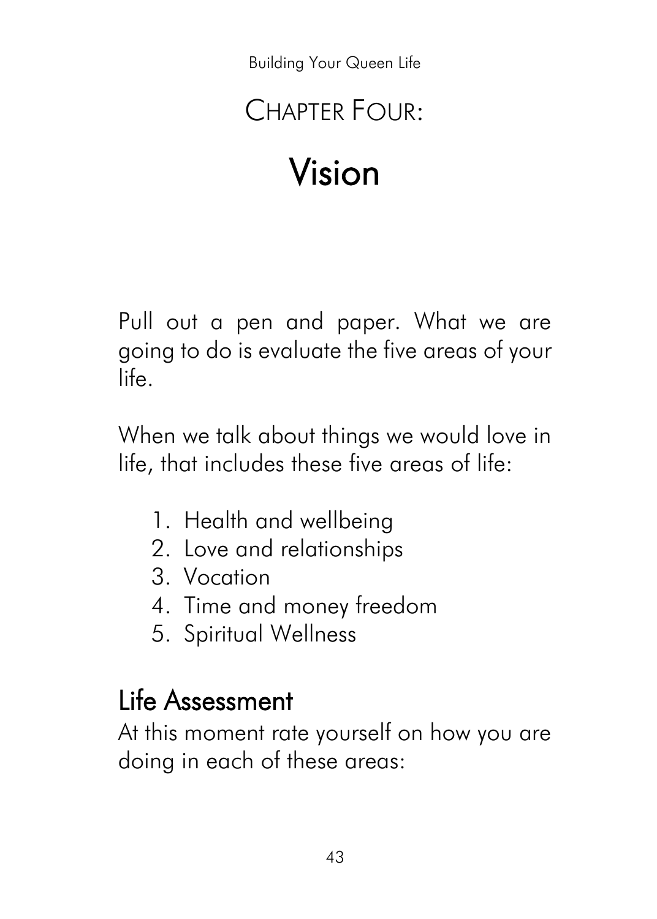# Chapter Four:

# Vision

Pull out a pen and paper. What we are going to do is evaluate the five areas of your life.

When we talk about things we would love in life, that includes these five areas of life:

1. Health and wellbeing
2. Love and relationships
3. Vocation
4. Time and money freedom
5. Spiritual Wellness

## Life Assessment

At this moment rate yourself on how you are doing in each of these areas: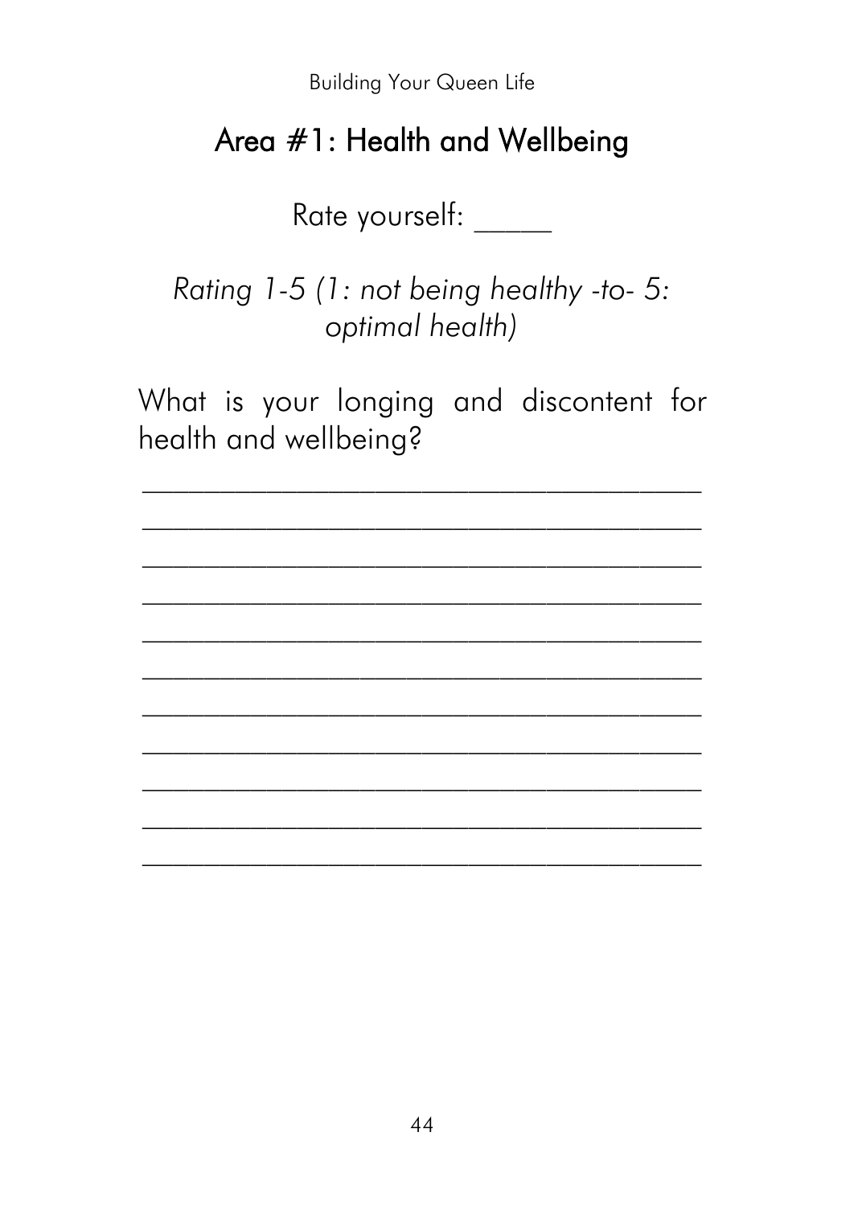## Area #1: Health and Wellbeing

Rate yourself: _____

*Rating 1-5 (1: not being healthy -to- 5: optimal health)*

What is your longing and discontent for health and wellbeing?

_______________________________________

_______________________________________

_______________________________________

_______________________________________

_______________________________________

_______________________________________

_______________________________________

_______________________________________

_______________________________________

_______________________________________

_______________________________________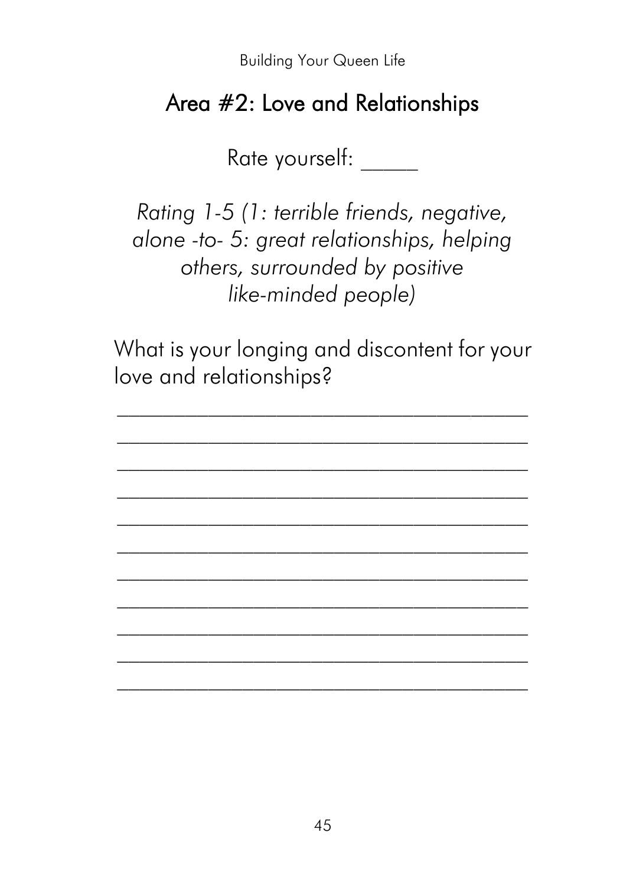## Area #2: Love and Relationships

Rate yourself: _____

*Rating 1-5 (1: terrible friends, negative, alone -to- 5: great relationships, helping others, surrounded by positive like-minded people)*

What is your longing and discontent for your love and relationships?

_______________________________________

_______________________________________

_______________________________________

_______________________________________

_______________________________________

_______________________________________

_______________________________________

_______________________________________

_______________________________________

_______________________________________

_______________________________________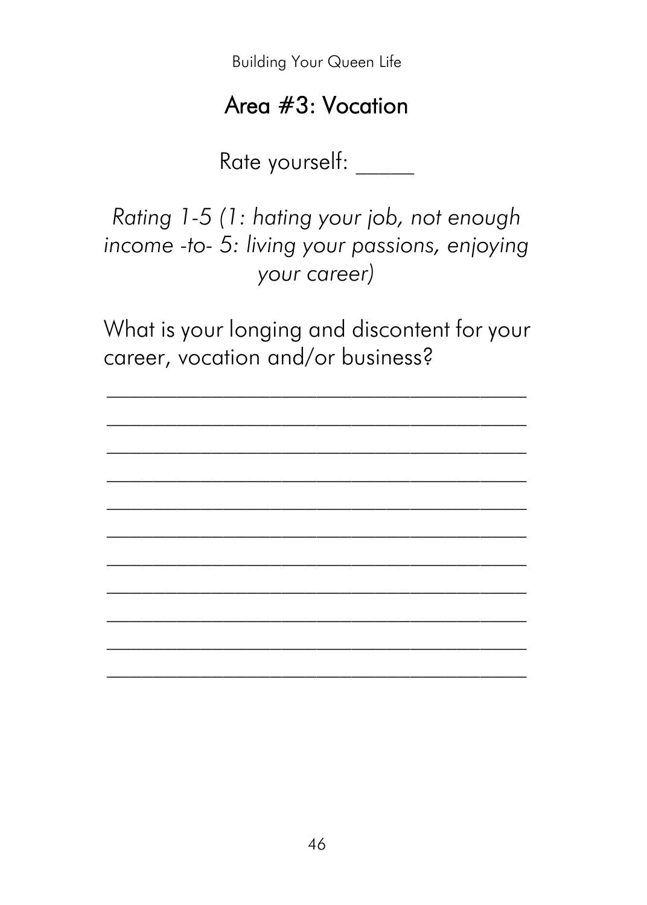## Area #3: Vocation

Rate yourself: _____

*Rating 1-5 (1: hating your job, not enough income -to- 5: living your passions, enjoying your career)*

What is your longing and discontent for your career, vocation and/or business?

___________________________________

___________________________________

___________________________________

___________________________________

___________________________________

___________________________________

___________________________________

___________________________________

___________________________________

___________________________________

___________________________________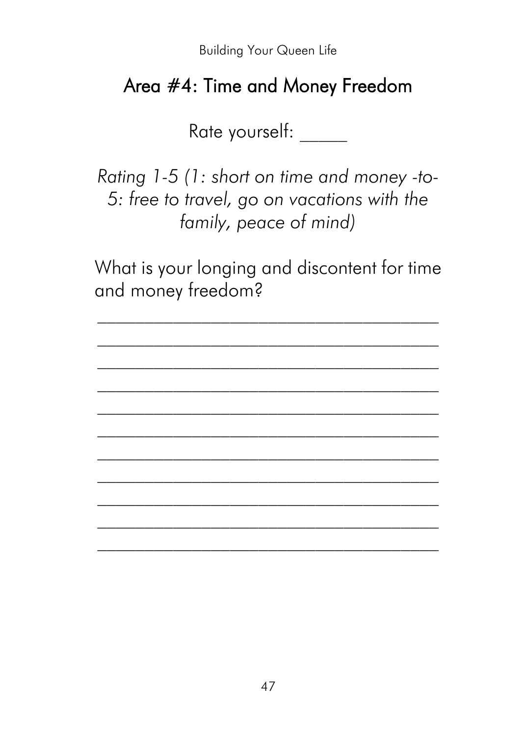## Area #4: Time and Money Freedom

Rate yourself: _____

*Rating 1-5 (1: short on time and money -to- 5: free to travel, go on vacations with the family, peace of mind)*

What is your longing and discontent for time and money freedom?

_______________________________________

_______________________________________

_______________________________________

_______________________________________

_______________________________________

_______________________________________

_______________________________________

_______________________________________

_______________________________________

_______________________________________

_______________________________________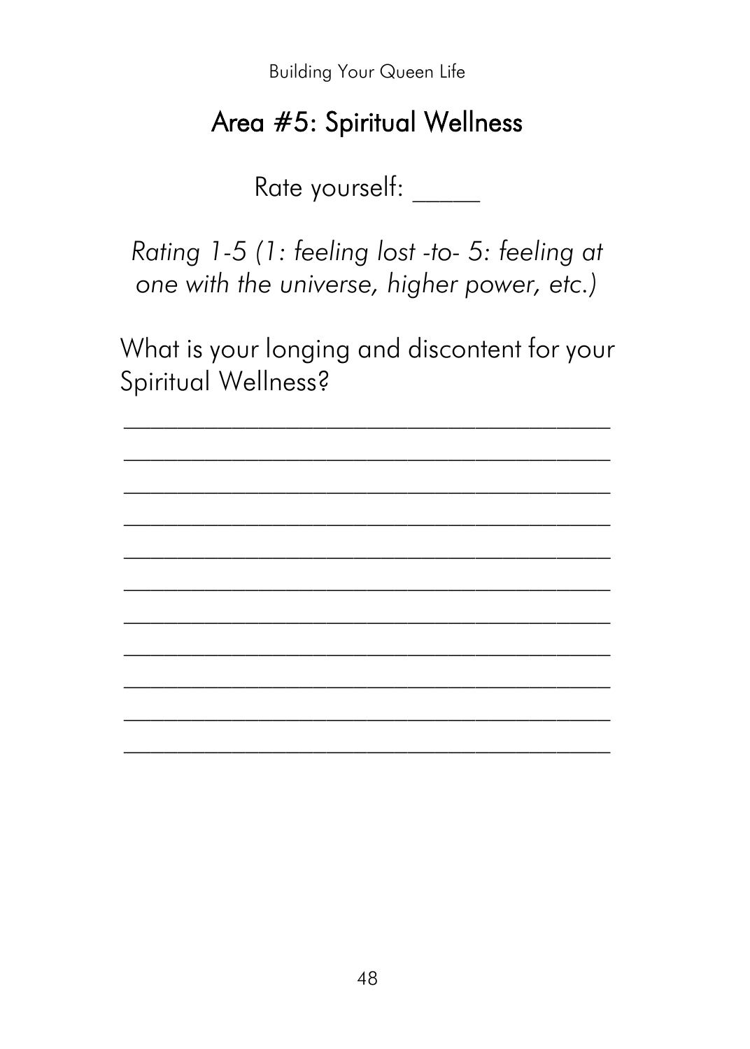## Area #5: Spiritual Wellness

Rate yourself: _____

*Rating 1-5 (1: feeling lost -to- 5: feeling at one with the universe, higher power, etc.)*

What is your longing and discontent for your Spiritual Wellness?

_______________________________________

_______________________________________

_______________________________________

_______________________________________

_______________________________________

_______________________________________

_______________________________________

_______________________________________

_______________________________________

_______________________________________

_______________________________________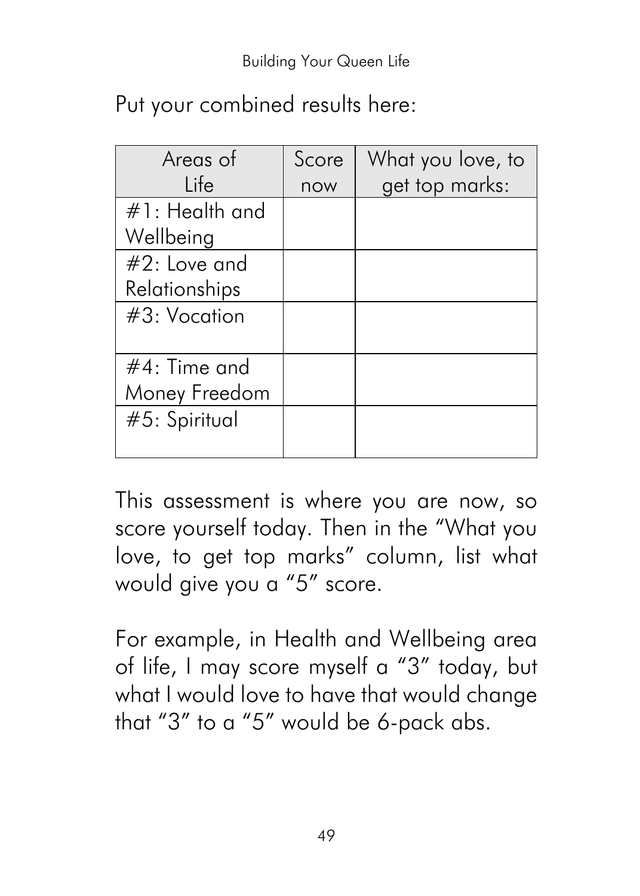Put your combined results here:

| Areas of Life | Score now | What you love, to get top marks: |
| --- | --- | --- |
| #1: Health and Wellbeing | | |
| #2: Love and Relationships | | |
| #3: Vocation | | |
| #4: Time and Money Freedom | | |
| #5: Spiritual | | |

This assessment is where you are now, so score yourself today. Then in the "What you love, to get top marks" column, list what would give you a "5" score.

For example, in Health and Wellbeing area of life, I may score myself a "3" today, but what I would love to have that would change that "3" to a "5" would be 6-pack abs.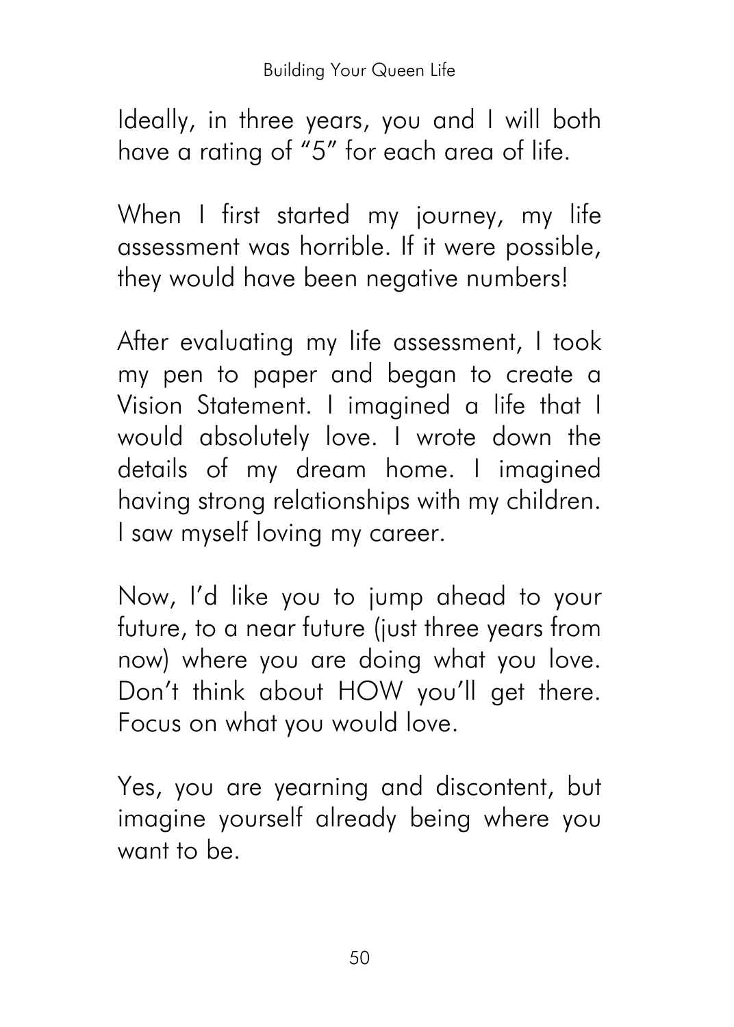Ideally, in three years, you and I will both have a rating of "5" for each area of life.

When I first started my journey, my life assessment was horrible. If it were possible, they would have been negative numbers!

After evaluating my life assessment, I took my pen to paper and began to create a Vision Statement. I imagined a life that I would absolutely love. I wrote down the details of my dream home. I imagined having strong relationships with my children. I saw myself loving my career.

Now, I'd like you to jump ahead to your future, to a near future (just three years from now) where you are doing what you love. Don't think about HOW you'll get there. Focus on what you would love.

Yes, you are yearning and discontent, but imagine yourself already being where you want to be.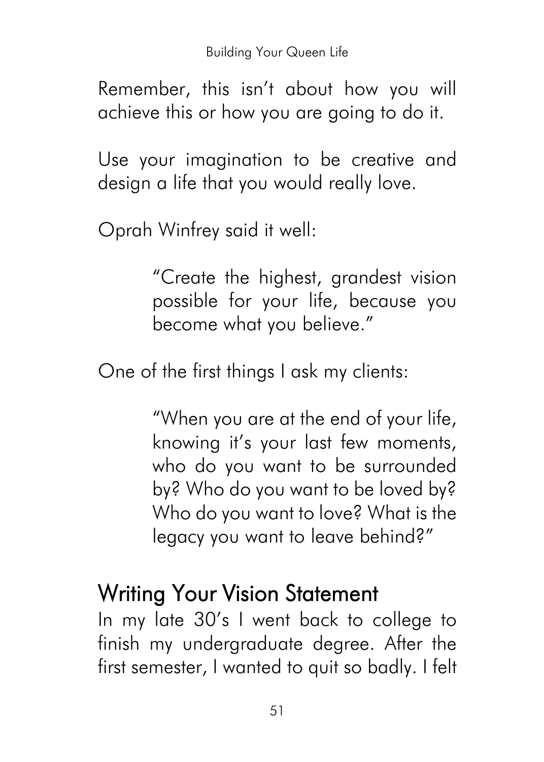Remember, this isn't about how you will achieve this or how you are going to do it.

Use your imagination to be creative and design a life that you would really love.

Oprah Winfrey said it well:

> "Create the highest, grandest vision possible for your life, because you become what you believe."

One of the first things I ask my clients:

> "When you are at the end of your life, knowing it's your last few moments, who do you want to be surrounded by? Who do you want to be loved by? Who do you want to love? What is the legacy you want to leave behind?"

## Writing Your Vision Statement

In my late 30's I went back to college to finish my undergraduate degree. After the first semester, I wanted to quit so badly. I felt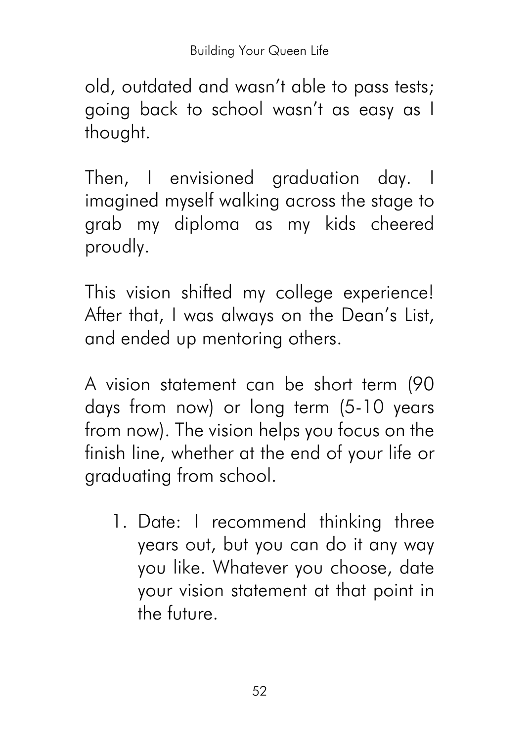old, outdated and wasn't able to pass tests; going back to school wasn't as easy as I thought.

Then, I envisioned graduation day. I imagined myself walking across the stage to grab my diploma as my kids cheered proudly.

This vision shifted my college experience! After that, I was always on the Dean's List, and ended up mentoring others.

A vision statement can be short term (90 days from now) or long term (5-10 years from now). The vision helps you focus on the finish line, whether at the end of your life or graduating from school.

1. Date: I recommend thinking three years out, but you can do it any way you like. Whatever you choose, date your vision statement at that point in the future.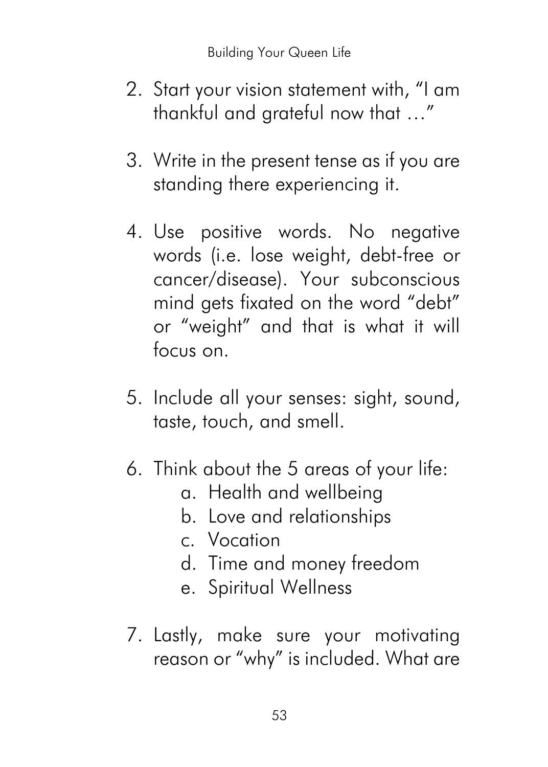2. Start your vision statement with, "I am thankful and grateful now that …"

3. Write in the present tense as if you are standing there experiencing it.

4. Use positive words. No negative words (i.e. lose weight, debt-free or cancer/disease). Your subconscious mind gets fixated on the word "debt" or "weight" and that is what it will focus on.

5. Include all your senses: sight, sound, taste, touch, and smell.

6. Think about the 5 areas of your life:
    a. Health and wellbeing
    b. Love and relationships
    c. Vocation
    d. Time and money freedom
    e. Spiritual Wellness

7. Lastly, make sure your motivating reason or "why" is included. What are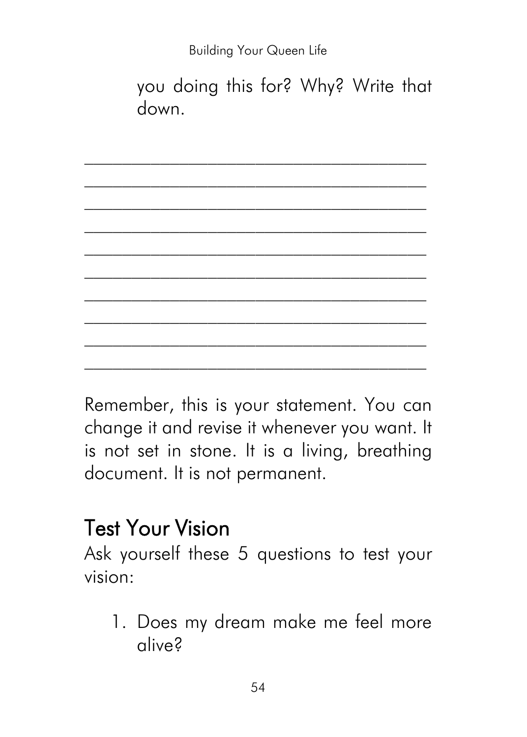you doing this for? Why? Write that down.

______________________________________

______________________________________

______________________________________

______________________________________

______________________________________

______________________________________

______________________________________

______________________________________

______________________________________

______________________________________

Remember, this is your statement. You can change it and revise it whenever you want. It is not set in stone. It is a living, breathing document. It is not permanent.

## Test Your Vision

Ask yourself these 5 questions to test your vision:

1. Does my dream make me feel more alive?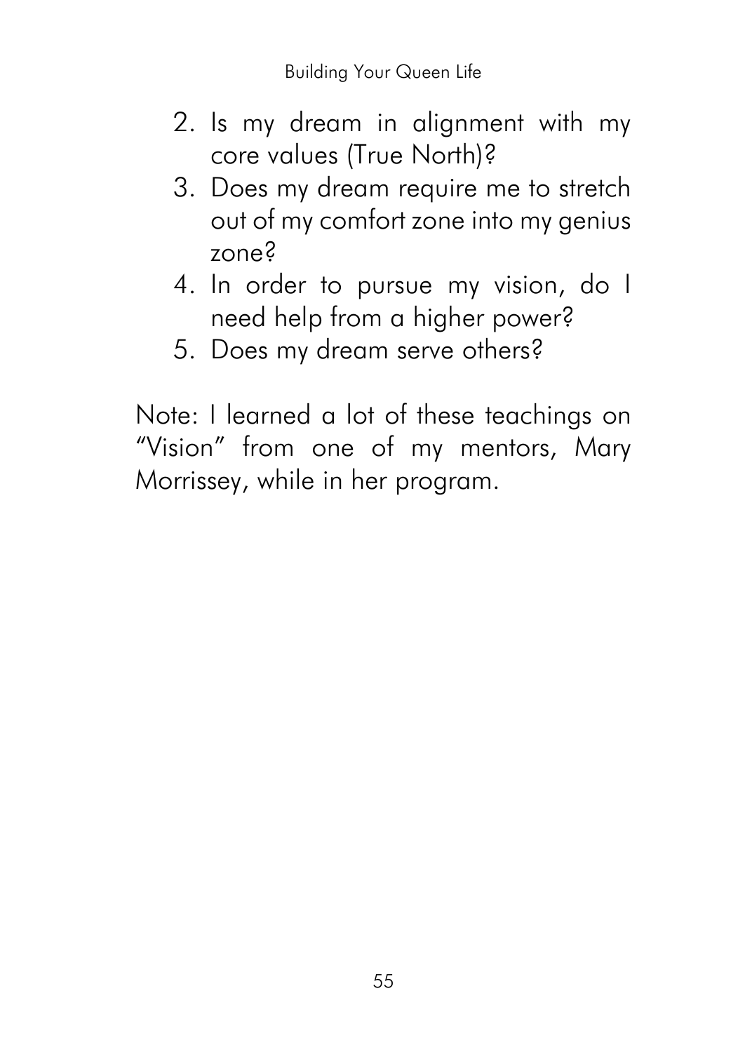2. Is my dream in alignment with my core values (True North)?
3. Does my dream require me to stretch out of my comfort zone into my genius zone?
4. In order to pursue my vision, do I need help from a higher power?
5. Does my dream serve others?

Note: I learned a lot of these teachings on "Vision" from one of my mentors, Mary Morrissey, while in her program.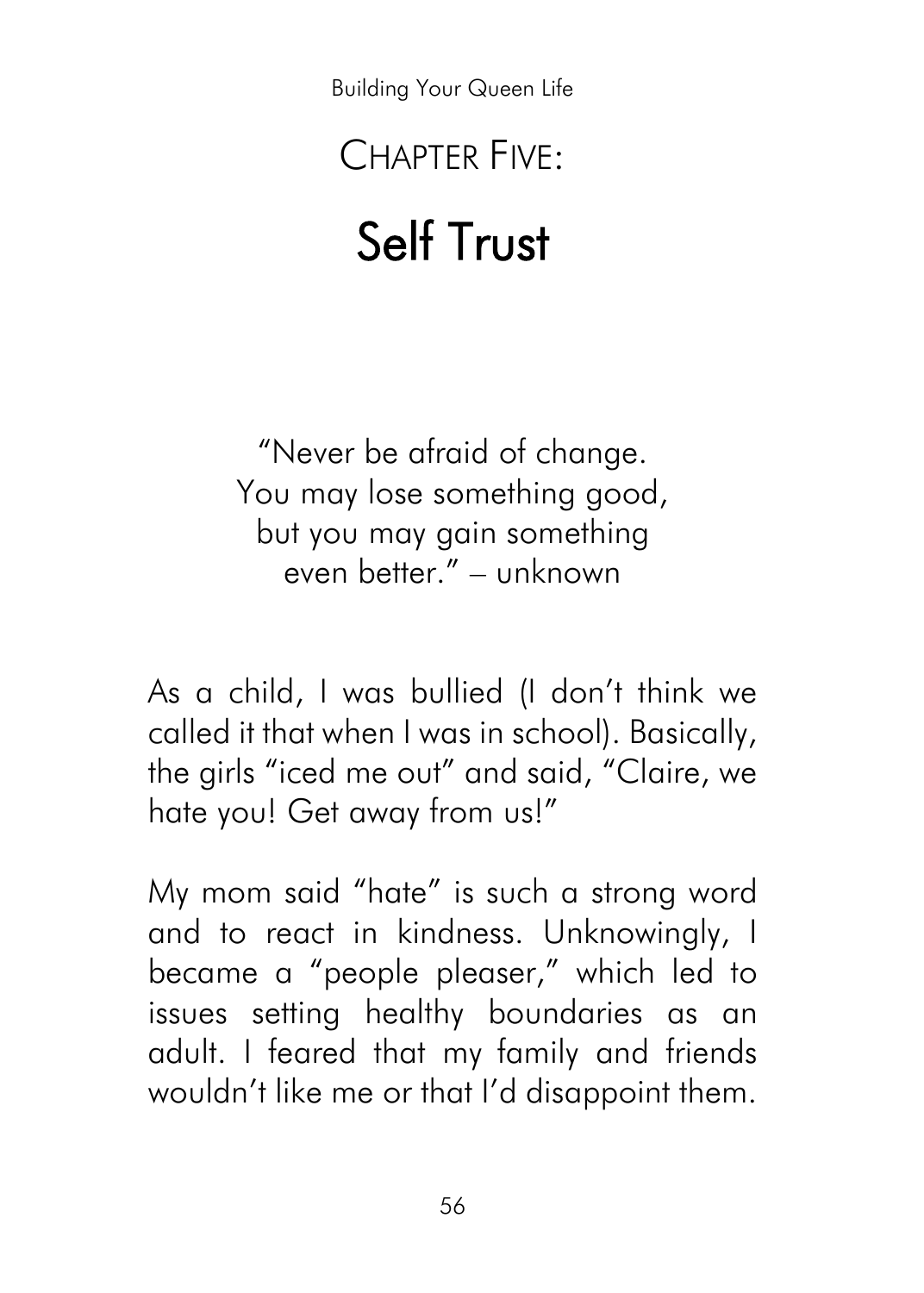# Chapter Five:

## Self Trust

"Never be afraid of change.
You may lose something good,
but you may gain something
even better." – unknown

As a child, I was bullied (I don't think we called it that when I was in school). Basically, the girls "iced me out" and said, "Claire, we hate you! Get away from us!"

My mom said "hate" is such a strong word and to react in kindness. Unknowingly, I became a "people pleaser," which led to issues setting healthy boundaries as an adult. I feared that my family and friends wouldn't like me or that I'd disappoint them.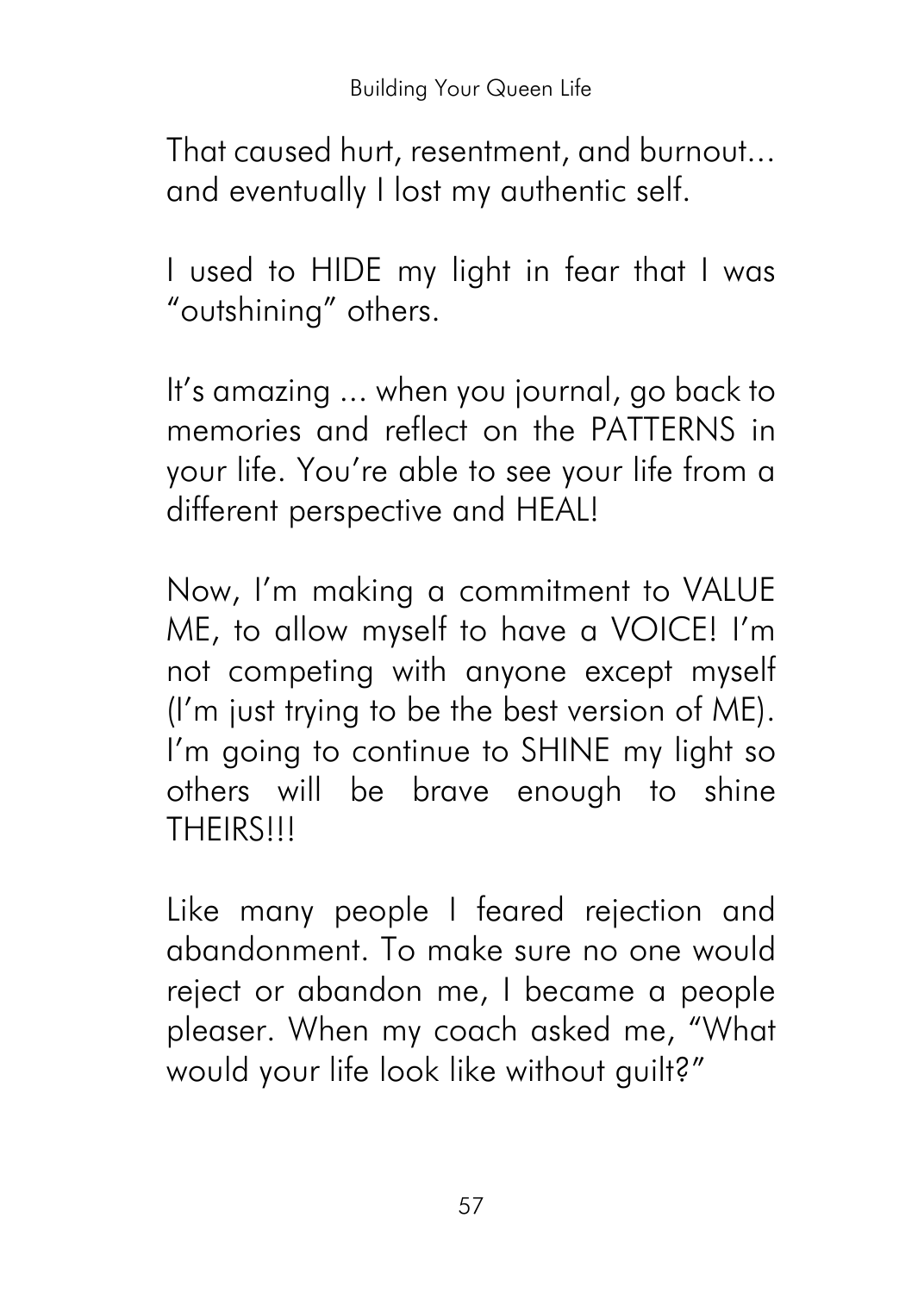That caused hurt, resentment, and burnout… and eventually I lost my authentic self.

I used to HIDE my light in fear that I was "outshining" others.

It's amazing … when you journal, go back to memories and reflect on the PATTERNS in your life. You're able to see your life from a different perspective and HEAL!

Now, I'm making a commitment to VALUE ME, to allow myself to have a VOICE! I'm not competing with anyone except myself (I'm just trying to be the best version of ME). I'm going to continue to SHINE my light so others will be brave enough to shine THEIRS!!!

Like many people I feared rejection and abandonment. To make sure no one would reject or abandon me, I became a people pleaser. When my coach asked me, "What would your life look like without guilt?"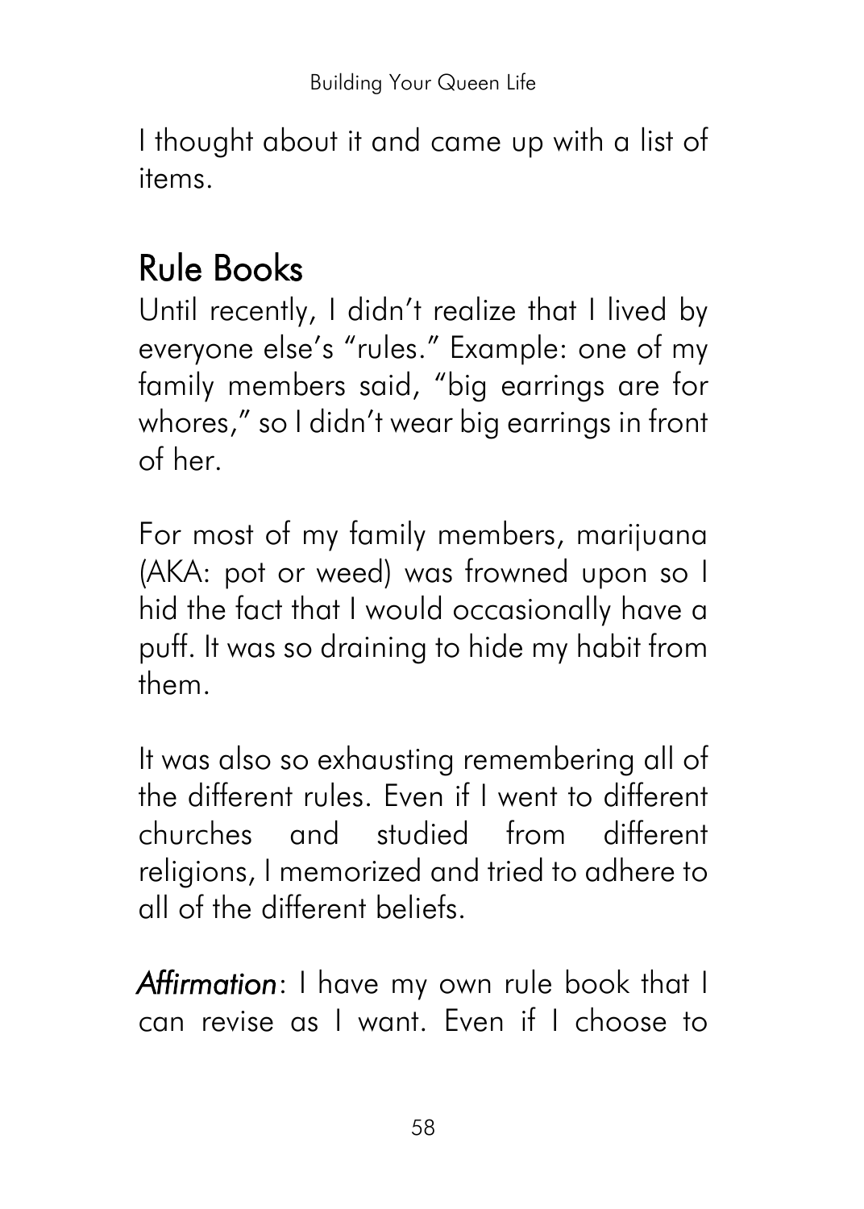I thought about it and came up with a list of items.

## Rule Books

Until recently, I didn't realize that I lived by everyone else's "rules." Example: one of my family members said, "big earrings are for whores," so I didn't wear big earrings in front of her.

For most of my family members, marijuana (AKA: pot or weed) was frowned upon so I hid the fact that I would occasionally have a puff. It was so draining to hide my habit from them.

It was also so exhausting remembering all of the different rules. Even if I went to different churches and studied from different religions, I memorized and tried to adhere to all of the different beliefs.

***Affirmation***: I have my own rule book that I can revise as I want. Even if I choose to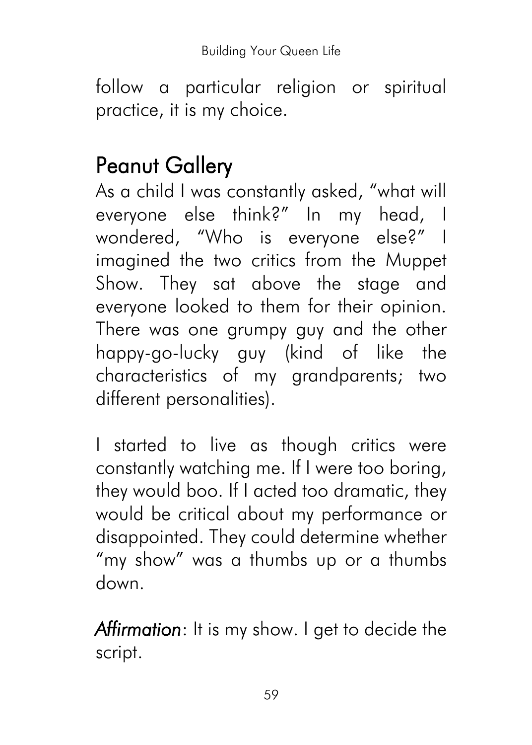follow a particular religion or spiritual practice, it is my choice.

## Peanut Gallery

As a child I was constantly asked, "what will everyone else think?" In my head, I wondered, "Who is everyone else?" I imagined the two critics from the Muppet Show. They sat above the stage and everyone looked to them for their opinion. There was one grumpy guy and the other happy-go-lucky guy (kind of like the characteristics of my grandparents; two different personalities).

I started to live as though critics were constantly watching me. If I were too boring, they would boo. If I acted too dramatic, they would be critical about my performance or disappointed. They could determine whether "my show" was a thumbs up or a thumbs down.

***Affirmation***: It is my show. I get to decide the script.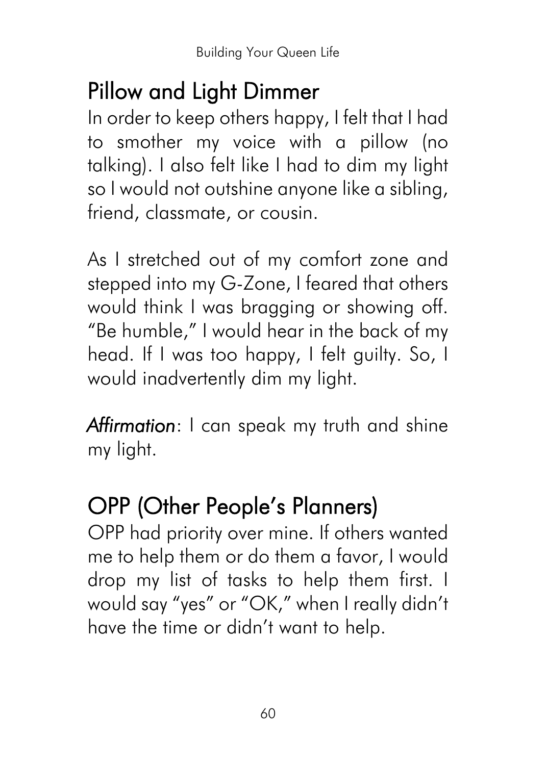## Pillow and Light Dimmer

In order to keep others happy, I felt that I had to smother my voice with a pillow (no talking). I also felt like I had to dim my light so I would not outshine anyone like a sibling, friend, classmate, or cousin.

As I stretched out of my comfort zone and stepped into my G-Zone, I feared that others would think I was bragging or showing off. "Be humble," I would hear in the back of my head. If I was too happy, I felt guilty. So, I would inadvertently dim my light.

***Affirmation***: I can speak my truth and shine my light.

## OPP (Other People's Planners)

OPP had priority over mine. If others wanted me to help them or do them a favor, I would drop my list of tasks to help them first. I would say "yes" or "OK," when I really didn't have the time or didn't want to help.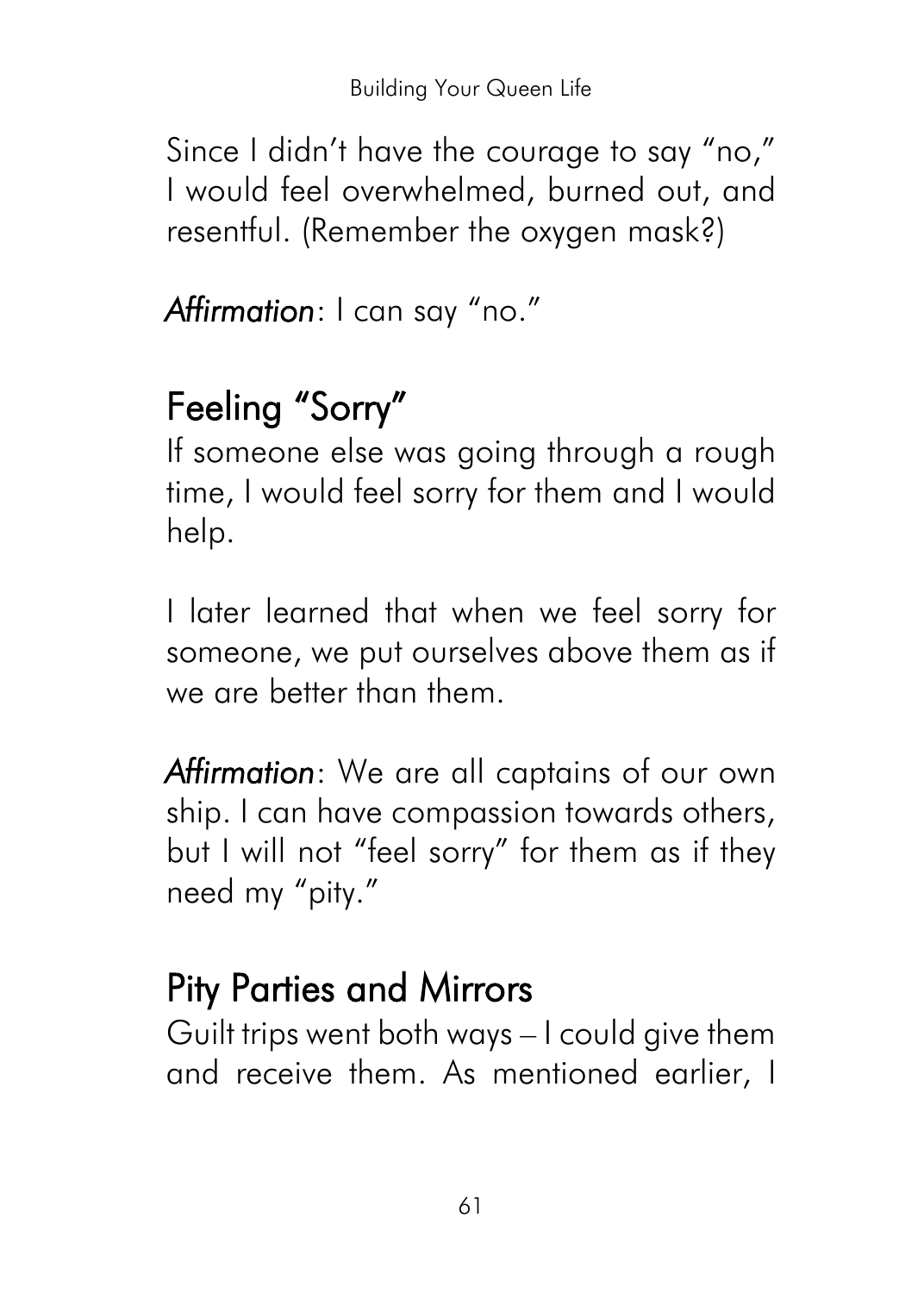Since I didn't have the courage to say "no," I would feel overwhelmed, burned out, and resentful. (Remember the oxygen mask?)

*Affirmation*: I can say "no."

## Feeling "Sorry"

If someone else was going through a rough time, I would feel sorry for them and I would help.

I later learned that when we feel sorry for someone, we put ourselves above them as if we are better than them.

*Affirmation*: We are all captains of our own ship. I can have compassion towards others, but I will not "feel sorry" for them as if they need my "pity."

## Pity Parties and Mirrors

Guilt trips went both ways – I could give them and receive them. As mentioned earlier, I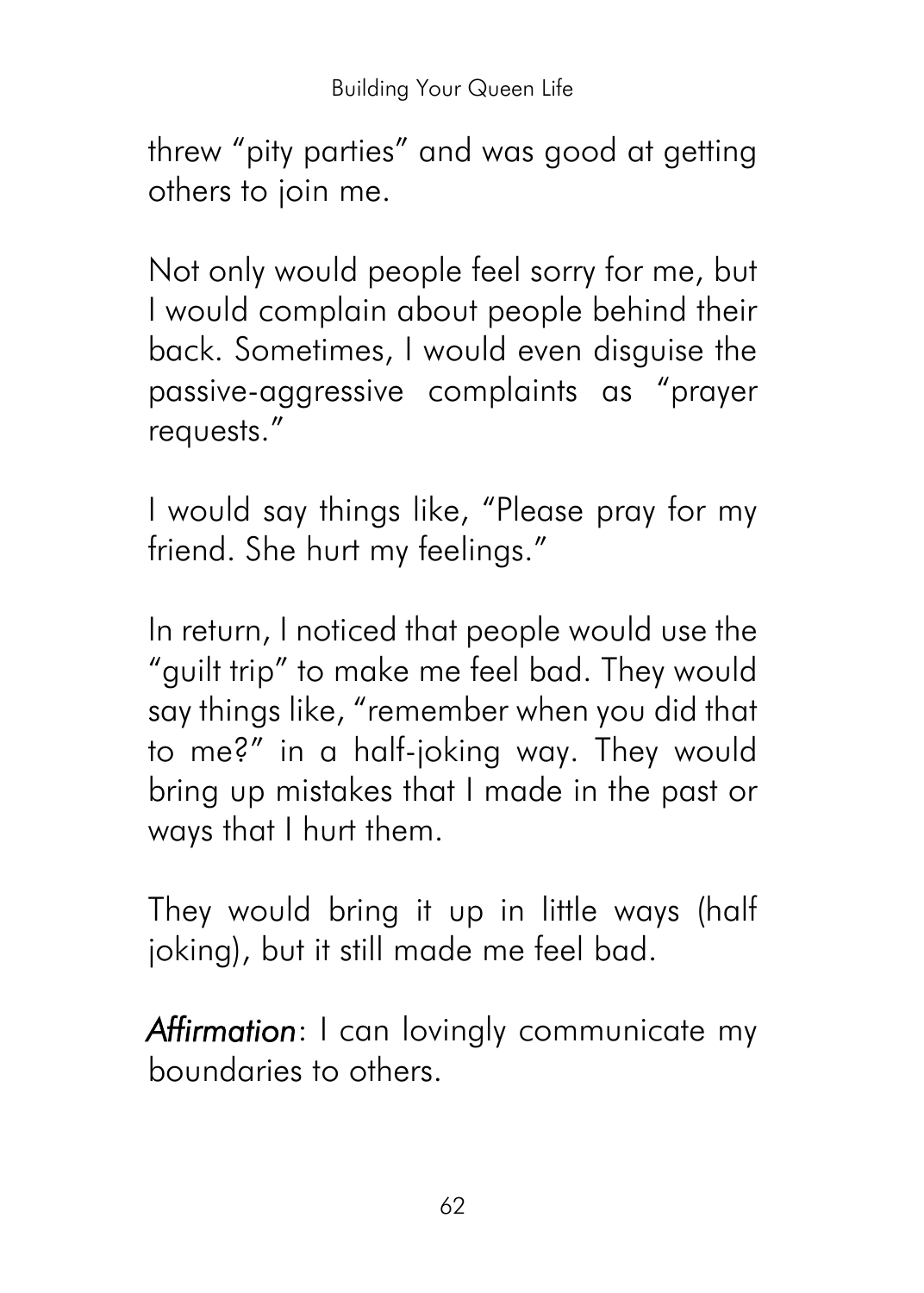threw "pity parties" and was good at getting others to join me.

Not only would people feel sorry for me, but I would complain about people behind their back. Sometimes, I would even disguise the passive-aggressive complaints as "prayer requests."

I would say things like, "Please pray for my friend. She hurt my feelings."

In return, I noticed that people would use the "guilt trip" to make me feel bad. They would say things like, "remember when you did that to me?" in a half-joking way. They would bring up mistakes that I made in the past or ways that I hurt them.

They would bring it up in little ways (half joking), but it still made me feel bad.

***Affirmation***: I can lovingly communicate my boundaries to others.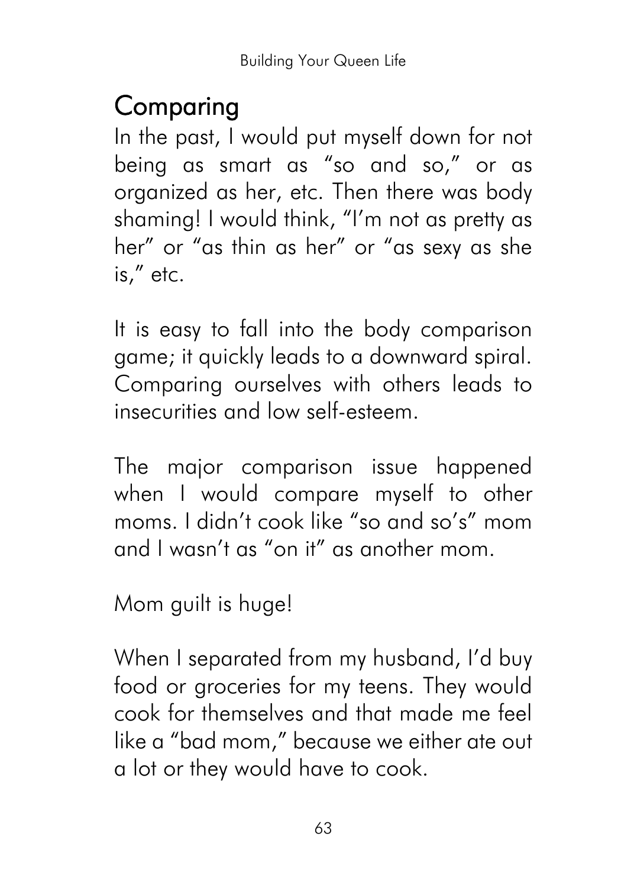## Comparing

In the past, I would put myself down for not being as smart as "so and so," or as organized as her, etc. Then there was body shaming! I would think, "I'm not as pretty as her" or "as thin as her" or "as sexy as she is," etc.

It is easy to fall into the body comparison game; it quickly leads to a downward spiral. Comparing ourselves with others leads to insecurities and low self-esteem.

The major comparison issue happened when I would compare myself to other moms. I didn't cook like "so and so's" mom and I wasn't as "on it" as another mom.

Mom guilt is huge!

When I separated from my husband, I'd buy food or groceries for my teens. They would cook for themselves and that made me feel like a "bad mom," because we either ate out a lot or they would have to cook.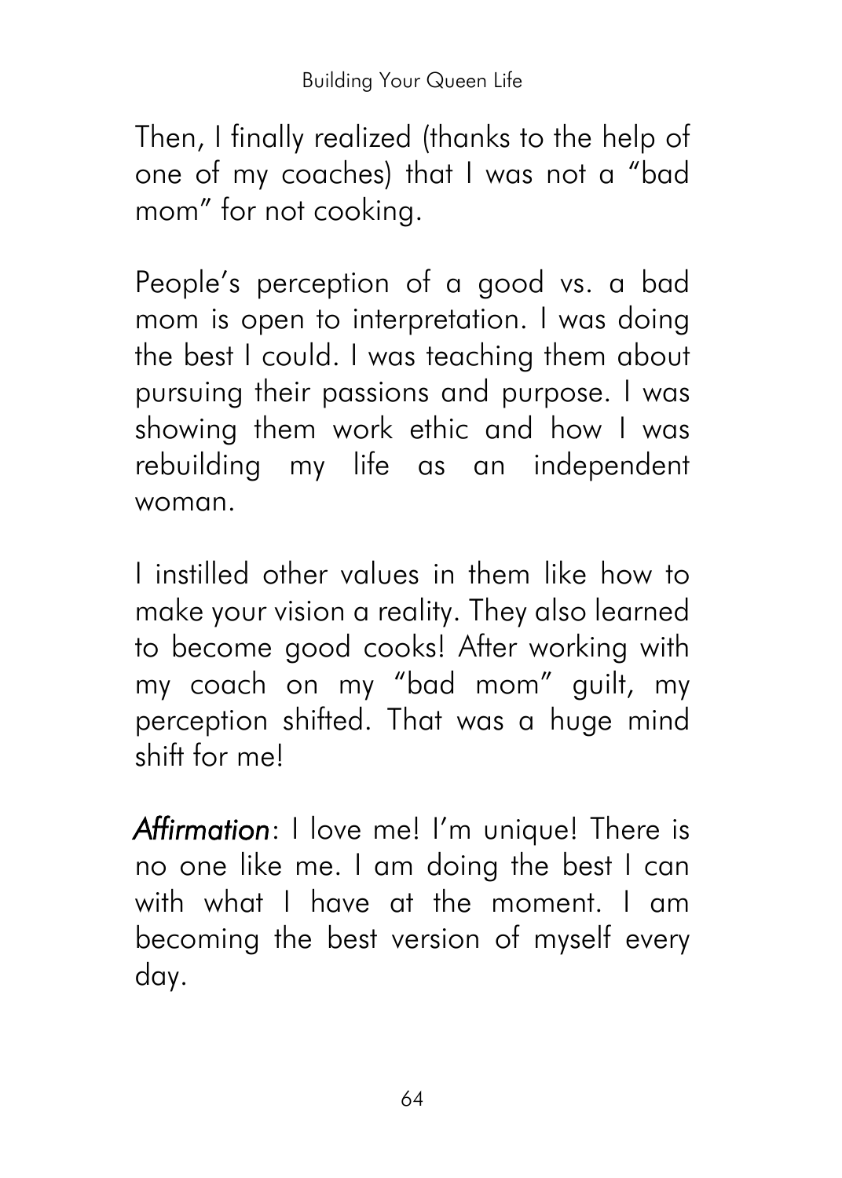Then, I finally realized (thanks to the help of one of my coaches) that I was not a "bad mom" for not cooking.

People's perception of a good vs. a bad mom is open to interpretation. I was doing the best I could. I was teaching them about pursuing their passions and purpose. I was showing them work ethic and how I was rebuilding my life as an independent woman.

I instilled other values in them like how to make your vision a reality. They also learned to become good cooks! After working with my coach on my "bad mom" guilt, my perception shifted. That was a huge mind shift for me!

***Affirmation***: I love me! I'm unique! There is no one like me. I am doing the best I can with what I have at the moment. I am becoming the best version of myself every day.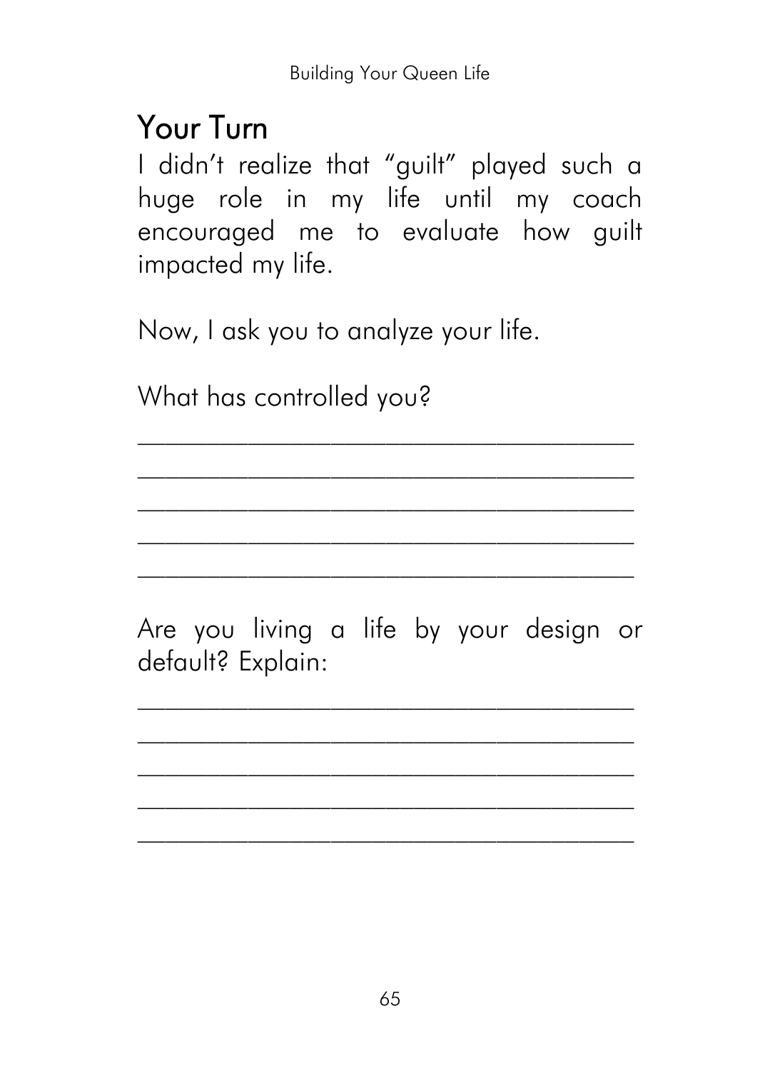## Your Turn

I didn't realize that "guilt" played such a huge role in my life until my coach encouraged me to evaluate how guilt impacted my life.

Now, I ask you to analyze your life.

What has controlled you?

___________________________________

___________________________________

___________________________________

___________________________________

___________________________________

Are you living a life by your design or default? Explain:

___________________________________

___________________________________

___________________________________

___________________________________

___________________________________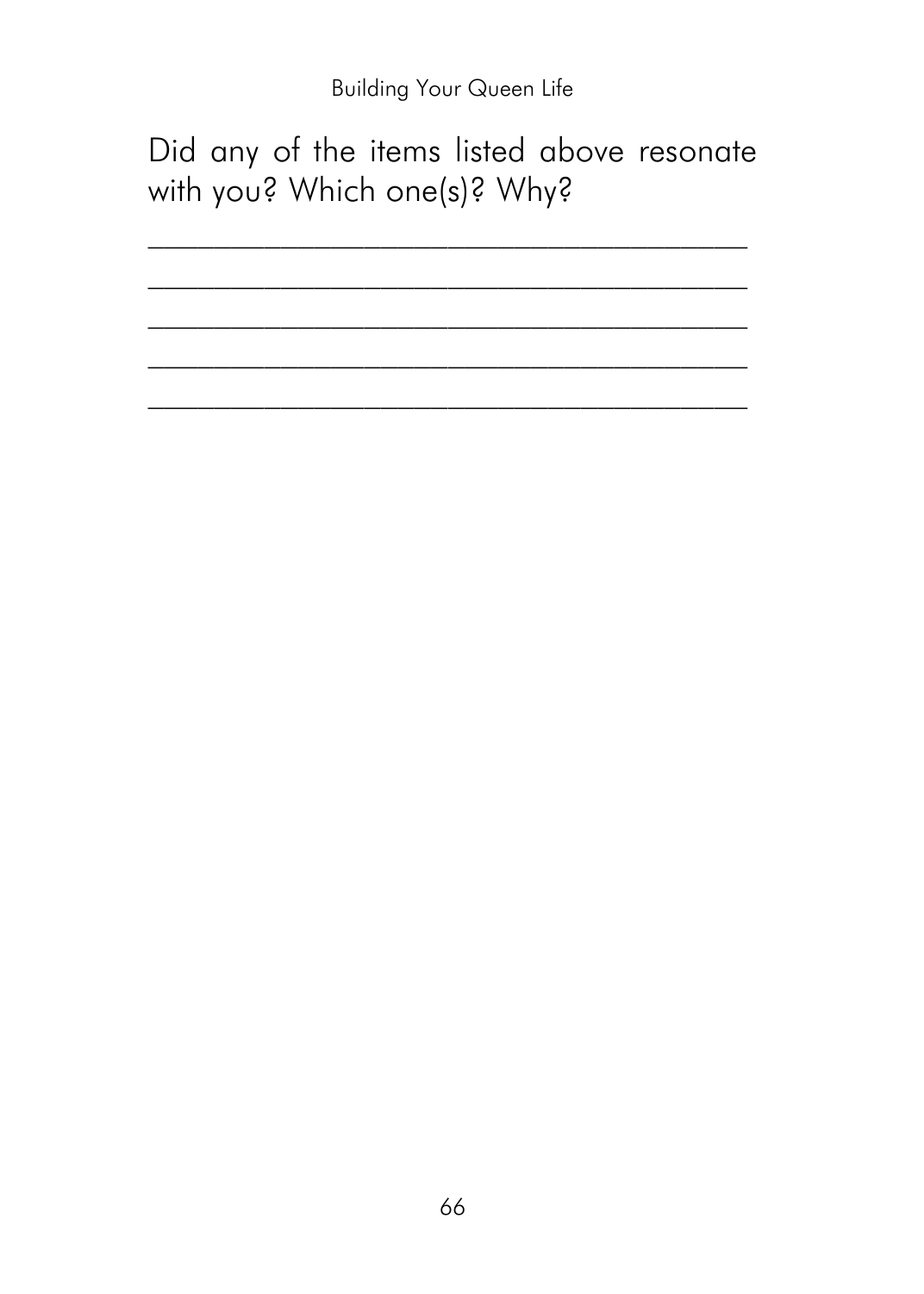Did any of the items listed above resonate with you? Which one(s)? Why?

_______________________________________

_______________________________________

_______________________________________

_______________________________________

_______________________________________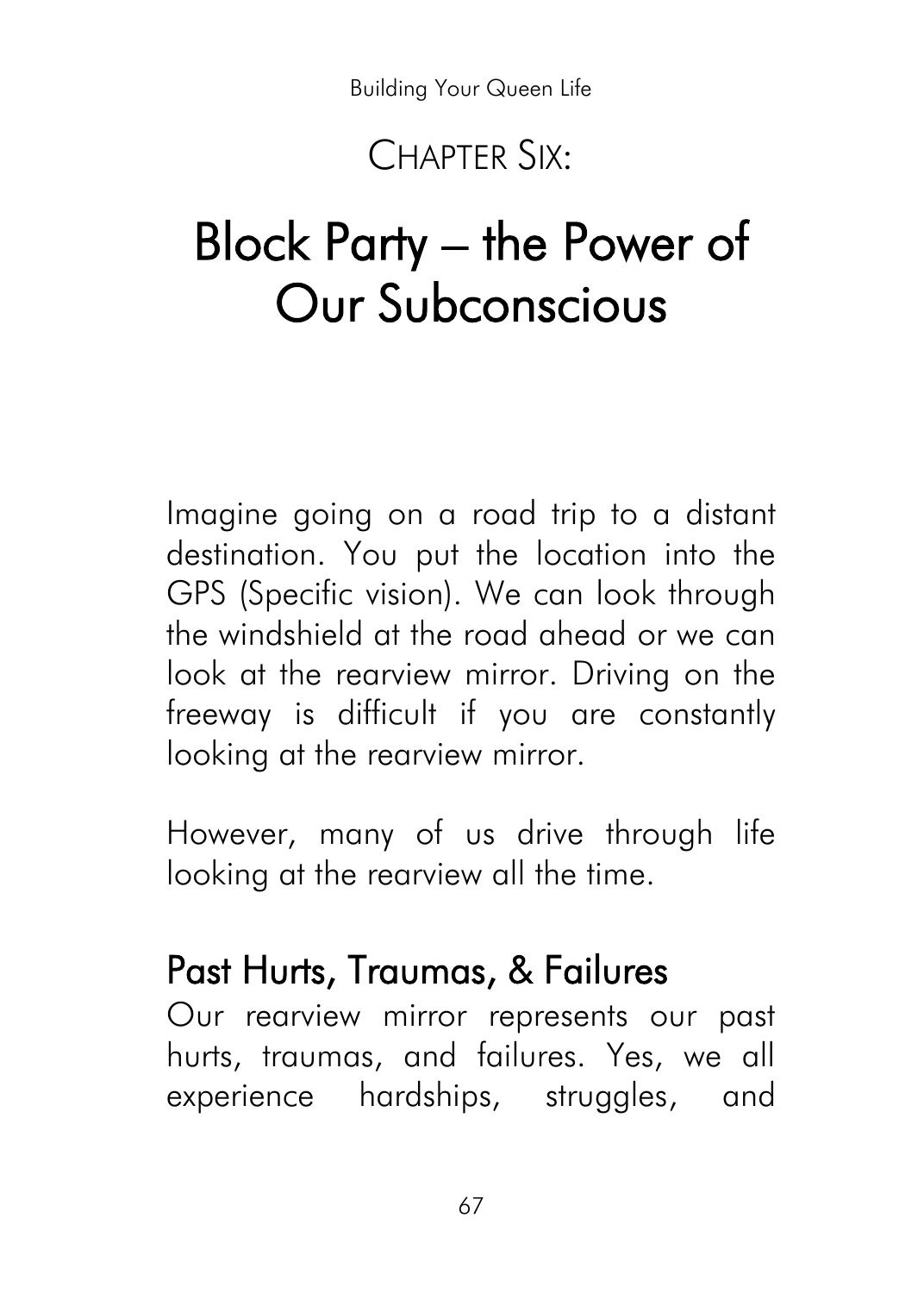# Chapter Six:

# Block Party – the Power of Our Subconscious

Imagine going on a road trip to a distant destination. You put the location into the GPS (Specific vision). We can look through the windshield at the road ahead or we can look at the rearview mirror. Driving on the freeway is difficult if you are constantly looking at the rearview mirror.

However, many of us drive through life looking at the rearview all the time.

## Past Hurts, Traumas, & Failures

Our rearview mirror represents our past hurts, traumas, and failures. Yes, we all experience hardships, struggles, and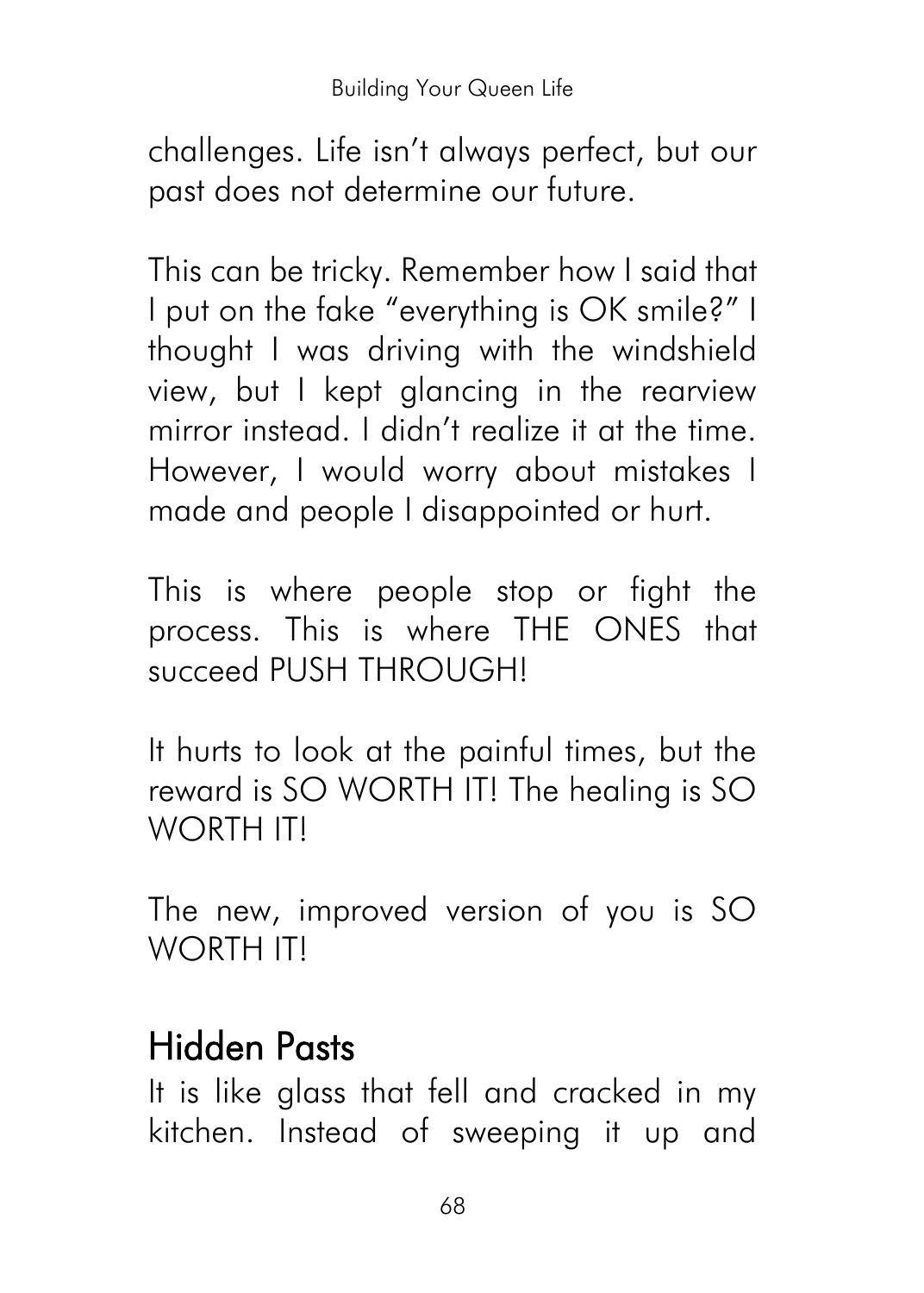challenges. Life isn't always perfect, but our past does not determine our future.

This can be tricky. Remember how I said that I put on the fake "everything is OK smile?" I thought I was driving with the windshield view, but I kept glancing in the rearview mirror instead. I didn't realize it at the time. However, I would worry about mistakes I made and people I disappointed or hurt.

This is where people stop or fight the process. This is where THE ONES that succeed PUSH THROUGH!

It hurts to look at the painful times, but the reward is SO WORTH IT! The healing is SO WORTH IT!

The new, improved version of you is SO WORTH IT!

## Hidden Pasts

It is like glass that fell and cracked in my kitchen. Instead of sweeping it up and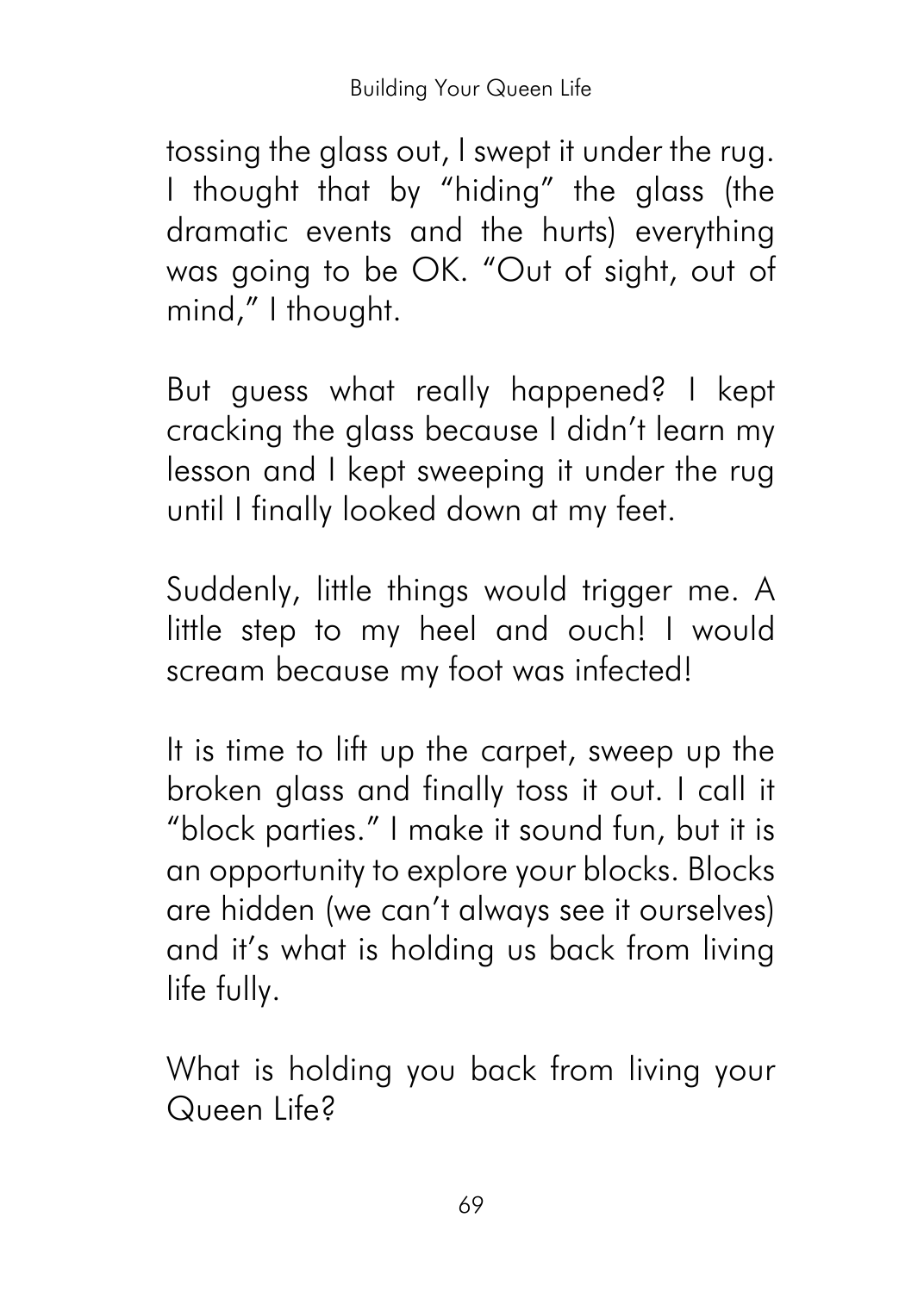tossing the glass out, I swept it under the rug. I thought that by "hiding" the glass (the dramatic events and the hurts) everything was going to be OK. "Out of sight, out of mind," I thought.

But guess what really happened? I kept cracking the glass because I didn't learn my lesson and I kept sweeping it under the rug until I finally looked down at my feet.

Suddenly, little things would trigger me. A little step to my heel and ouch! I would scream because my foot was infected!

It is time to lift up the carpet, sweep up the broken glass and finally toss it out. I call it "block parties." I make it sound fun, but it is an opportunity to explore your blocks. Blocks are hidden (we can't always see it ourselves) and it's what is holding us back from living life fully.

What is holding you back from living your Queen Life?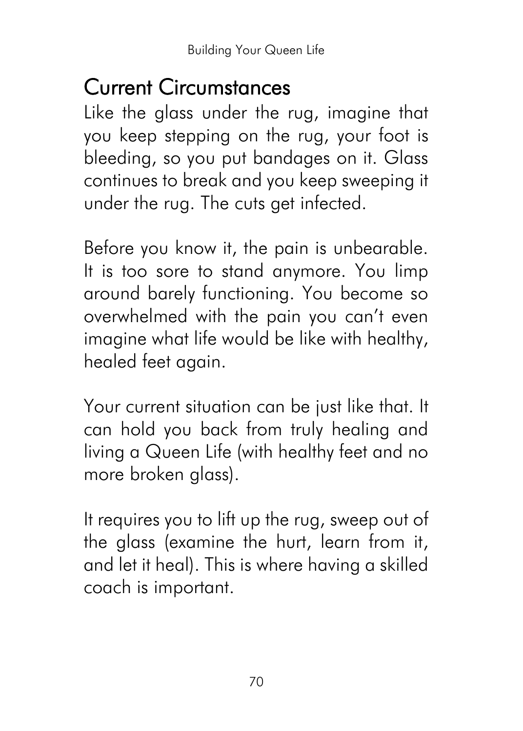## Current Circumstances

Like the glass under the rug, imagine that you keep stepping on the rug, your foot is bleeding, so you put bandages on it. Glass continues to break and you keep sweeping it under the rug. The cuts get infected.

Before you know it, the pain is unbearable. It is too sore to stand anymore. You limp around barely functioning. You become so overwhelmed with the pain you can't even imagine what life would be like with healthy, healed feet again.

Your current situation can be just like that. It can hold you back from truly healing and living a Queen Life (with healthy feet and no more broken glass).

It requires you to lift up the rug, sweep out of the glass (examine the hurt, learn from it, and let it heal). This is where having a skilled coach is important.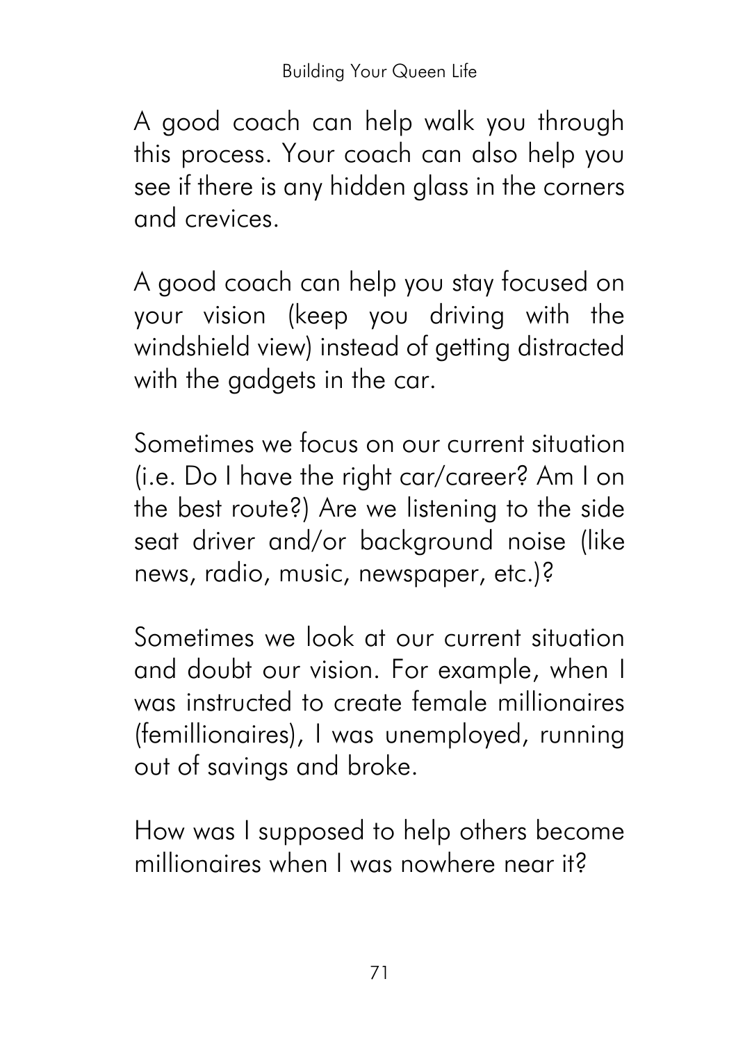A good coach can help walk you through this process. Your coach can also help you see if there is any hidden glass in the corners and crevices.

A good coach can help you stay focused on your vision (keep you driving with the windshield view) instead of getting distracted with the gadgets in the car.

Sometimes we focus on our current situation (i.e. Do I have the right car/career? Am I on the best route?) Are we listening to the side seat driver and/or background noise (like news, radio, music, newspaper, etc.)?

Sometimes we look at our current situation and doubt our vision. For example, when I was instructed to create female millionaires (femillionaires), I was unemployed, running out of savings and broke.

How was I supposed to help others become millionaires when I was nowhere near it?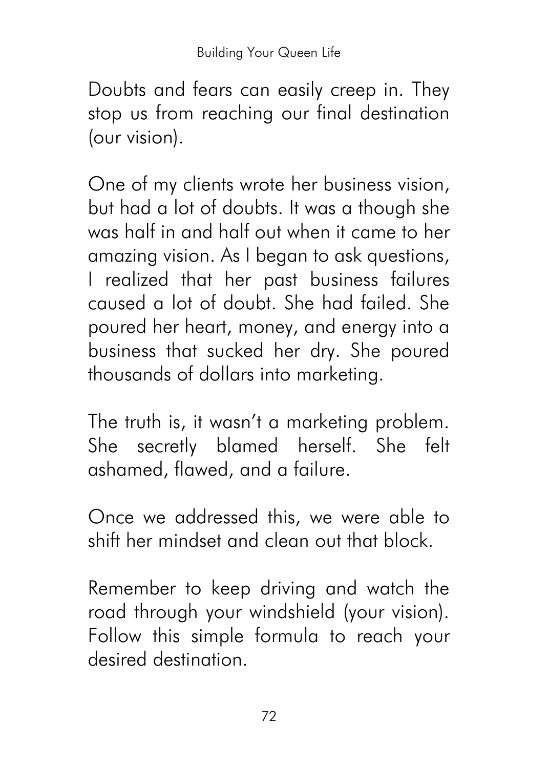Doubts and fears can easily creep in. They stop us from reaching our final destination (our vision).

One of my clients wrote her business vision, but had a lot of doubts. It was a though she was half in and half out when it came to her amazing vision. As I began to ask questions, I realized that her past business failures caused a lot of doubt. She had failed. She poured her heart, money, and energy into a business that sucked her dry. She poured thousands of dollars into marketing.

The truth is, it wasn't a marketing problem. She secretly blamed herself. She felt ashamed, flawed, and a failure.

Once we addressed this, we were able to shift her mindset and clean out that block.

Remember to keep driving and watch the road through your windshield (your vision). Follow this simple formula to reach your desired destination.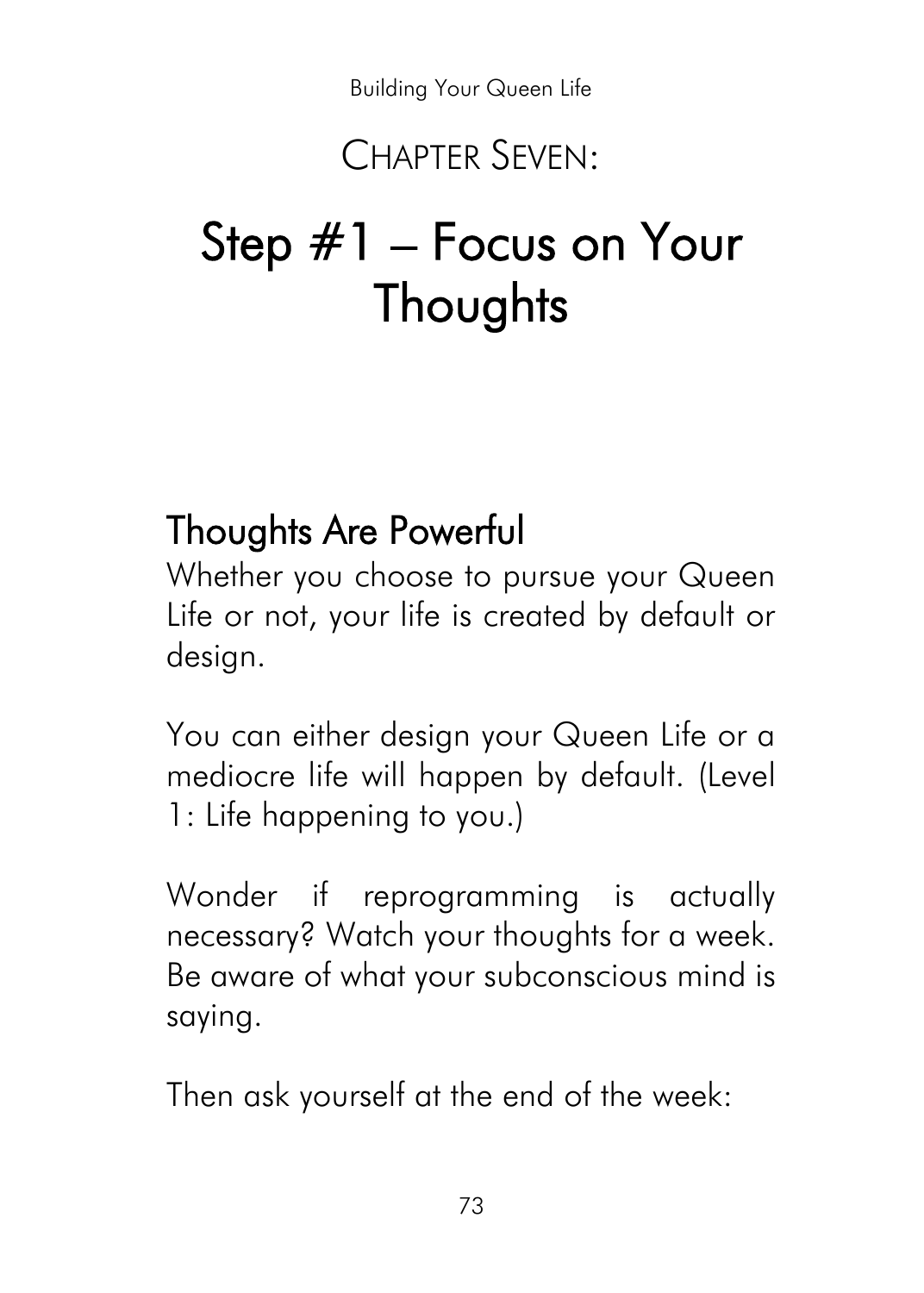# CHAPTER SEVEN:

# Step #1 – Focus on Your Thoughts

## Thoughts Are Powerful

Whether you choose to pursue your Queen Life or not, your life is created by default or design.

You can either design your Queen Life or a mediocre life will happen by default. (Level 1: Life happening to you.)

Wonder if reprogramming is actually necessary? Watch your thoughts for a week. Be aware of what your subconscious mind is saying.

Then ask yourself at the end of the week: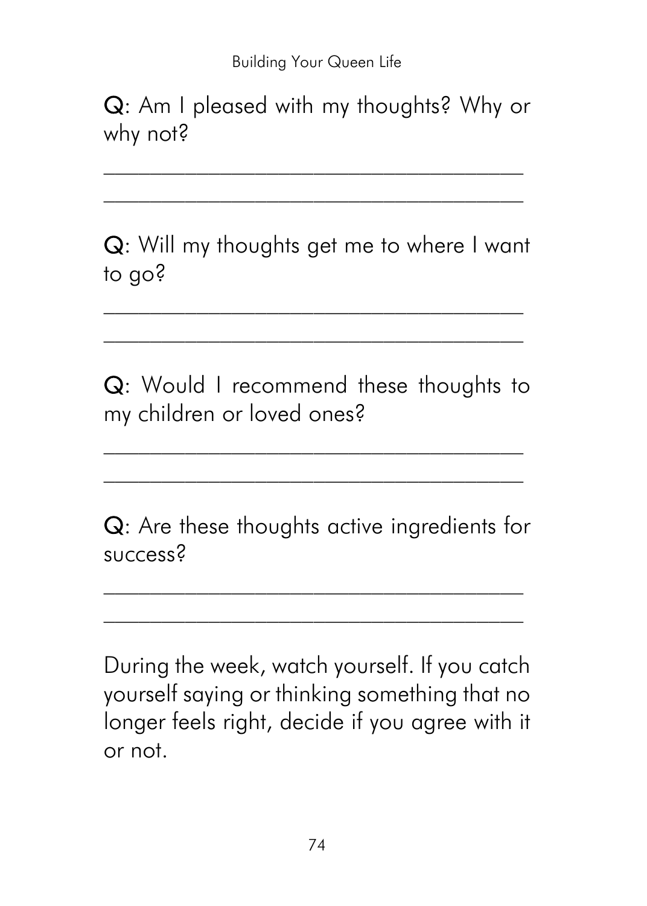**Q**: Am I pleased with my thoughts? Why or why not?

_____________________________________

_____________________________________

**Q**: Will my thoughts get me to where I want to go?

_____________________________________

_____________________________________

**Q**: Would I recommend these thoughts to my children or loved ones?

_____________________________________

_____________________________________

**Q**: Are these thoughts active ingredients for success?

_____________________________________

_____________________________________

During the week, watch yourself. If you catch yourself saying or thinking something that no longer feels right, decide if you agree with it or not.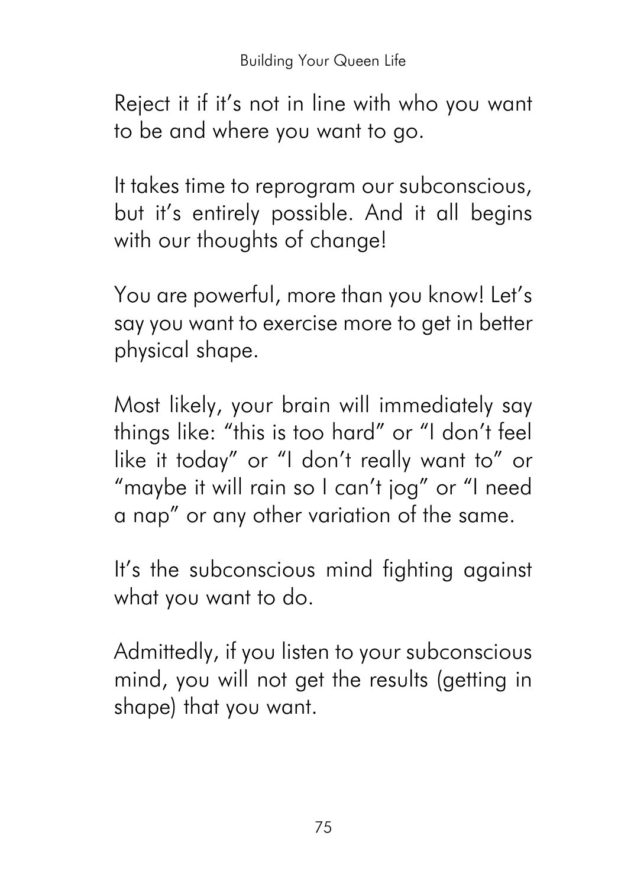Reject it if it’s not in line with who you want to be and where you want to go.

It takes time to reprogram our subconscious, but it’s entirely possible. And it all begins with our thoughts of change!

You are powerful, more than you know! Let’s say you want to exercise more to get in better physical shape.

Most likely, your brain will immediately say things like: “this is too hard” or “I don’t feel like it today” or “I don’t really want to” or “maybe it will rain so I can’t jog” or “I need a nap” or any other variation of the same.

It’s the subconscious mind fighting against what you want to do.

Admittedly, if you listen to your subconscious mind, you will not get the results (getting in shape) that you want.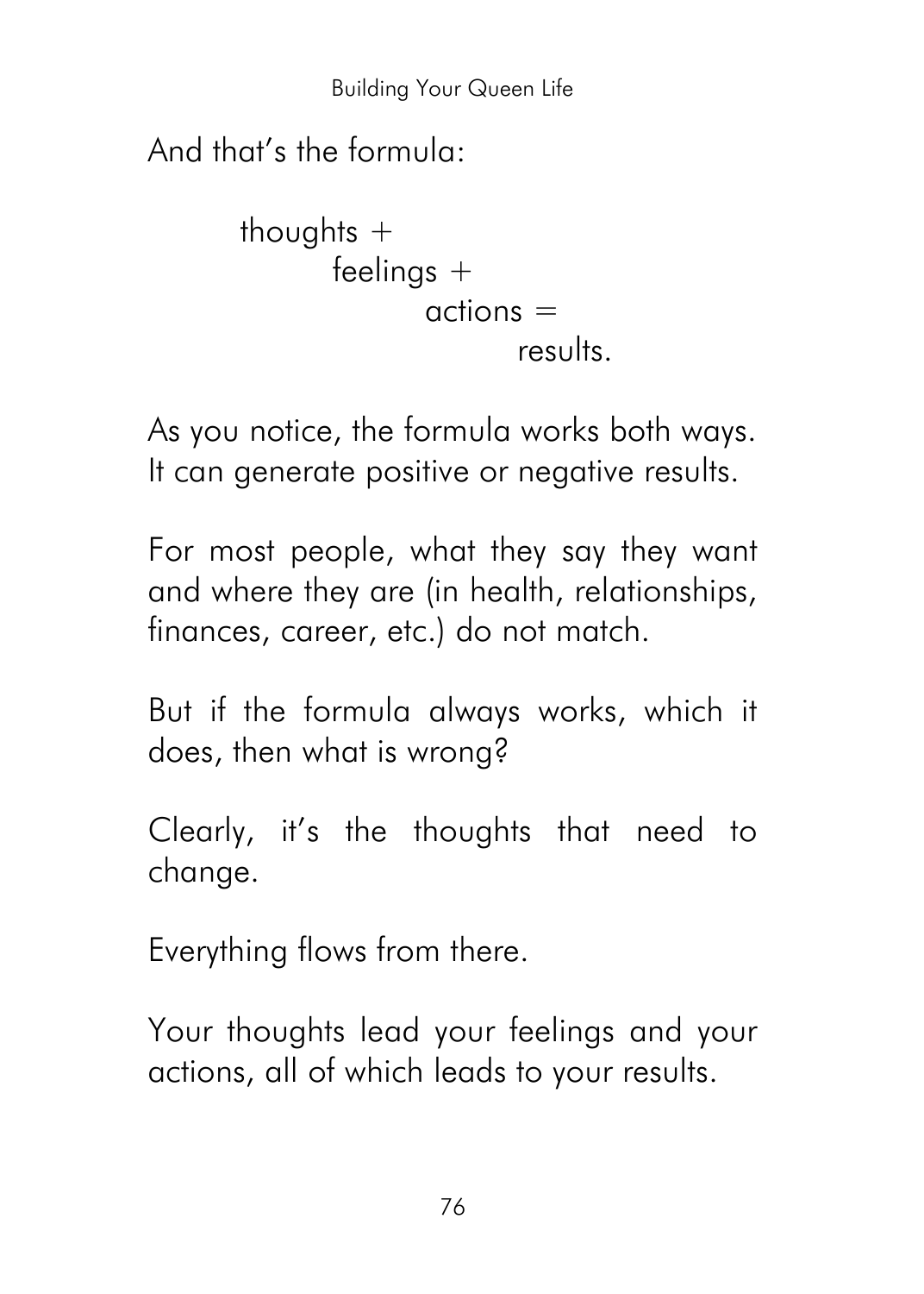And that's the formula:

thoughts +
feelings +
actions =
results.

As you notice, the formula works both ways. It can generate positive or negative results.

For most people, what they say they want and where they are (in health, relationships, finances, career, etc.) do not match.

But if the formula always works, which it does, then what is wrong?

Clearly, it's the thoughts that need to change.

Everything flows from there.

Your thoughts lead your feelings and your actions, all of which leads to your results.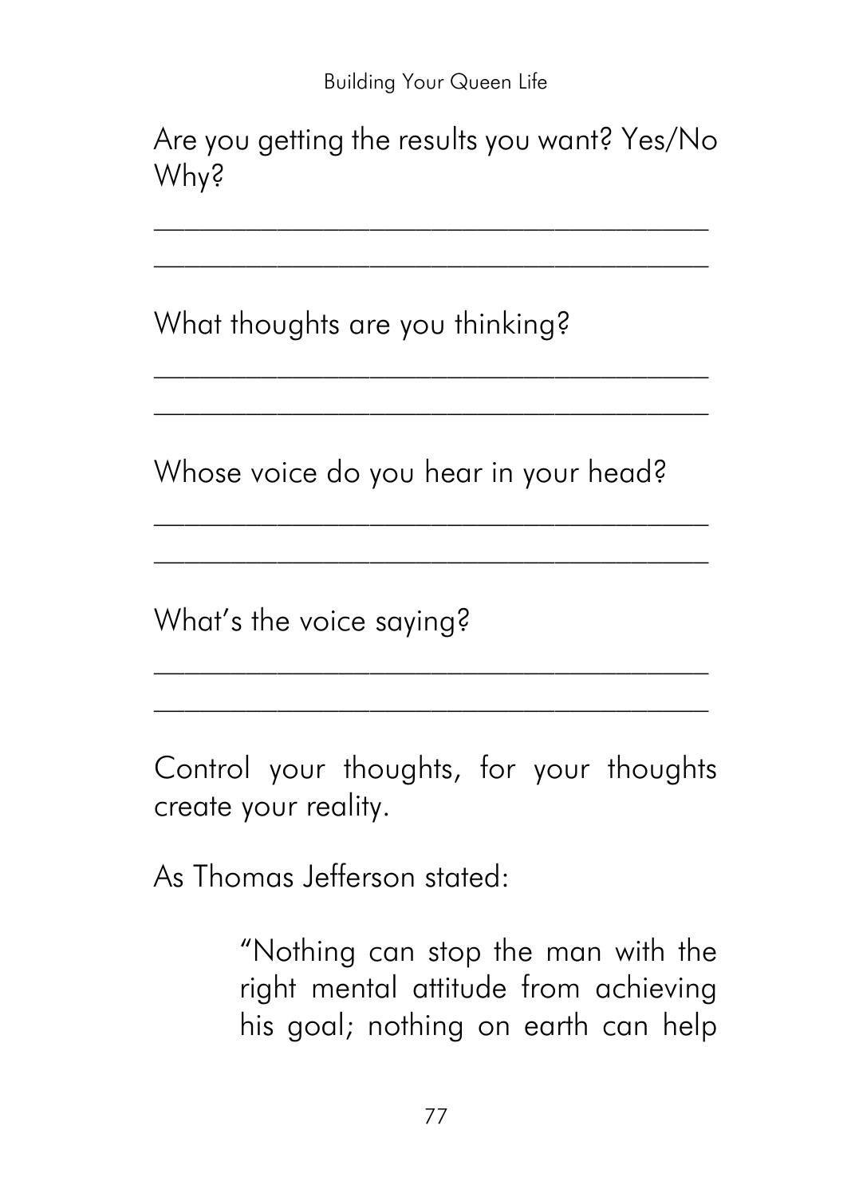Are you getting the results you want? Yes/No
Why?

___________________________________

___________________________________

What thoughts are you thinking?

___________________________________

___________________________________

Whose voice do you hear in your head?

___________________________________

___________________________________

What's the voice saying?

___________________________________

___________________________________

Control your thoughts, for your thoughts create your reality.

As Thomas Jefferson stated:

> "Nothing can stop the man with the right mental attitude from achieving his goal; nothing on earth can help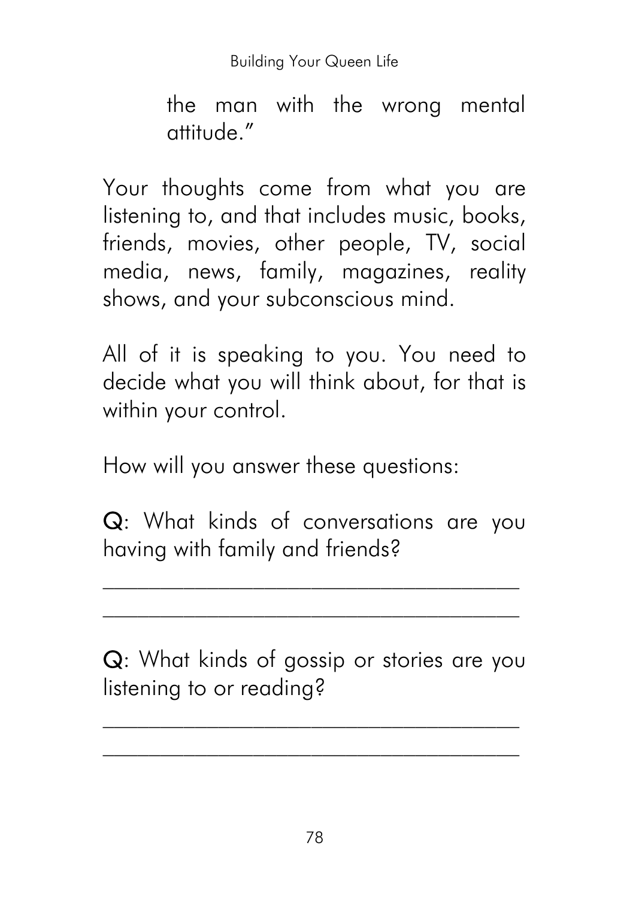> the man with the wrong mental attitude."

Your thoughts come from what you are listening to, and that includes music, books, friends, movies, other people, TV, social media, news, family, magazines, reality shows, and your subconscious mind.

All of it is speaking to you. You need to decide what you will think about, for that is within your control.

How will you answer these questions:

**Q**: What kinds of conversations are you having with family and friends?

____________________________________

____________________________________

**Q**: What kinds of gossip or stories are you listening to or reading?

____________________________________

____________________________________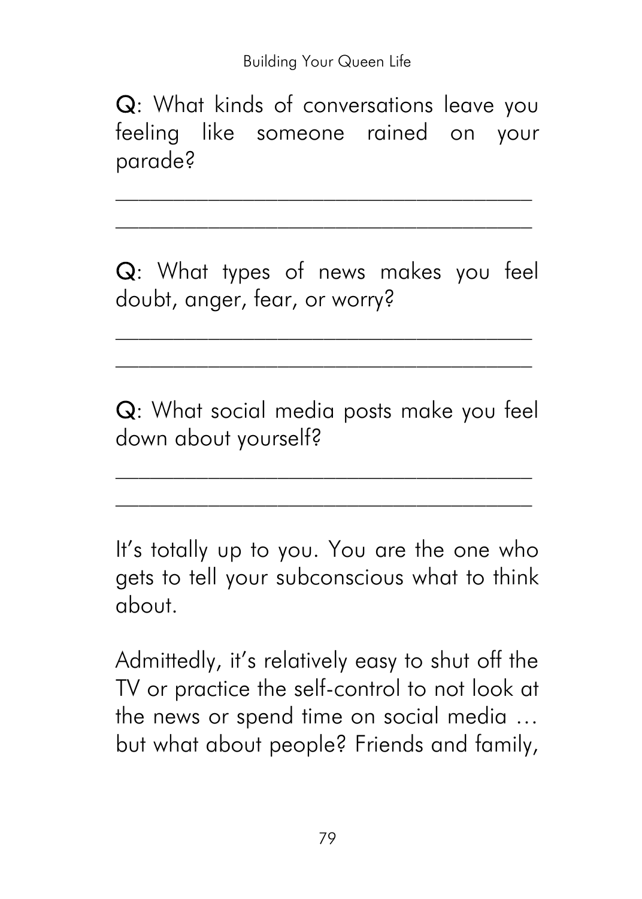**Q**: What kinds of conversations leave you feeling like someone rained on your parade?

\_\_\_\_\_\_\_\_\_\_\_\_\_\_\_\_\_\_\_\_\_\_\_\_\_\_\_\_\_\_\_\_\_\_\_\_\_\_\_\_

\_\_\_\_\_\_\_\_\_\_\_\_\_\_\_\_\_\_\_\_\_\_\_\_\_\_\_\_\_\_\_\_\_\_\_\_\_\_\_\_

**Q**: What types of news makes you feel doubt, anger, fear, or worry?

\_\_\_\_\_\_\_\_\_\_\_\_\_\_\_\_\_\_\_\_\_\_\_\_\_\_\_\_\_\_\_\_\_\_\_\_\_\_\_\_

\_\_\_\_\_\_\_\_\_\_\_\_\_\_\_\_\_\_\_\_\_\_\_\_\_\_\_\_\_\_\_\_\_\_\_\_\_\_\_\_

**Q**: What social media posts make you feel down about yourself?

\_\_\_\_\_\_\_\_\_\_\_\_\_\_\_\_\_\_\_\_\_\_\_\_\_\_\_\_\_\_\_\_\_\_\_\_\_\_\_\_

\_\_\_\_\_\_\_\_\_\_\_\_\_\_\_\_\_\_\_\_\_\_\_\_\_\_\_\_\_\_\_\_\_\_\_\_\_\_\_\_

It's totally up to you. You are the one who gets to tell your subconscious what to think about.

Admittedly, it's relatively easy to shut off the TV or practice the self-control to not look at the news or spend time on social media … but what about people? Friends and family,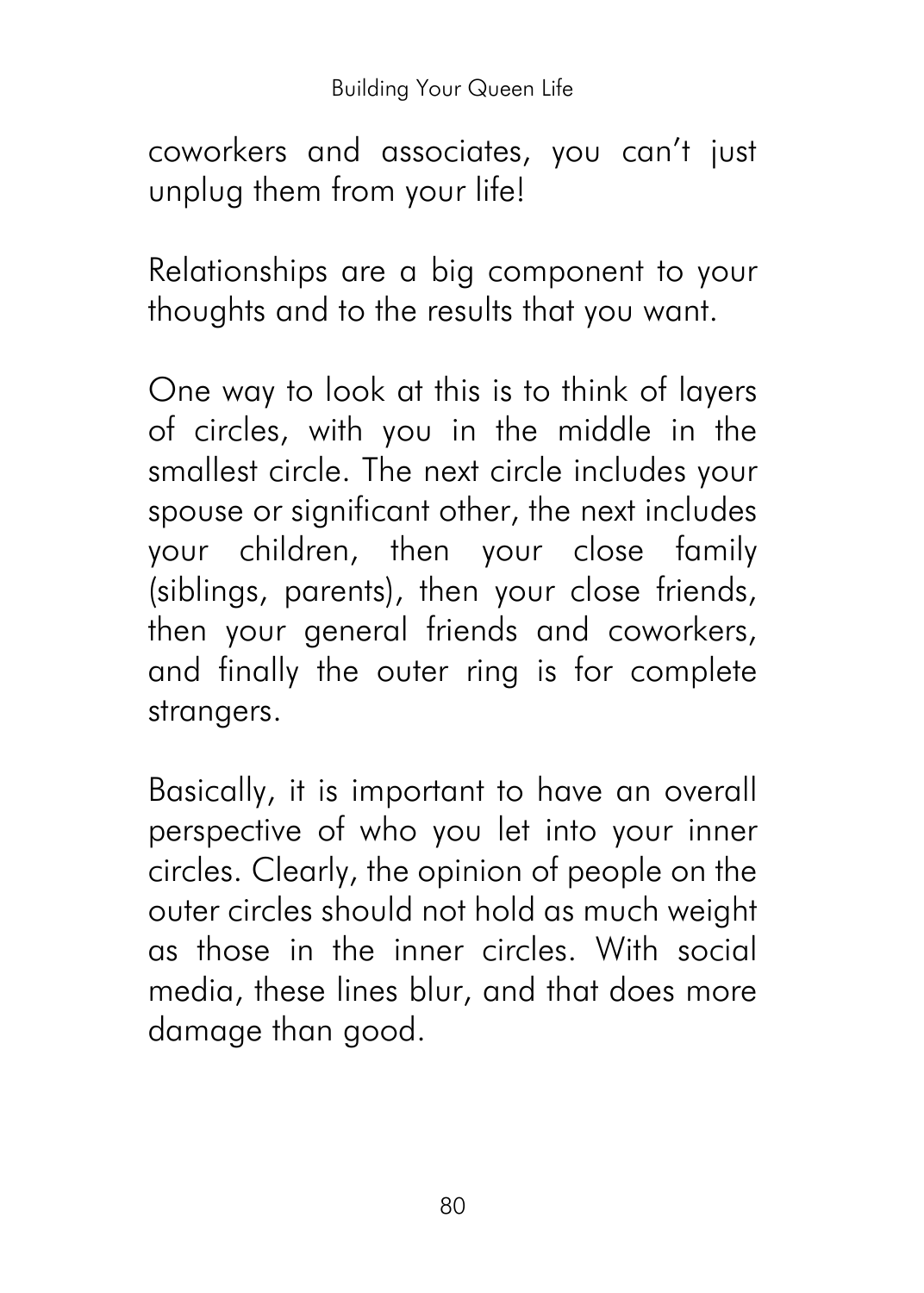coworkers and associates, you can't just unplug them from your life!

Relationships are a big component to your thoughts and to the results that you want.

One way to look at this is to think of layers of circles, with you in the middle in the smallest circle. The next circle includes your spouse or significant other, the next includes your children, then your close family (siblings, parents), then your close friends, then your general friends and coworkers, and finally the outer ring is for complete strangers.

Basically, it is important to have an overall perspective of who you let into your inner circles. Clearly, the opinion of people on the outer circles should not hold as much weight as those in the inner circles. With social media, these lines blur, and that does more damage than good.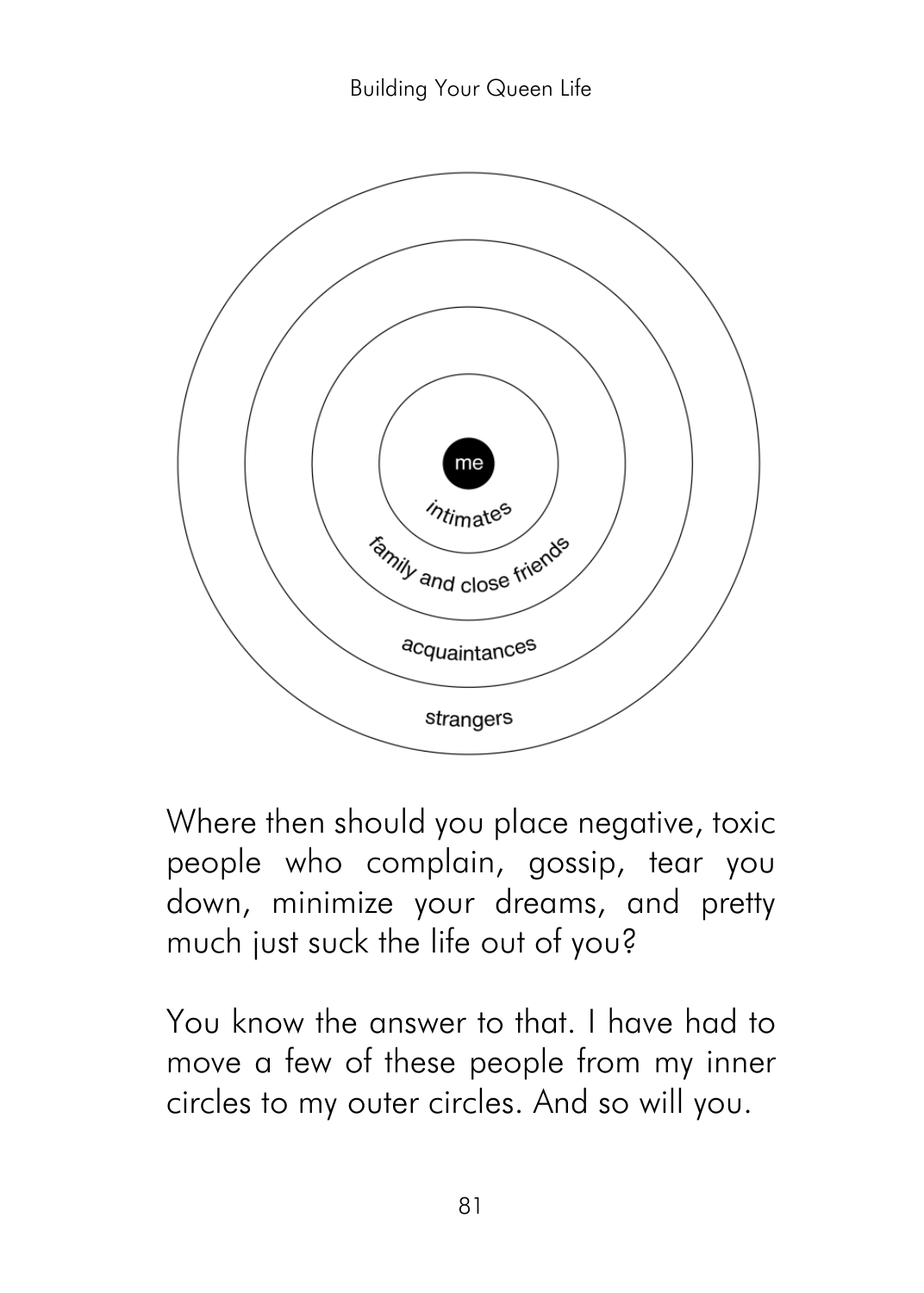me

intimates

family and close friends

acquaintances

strangers

Where then should you place negative, toxic people who complain, gossip, tear you down, minimize your dreams, and pretty much just suck the life out of you?

You know the answer to that. I have had to move a few of these people from my inner circles to my outer circles. And so will you.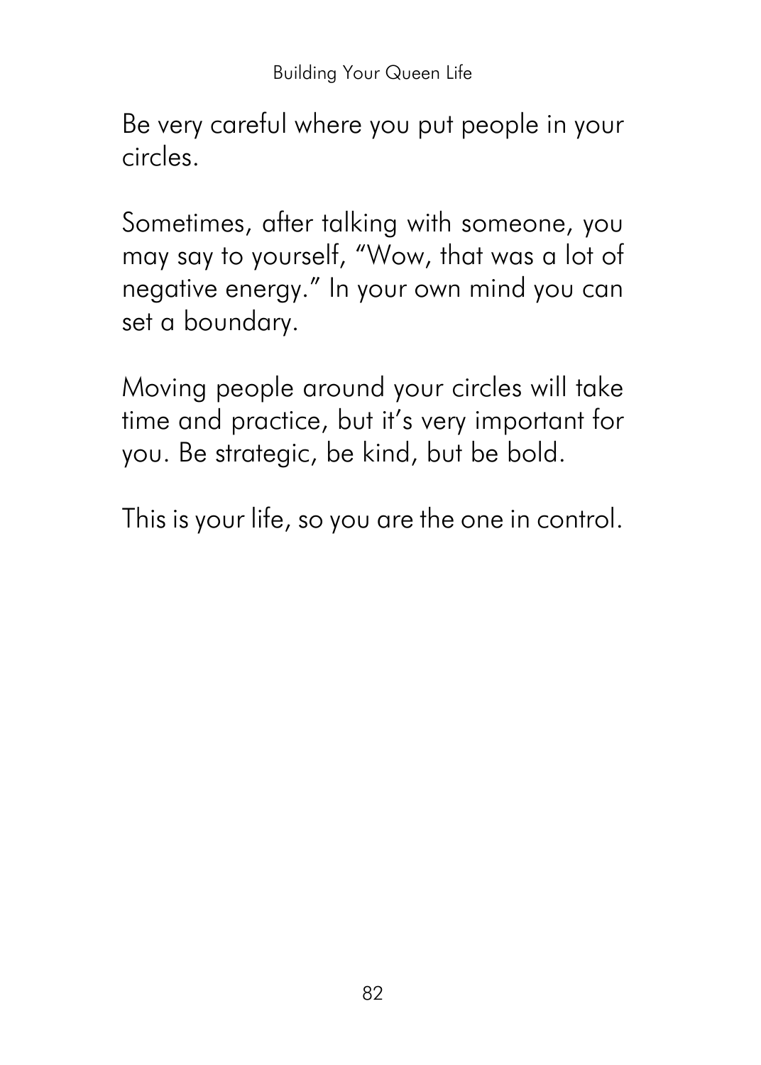Be very careful where you put people in your circles.

Sometimes, after talking with someone, you may say to yourself, "Wow, that was a lot of negative energy." In your own mind you can set a boundary.

Moving people around your circles will take time and practice, but it's very important for you. Be strategic, be kind, but be bold.

This is your life, so you are the one in control.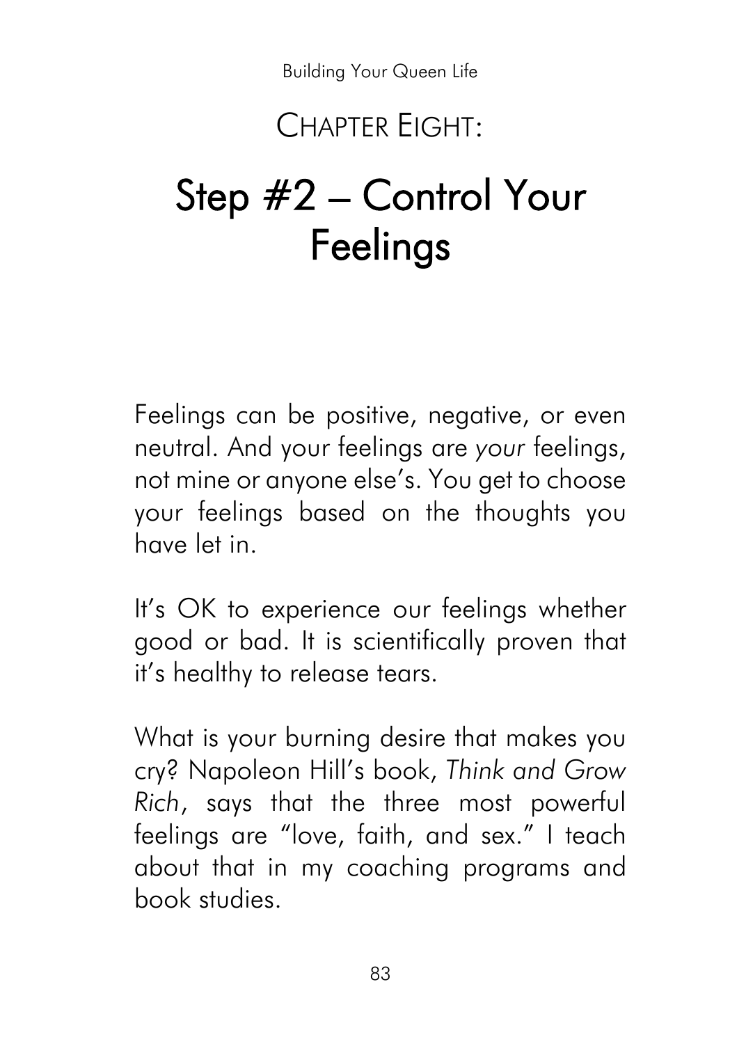## CHAPTER EIGHT:

# Step #2 – Control Your Feelings

Feelings can be positive, negative, or even neutral. And your feelings are *your* feelings, not mine or anyone else's. You get to choose your feelings based on the thoughts you have let in.

It's OK to experience our feelings whether good or bad. It is scientifically proven that it's healthy to release tears.

What is your burning desire that makes you cry? Napoleon Hill's book, *Think and Grow Rich*, says that the three most powerful feelings are "love, faith, and sex." I teach about that in my coaching programs and book studies.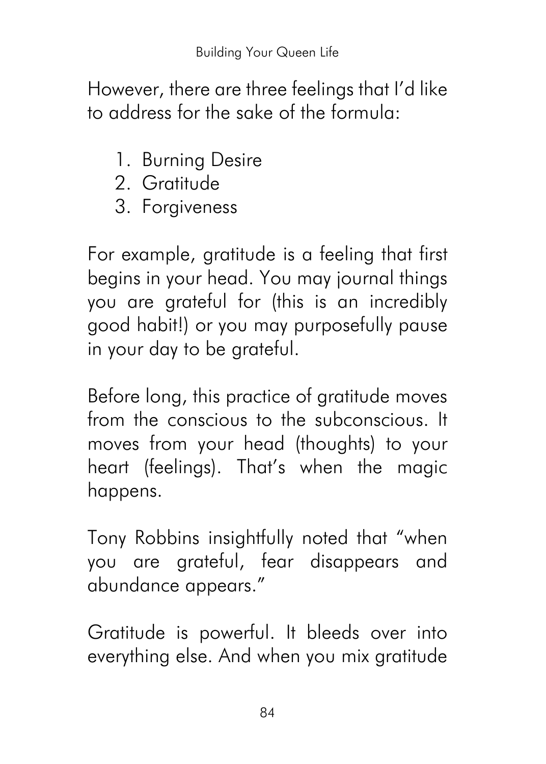However, there are three feelings that I'd like to address for the sake of the formula:

1. Burning Desire
2. Gratitude
3. Forgiveness

For example, gratitude is a feeling that first begins in your head. You may journal things you are grateful for (this is an incredibly good habit!) or you may purposefully pause in your day to be grateful.

Before long, this practice of gratitude moves from the conscious to the subconscious. It moves from your head (thoughts) to your heart (feelings). That's when the magic happens.

Tony Robbins insightfully noted that "when you are grateful, fear disappears and abundance appears."

Gratitude is powerful. It bleeds over into everything else. And when you mix gratitude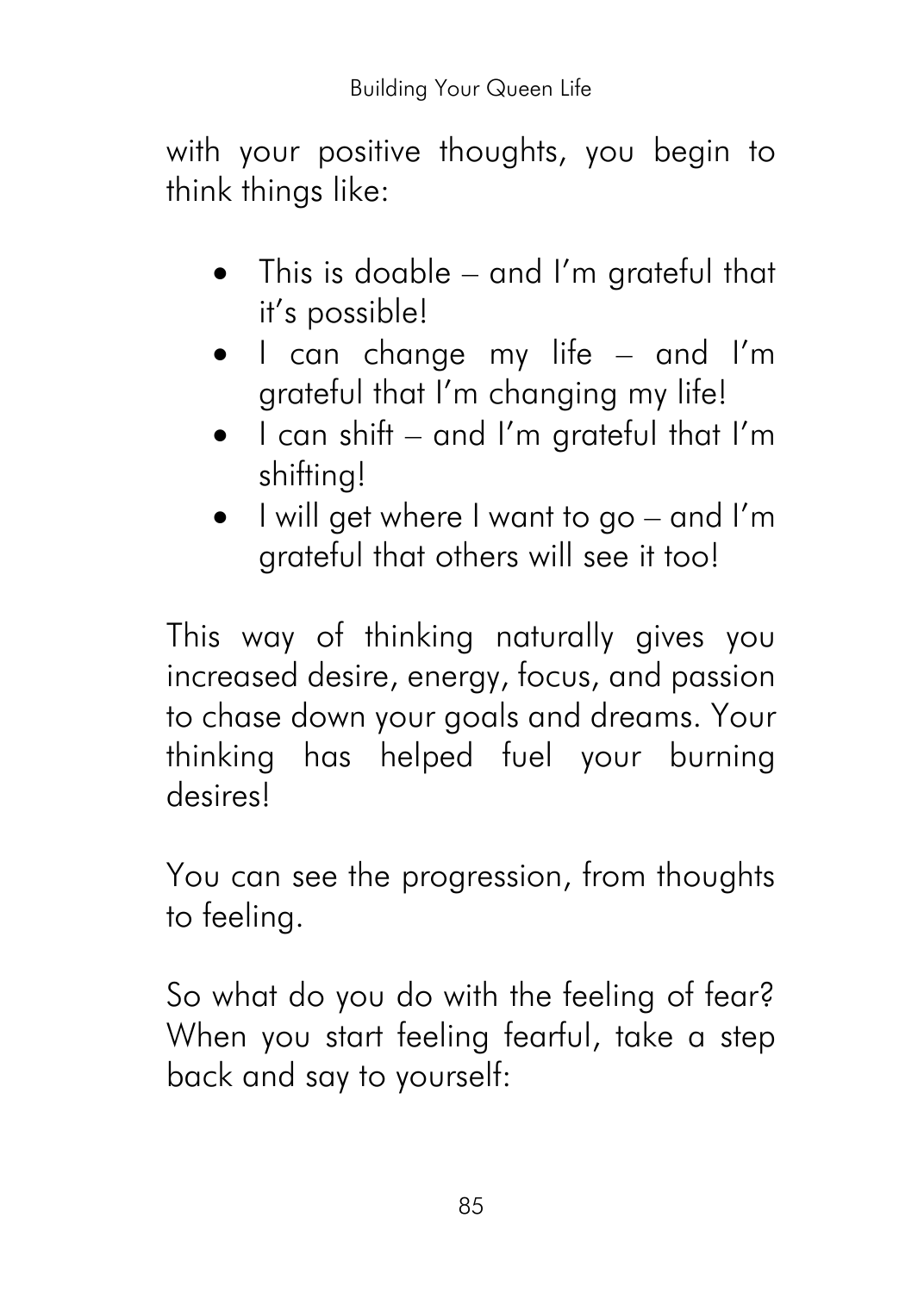with your positive thoughts, you begin to think things like:

- This is doable – and I'm grateful that it's possible!
- I can change my life – and I'm grateful that I'm changing my life!
- I can shift – and I'm grateful that I'm shifting!
- I will get where I want to go – and I'm grateful that others will see it too!

This way of thinking naturally gives you increased desire, energy, focus, and passion to chase down your goals and dreams. Your thinking has helped fuel your burning desires!

You can see the progression, from thoughts to feeling.

So what do you do with the feeling of fear? When you start feeling fearful, take a step back and say to yourself: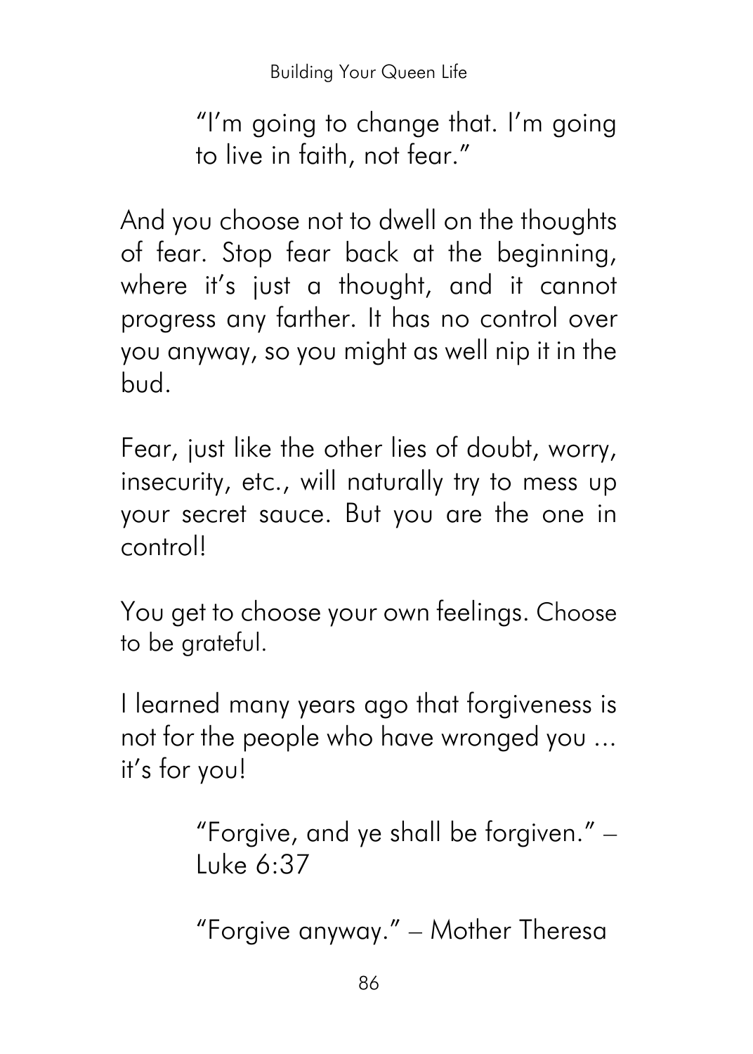> "I'm going to change that. I'm going to live in faith, not fear."

And you choose not to dwell on the thoughts of fear. Stop fear back at the beginning, where it's just a thought, and it cannot progress any farther. It has no control over you anyway, so you might as well nip it in the bud.

Fear, just like the other lies of doubt, worry, insecurity, etc., will naturally try to mess up your secret sauce. But you are the one in control!

You get to choose your own feelings. Choose to be grateful.

I learned many years ago that forgiveness is not for the people who have wronged you … it's for you!

> "Forgive, and ye shall be forgiven." – Luke 6:37

> "Forgive anyway." – Mother Theresa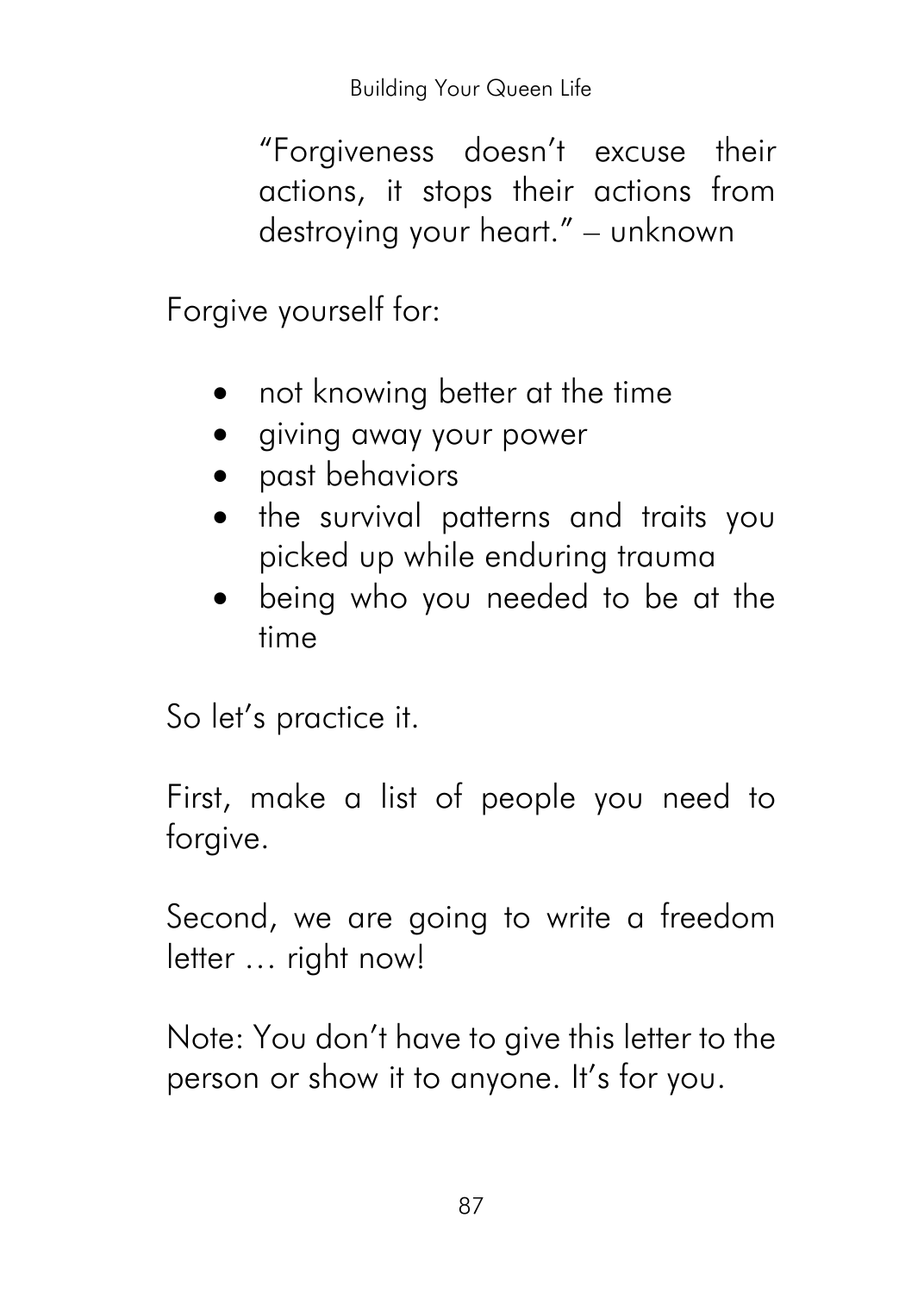> "Forgiveness doesn't excuse their actions, it stops their actions from destroying your heart." – unknown

Forgive yourself for:

- not knowing better at the time
- giving away your power
- past behaviors
- the survival patterns and traits you picked up while enduring trauma
- being who you needed to be at the time

So let's practice it.

First, make a list of people you need to forgive.

Second, we are going to write a freedom letter … right now!

Note: You don't have to give this letter to the person or show it to anyone. It's for you.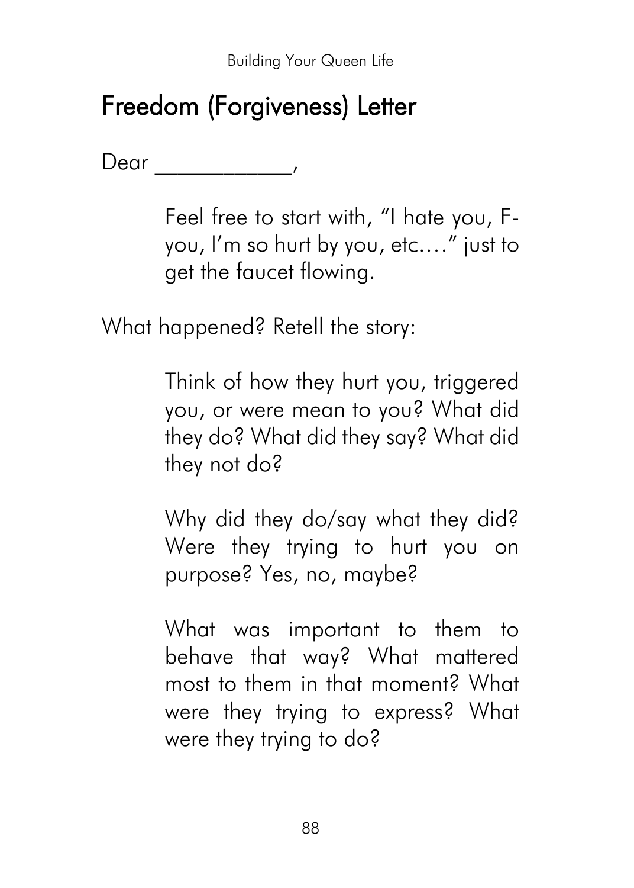# Freedom (Forgiveness) Letter

Dear ___________,

> Feel free to start with, "I hate you, F-you, I'm so hurt by you, etc.…" just to get the faucet flowing.

What happened? Retell the story:

> Think of how they hurt you, triggered you, or were mean to you? What did they do? What did they say? What did they not do?
>
> Why did they do/say what they did? Were they trying to hurt you on purpose? Yes, no, maybe?
>
> What was important to them to behave that way? What mattered most to them in that moment? What were they trying to express? What were they trying to do?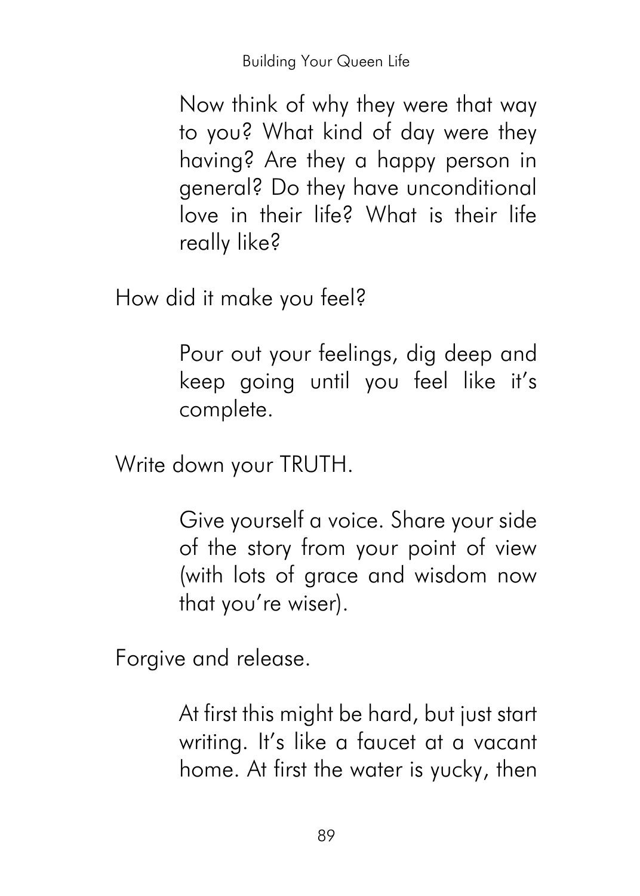Now think of why they were that way to you? What kind of day were they having? Are they a happy person in general? Do they have unconditional love in their life? What is their life really like?

How did it make you feel?

Pour out your feelings, dig deep and keep going until you feel like it's complete.

Write down your TRUTH.

Give yourself a voice. Share your side of the story from your point of view (with lots of grace and wisdom now that you're wiser).

Forgive and release.

At first this might be hard, but just start writing. It's like a faucet at a vacant home. At first the water is yucky, then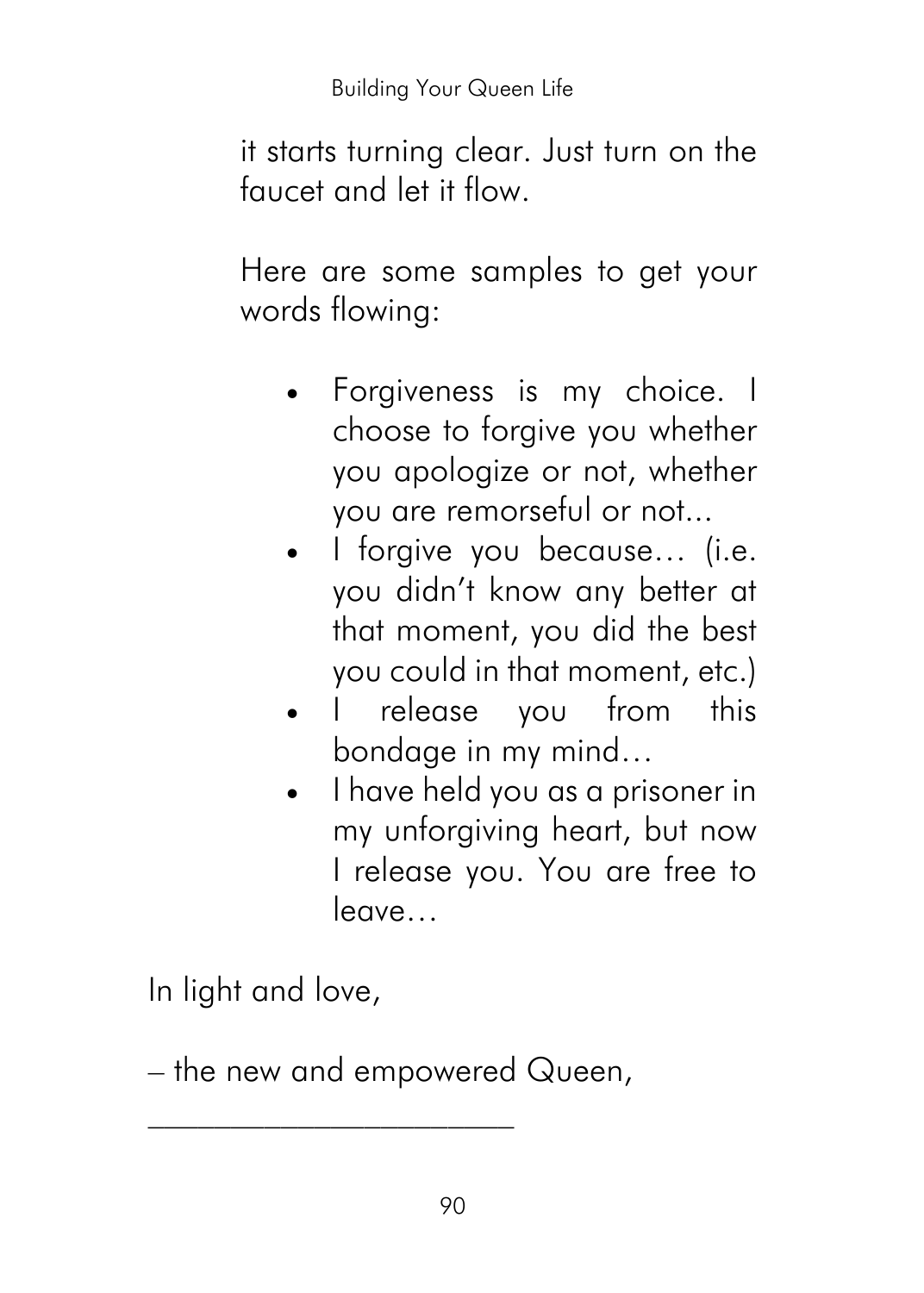it starts turning clear. Just turn on the faucet and let it flow.

Here are some samples to get your words flowing:

- Forgiveness is my choice. I choose to forgive you whether you apologize or not, whether you are remorseful or not...
- I forgive you because… (i.e. you didn't know any better at that moment, you did the best you could in that moment, etc.)
- I release you from this bondage in my mind…
- I have held you as a prisoner in my unforgiving heart, but now I release you. You are free to leave…

In light and love,

– the new and empowered Queen,

______________________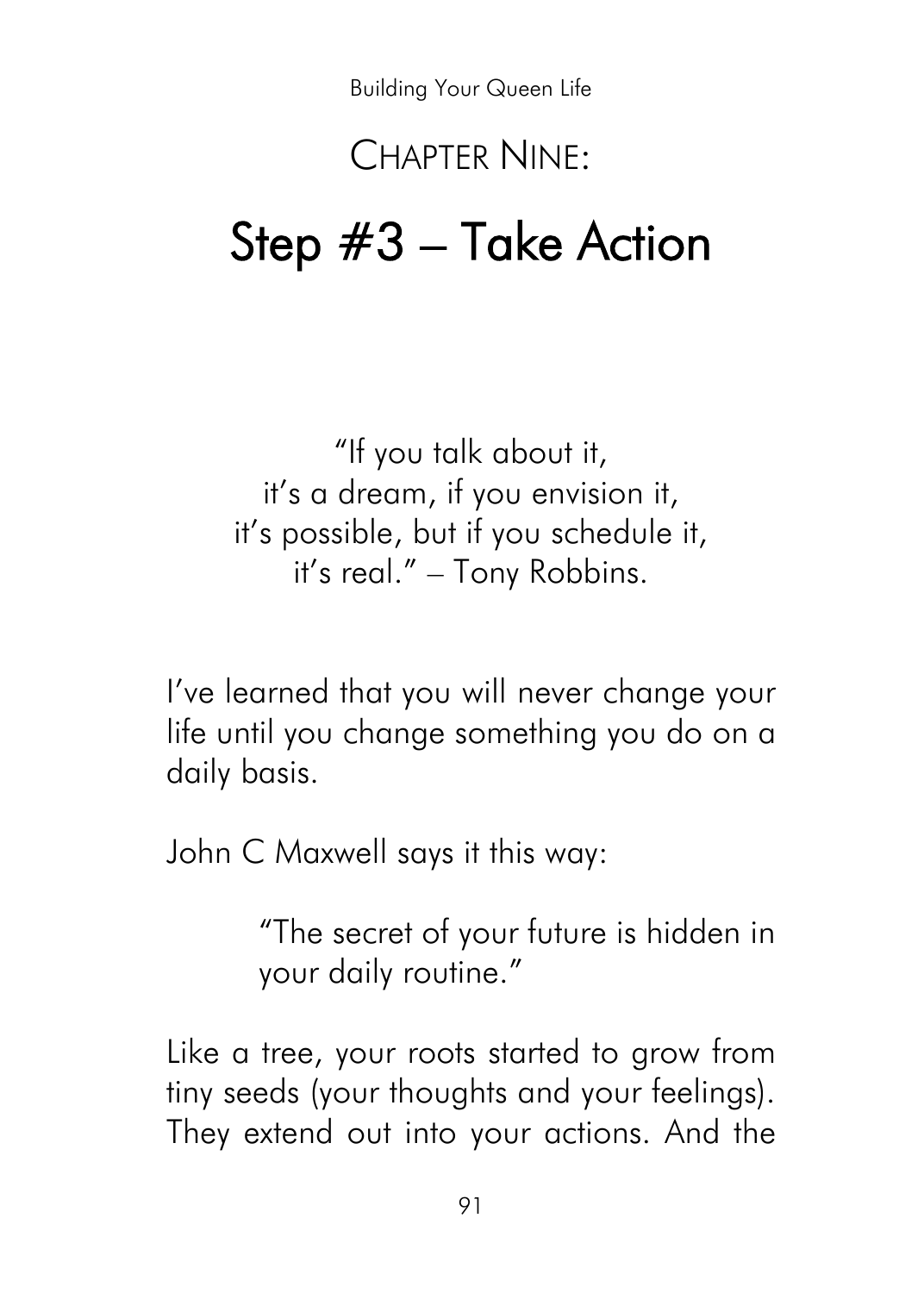# Chapter Nine:

# Step #3 – Take Action

"If you talk about it,
it's a dream, if you envision it,
it's possible, but if you schedule it,
it's real." – Tony Robbins.

I've learned that you will never change your life until you change something you do on a daily basis.

John C Maxwell says it this way:

> "The secret of your future is hidden in your daily routine."

Like a tree, your roots started to grow from tiny seeds (your thoughts and your feelings). They extend out into your actions. And the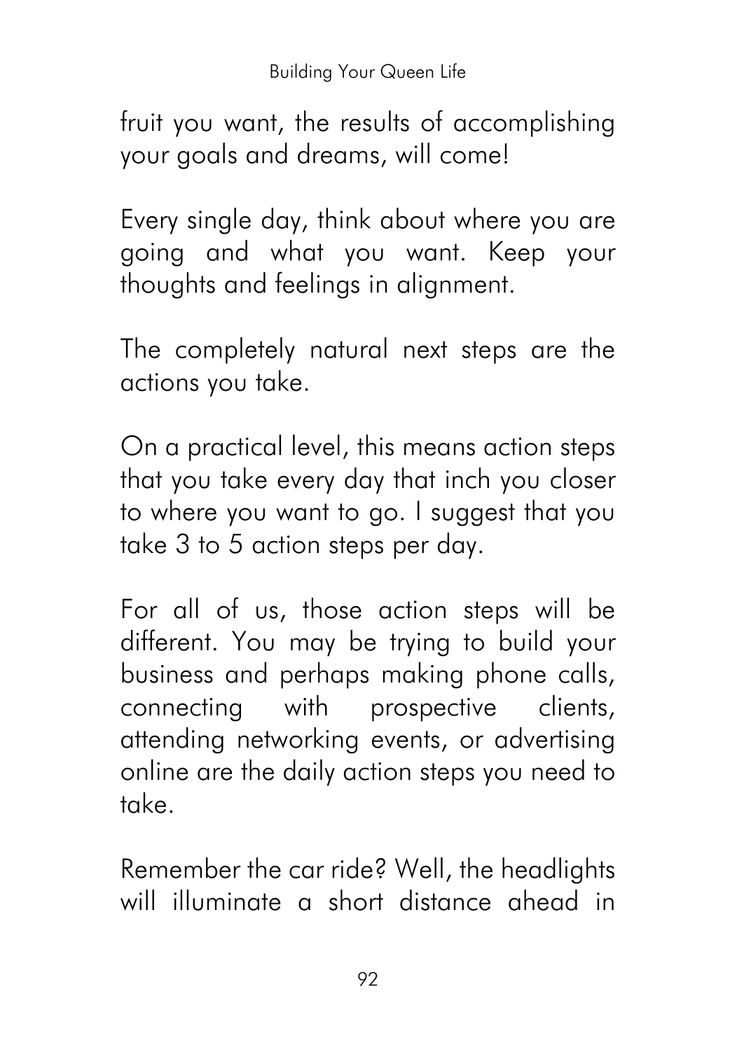fruit you want, the results of accomplishing your goals and dreams, will come!

Every single day, think about where you are going and what you want. Keep your thoughts and feelings in alignment.

The completely natural next steps are the actions you take.

On a practical level, this means action steps that you take every day that inch you closer to where you want to go. I suggest that you take 3 to 5 action steps per day.

For all of us, those action steps will be different. You may be trying to build your business and perhaps making phone calls, connecting with prospective clients, attending networking events, or advertising online are the daily action steps you need to take.

Remember the car ride? Well, the headlights will illuminate a short distance ahead in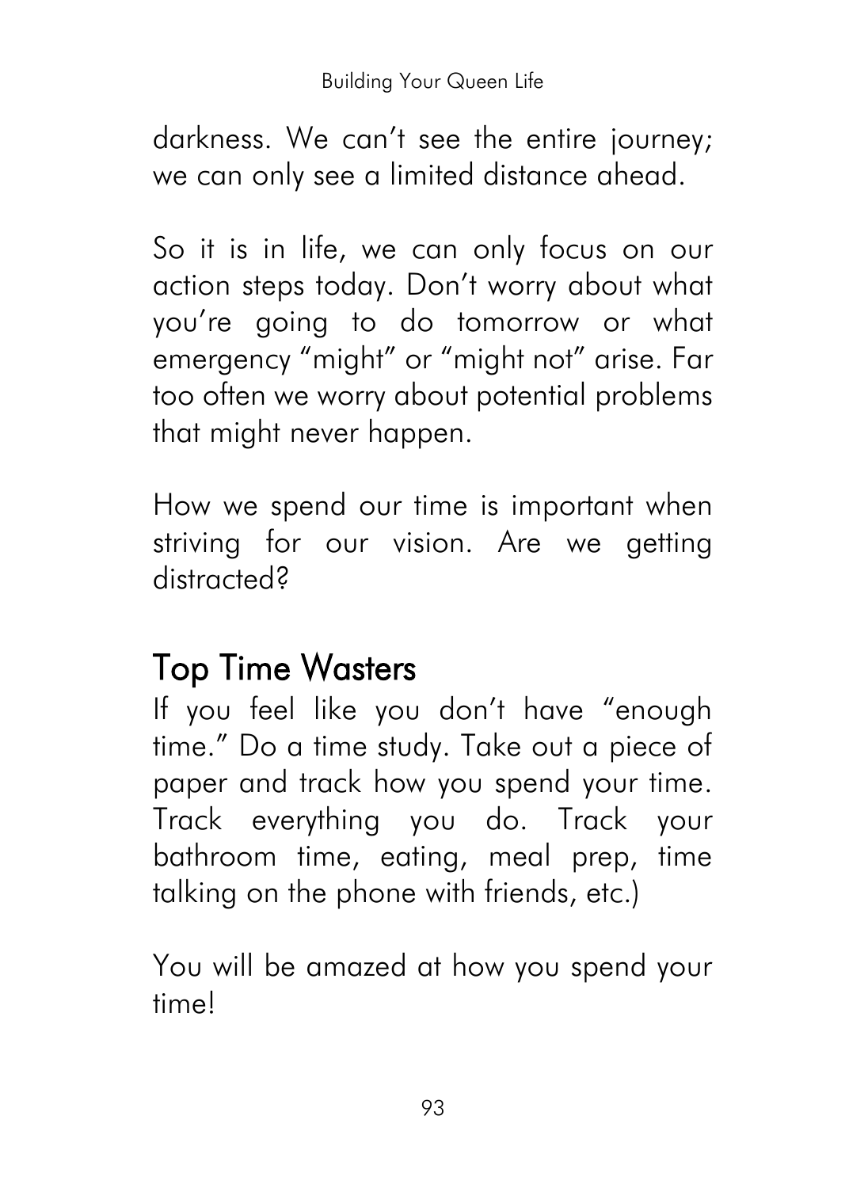darkness. We can't see the entire journey; we can only see a limited distance ahead.

So it is in life, we can only focus on our action steps today. Don't worry about what you're going to do tomorrow or what emergency "might" or "might not" arise. Far too often we worry about potential problems that might never happen.

How we spend our time is important when striving for our vision. Are we getting distracted?

## Top Time Wasters

If you feel like you don't have "enough time." Do a time study. Take out a piece of paper and track how you spend your time. Track everything you do. Track your bathroom time, eating, meal prep, time talking on the phone with friends, etc.)

You will be amazed at how you spend your time!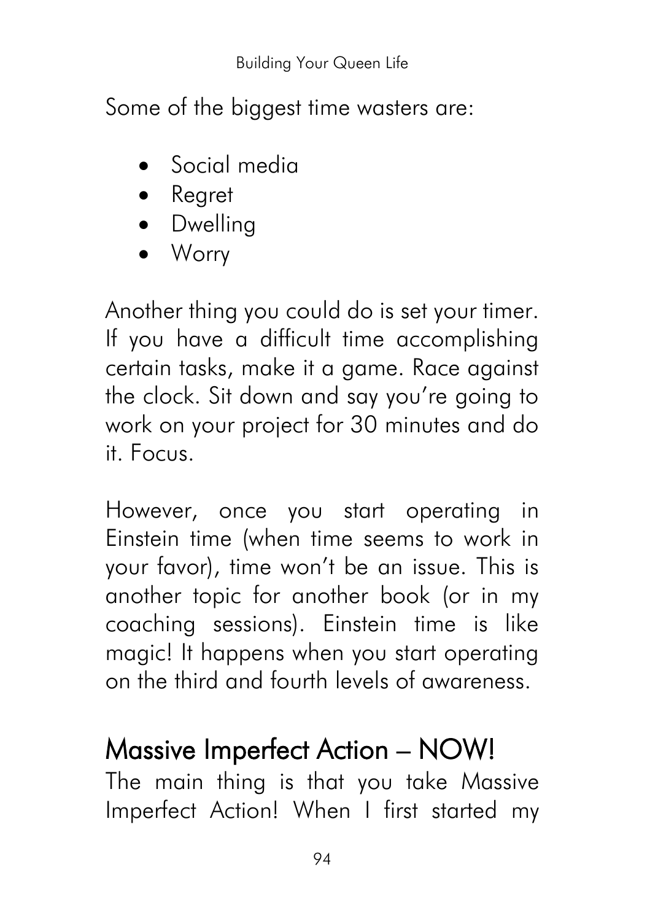Some of the biggest time wasters are:

- Social media
- Regret
- Dwelling
- Worry

Another thing you could do is set your timer. If you have a difficult time accomplishing certain tasks, make it a game. Race against the clock. Sit down and say you're going to work on your project for 30 minutes and do it. Focus.

However, once you start operating in Einstein time (when time seems to work in your favor), time won't be an issue. This is another topic for another book (or in my coaching sessions). Einstein time is like magic! It happens when you start operating on the third and fourth levels of awareness.

## Massive Imperfect Action – NOW!

The main thing is that you take Massive Imperfect Action! When I first started my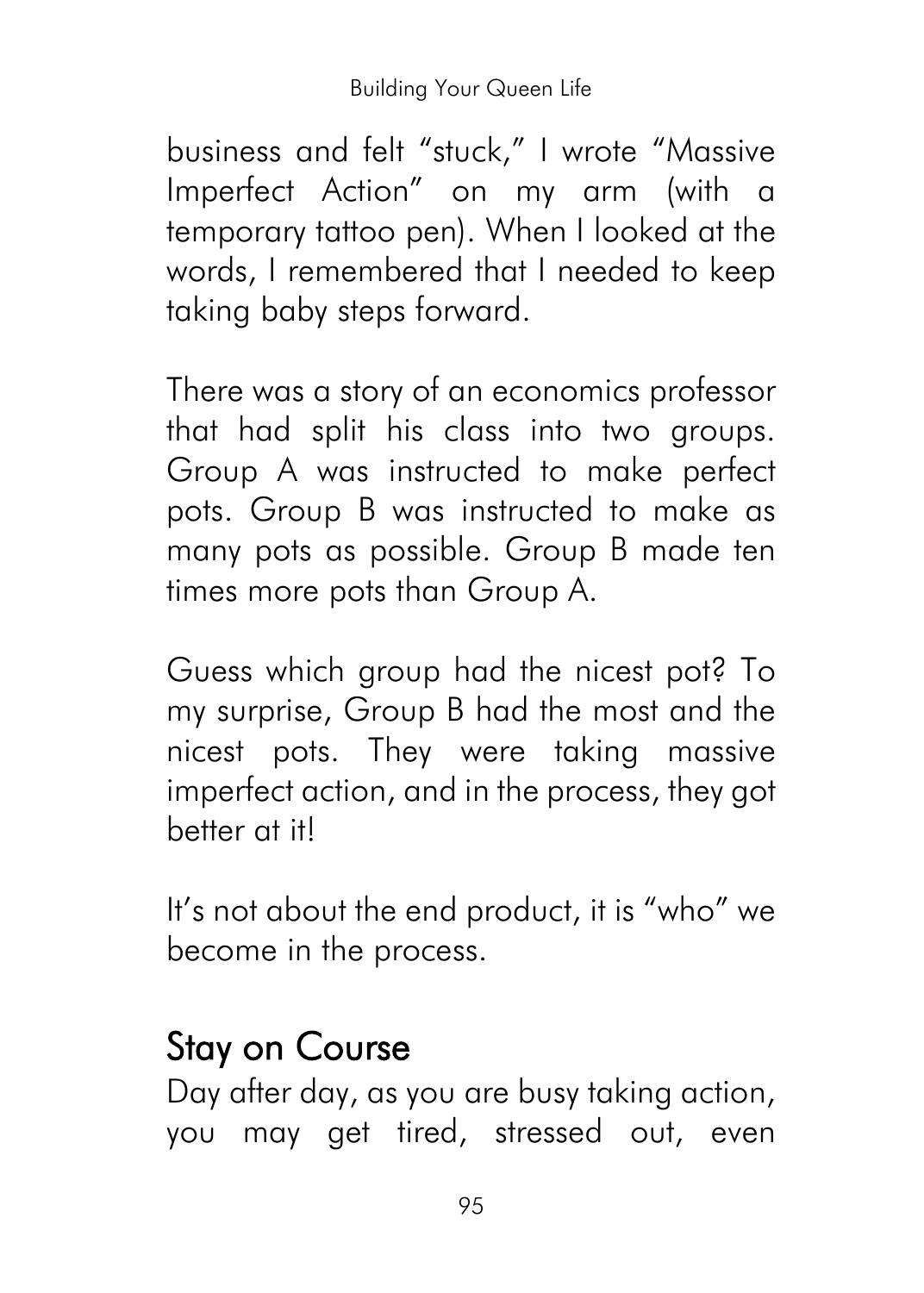business and felt "stuck," I wrote "Massive Imperfect Action" on my arm (with a temporary tattoo pen). When I looked at the words, I remembered that I needed to keep taking baby steps forward.

There was a story of an economics professor that had split his class into two groups. Group A was instructed to make perfect pots. Group B was instructed to make as many pots as possible. Group B made ten times more pots than Group A.

Guess which group had the nicest pot? To my surprise, Group B had the most and the nicest pots. They were taking massive imperfect action, and in the process, they got better at it!

It's not about the end product, it is "who" we become in the process.

## Stay on Course

Day after day, as you are busy taking action, you may get tired, stressed out, even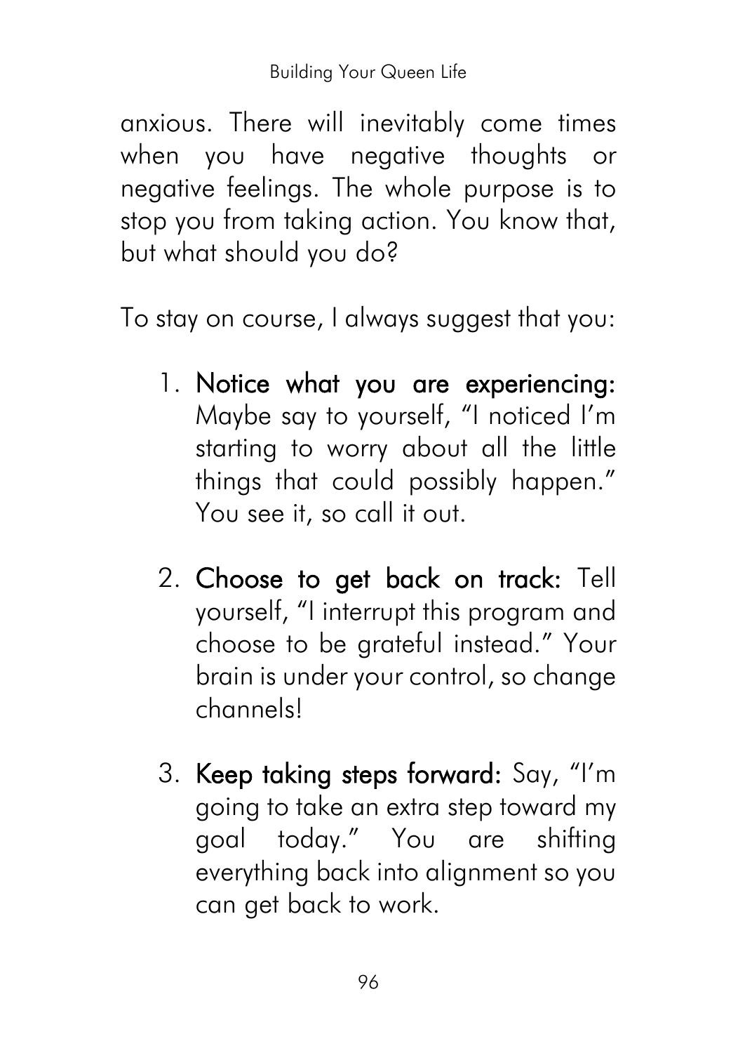anxious. There will inevitably come times when you have negative thoughts or negative feelings. The whole purpose is to stop you from taking action. You know that, but what should you do?

To stay on course, I always suggest that you:

1. **Notice what you are experiencing:** Maybe say to yourself, "I noticed I'm starting to worry about all the little things that could possibly happen." You see it, so call it out.

2. **Choose to get back on track:** Tell yourself, "I interrupt this program and choose to be grateful instead." Your brain is under your control, so change channels!

3. **Keep taking steps forward:** Say, "I'm going to take an extra step toward my goal today." You are shifting everything back into alignment so you can get back to work.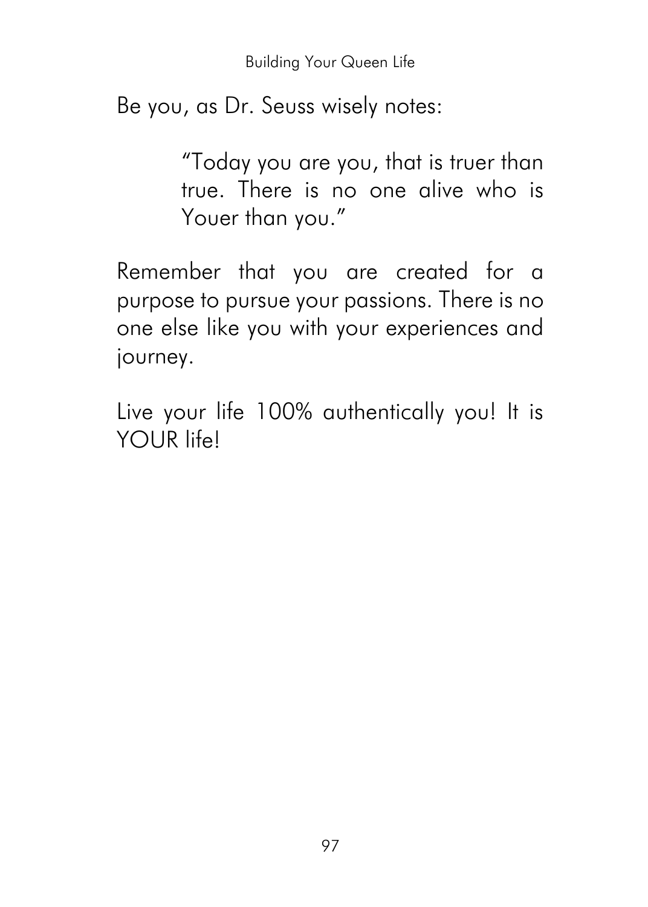Be you, as Dr. Seuss wisely notes:

> "Today you are you, that is truer than true. There is no one alive who is Youer than you."

Remember that you are created for a purpose to pursue your passions. There is no one else like you with your experiences and journey.

Live your life 100% authentically you! It is YOUR life!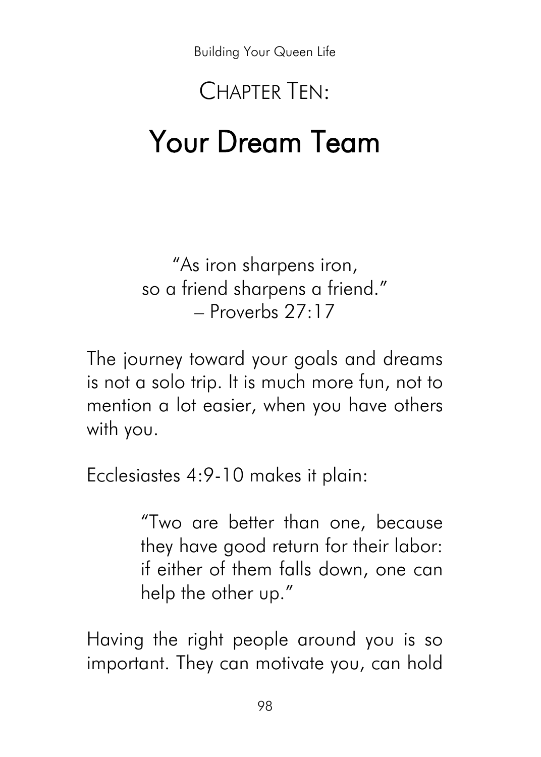# Chapter Ten:

# Your Dream Team

"As iron sharpens iron,
so a friend sharpens a friend."
– Proverbs 27:17

The journey toward your goals and dreams is not a solo trip. It is much more fun, not to mention a lot easier, when you have others with you.

Ecclesiastes 4:9-10 makes it plain:

> "Two are better than one, because they have good return for their labor: if either of them falls down, one can help the other up."

Having the right people around you is so important. They can motivate you, can hold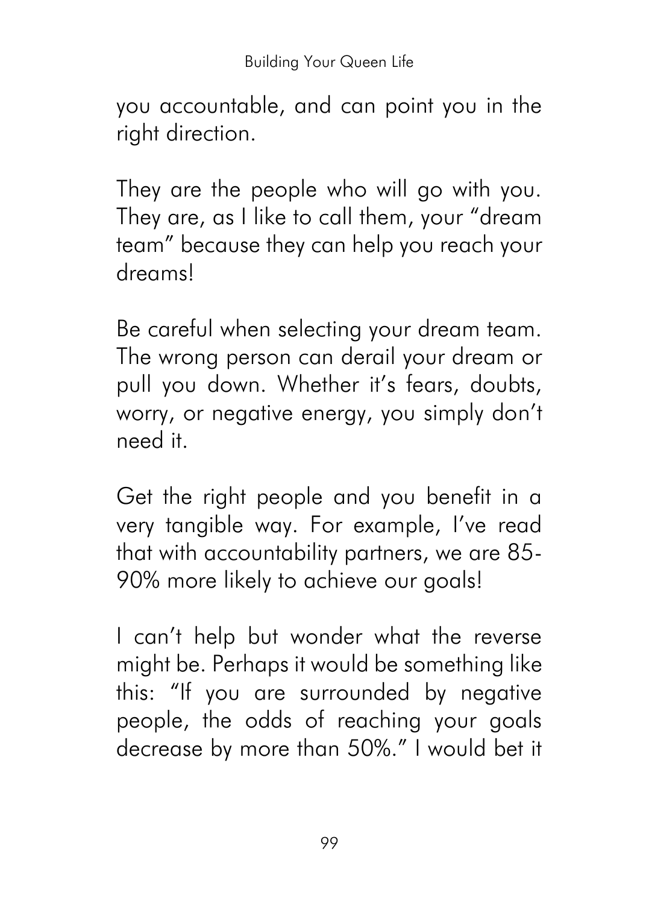you accountable, and can point you in the right direction.

They are the people who will go with you. They are, as I like to call them, your "dream team" because they can help you reach your dreams!

Be careful when selecting your dream team. The wrong person can derail your dream or pull you down. Whether it's fears, doubts, worry, or negative energy, you simply don't need it.

Get the right people and you benefit in a very tangible way. For example, I've read that with accountability partners, we are 85-90% more likely to achieve our goals!

I can't help but wonder what the reverse might be. Perhaps it would be something like this: "If you are surrounded by negative people, the odds of reaching your goals decrease by more than 50%." I would bet it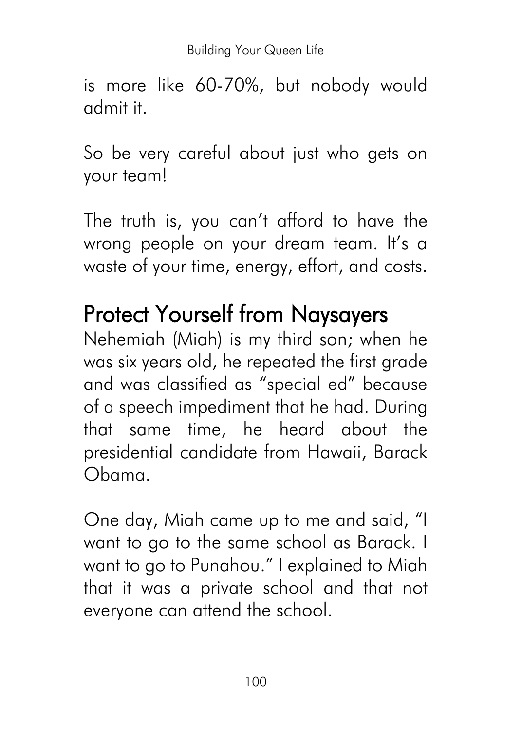is more like 60-70%, but nobody would admit it.

So be very careful about just who gets on your team!

The truth is, you can't afford to have the wrong people on your dream team. It's a waste of your time, energy, effort, and costs.

## Protect Yourself from Naysayers

Nehemiah (Miah) is my third son; when he was six years old, he repeated the first grade and was classified as "special ed" because of a speech impediment that he had. During that same time, he heard about the presidential candidate from Hawaii, Barack Obama.

One day, Miah came up to me and said, "I want to go to the same school as Barack. I want to go to Punahou." I explained to Miah that it was a private school and that not everyone can attend the school.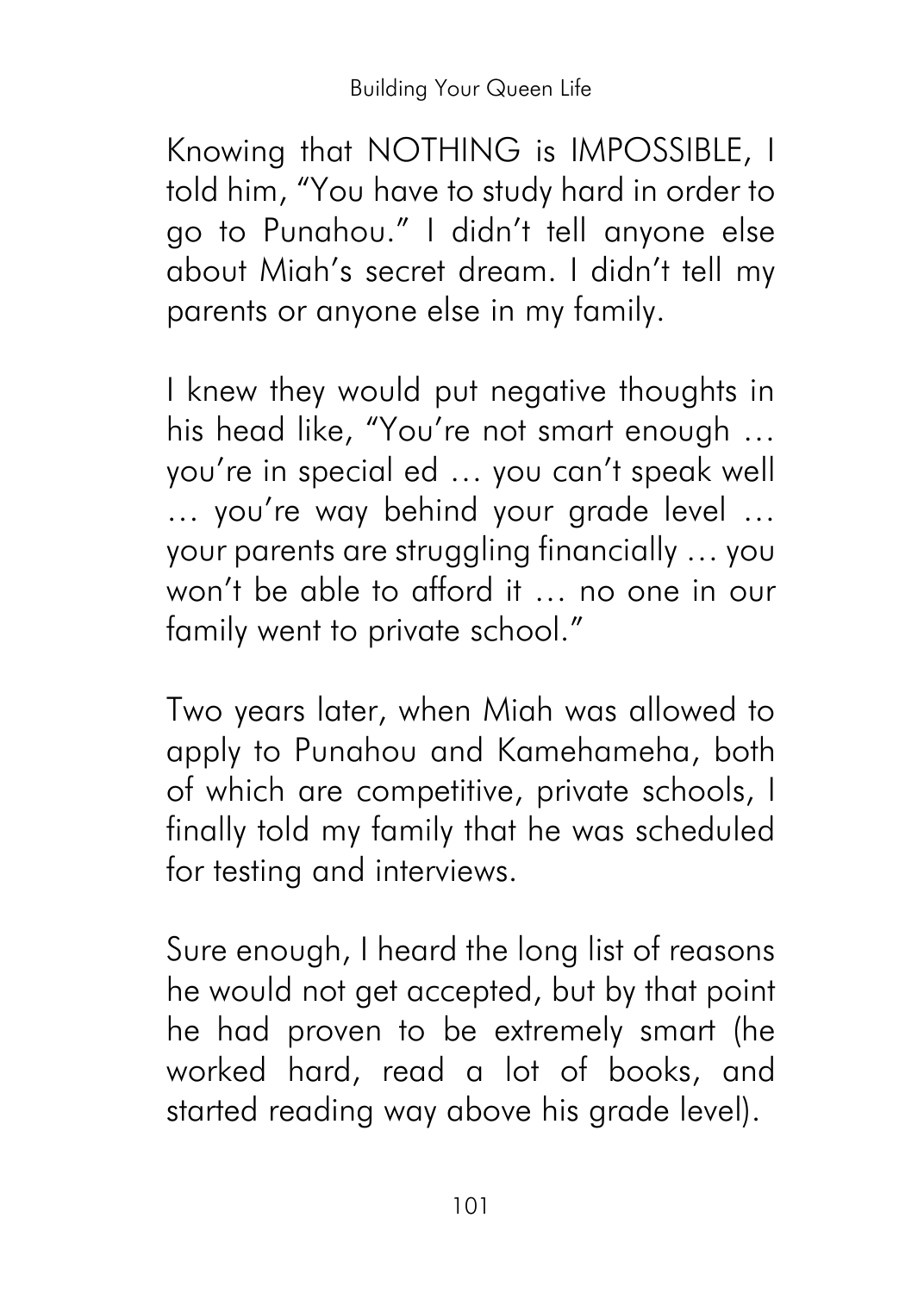Knowing that NOTHING is IMPOSSIBLE, I told him, "You have to study hard in order to go to Punahou." I didn't tell anyone else about Miah's secret dream. I didn't tell my parents or anyone else in my family.

I knew they would put negative thoughts in his head like, "You're not smart enough … you're in special ed … you can't speak well … you're way behind your grade level … your parents are struggling financially … you won't be able to afford it … no one in our family went to private school."

Two years later, when Miah was allowed to apply to Punahou and Kamehameha, both of which are competitive, private schools, I finally told my family that he was scheduled for testing and interviews.

Sure enough, I heard the long list of reasons he would not get accepted, but by that point he had proven to be extremely smart (he worked hard, read a lot of books, and started reading way above his grade level).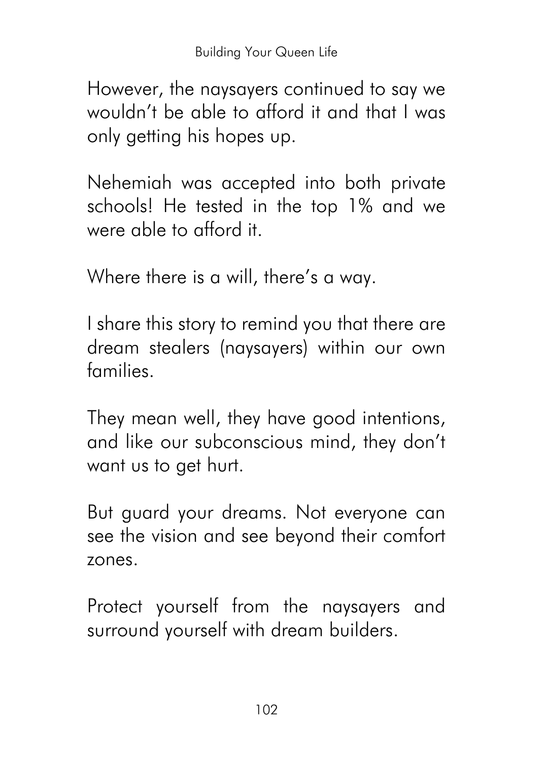However, the naysayers continued to say we wouldn't be able to afford it and that I was only getting his hopes up.

Nehemiah was accepted into both private schools! He tested in the top 1% and we were able to afford it.

Where there is a will, there's a way.

I share this story to remind you that there are dream stealers (naysayers) within our own families.

They mean well, they have good intentions, and like our subconscious mind, they don't want us to get hurt.

But guard your dreams. Not everyone can see the vision and see beyond their comfort zones.

Protect yourself from the naysayers and surround yourself with dream builders.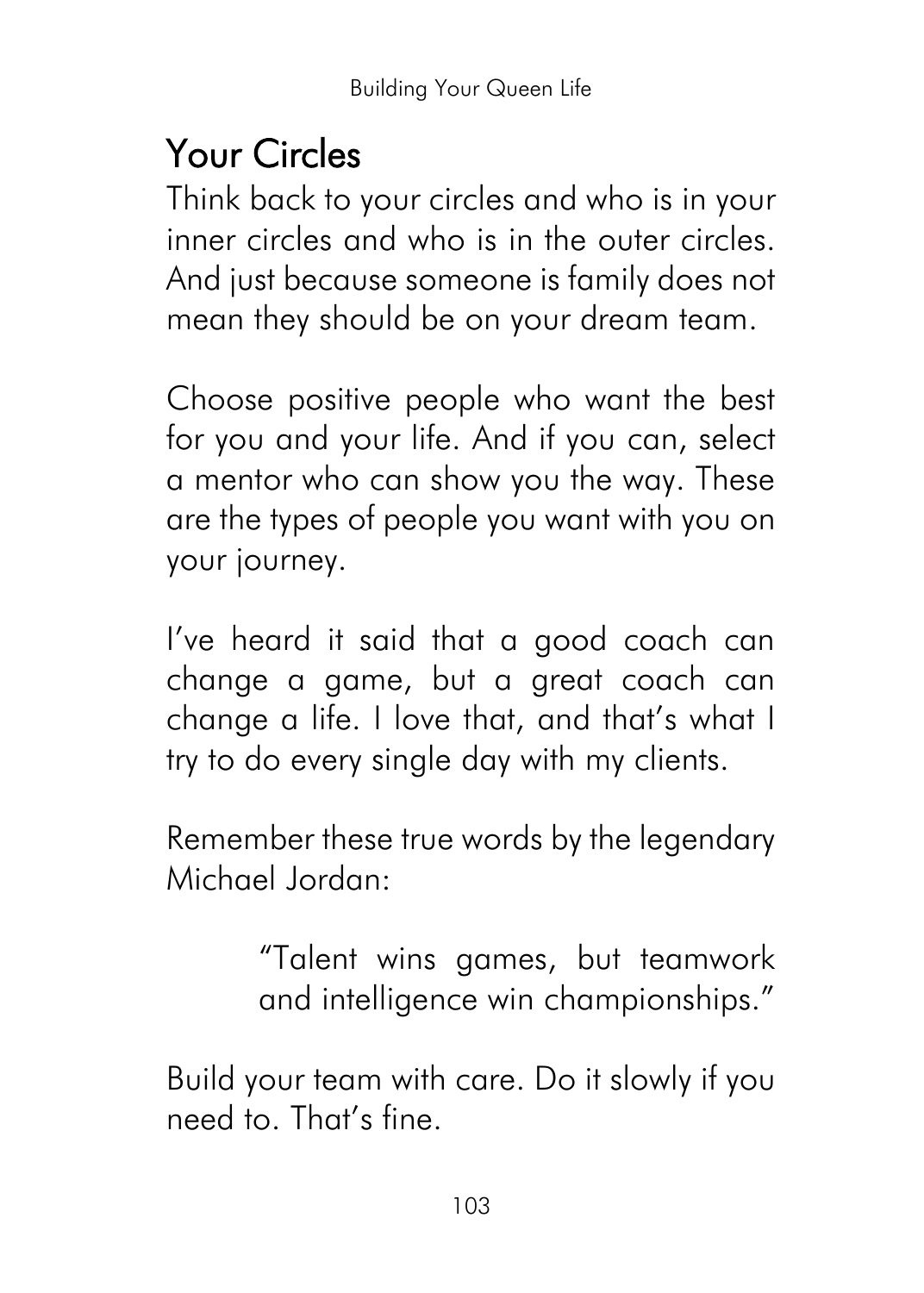## Your Circles

Think back to your circles and who is in your inner circles and who is in the outer circles. And just because someone is family does not mean they should be on your dream team.

Choose positive people who want the best for you and your life. And if you can, select a mentor who can show you the way. These are the types of people you want with you on your journey.

I've heard it said that a good coach can change a game, but a great coach can change a life. I love that, and that's what I try to do every single day with my clients.

Remember these true words by the legendary Michael Jordan:

> "Talent wins games, but teamwork and intelligence win championships."

Build your team with care. Do it slowly if you need to. That's fine.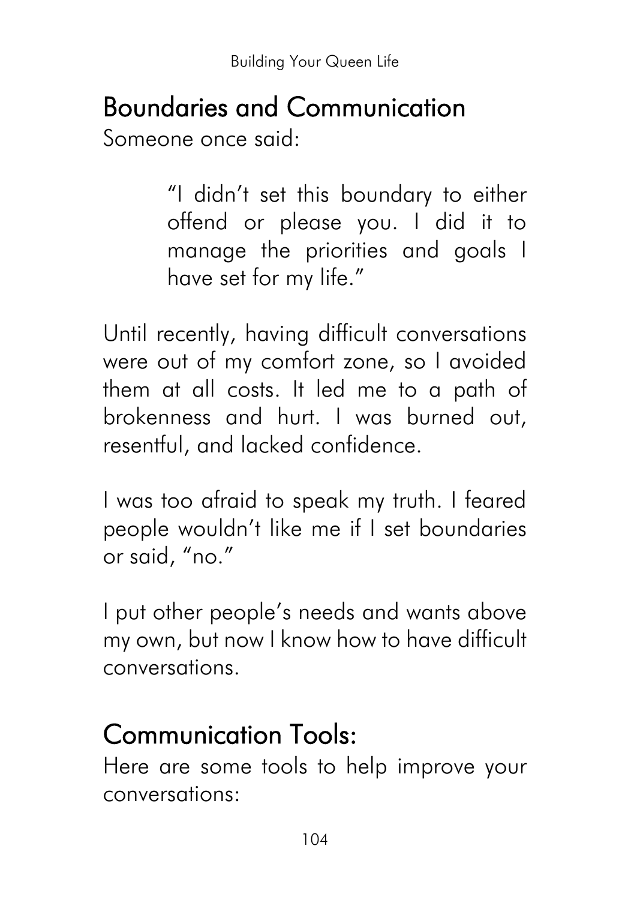## Boundaries and Communication

Someone once said:

> "I didn't set this boundary to either offend or please you. I did it to manage the priorities and goals I have set for my life."

Until recently, having difficult conversations were out of my comfort zone, so I avoided them at all costs. It led me to a path of brokenness and hurt. I was burned out, resentful, and lacked confidence.

I was too afraid to speak my truth. I feared people wouldn't like me if I set boundaries or said, "no."

I put other people's needs and wants above my own, but now I know how to have difficult conversations.

## Communication Tools:

Here are some tools to help improve your conversations: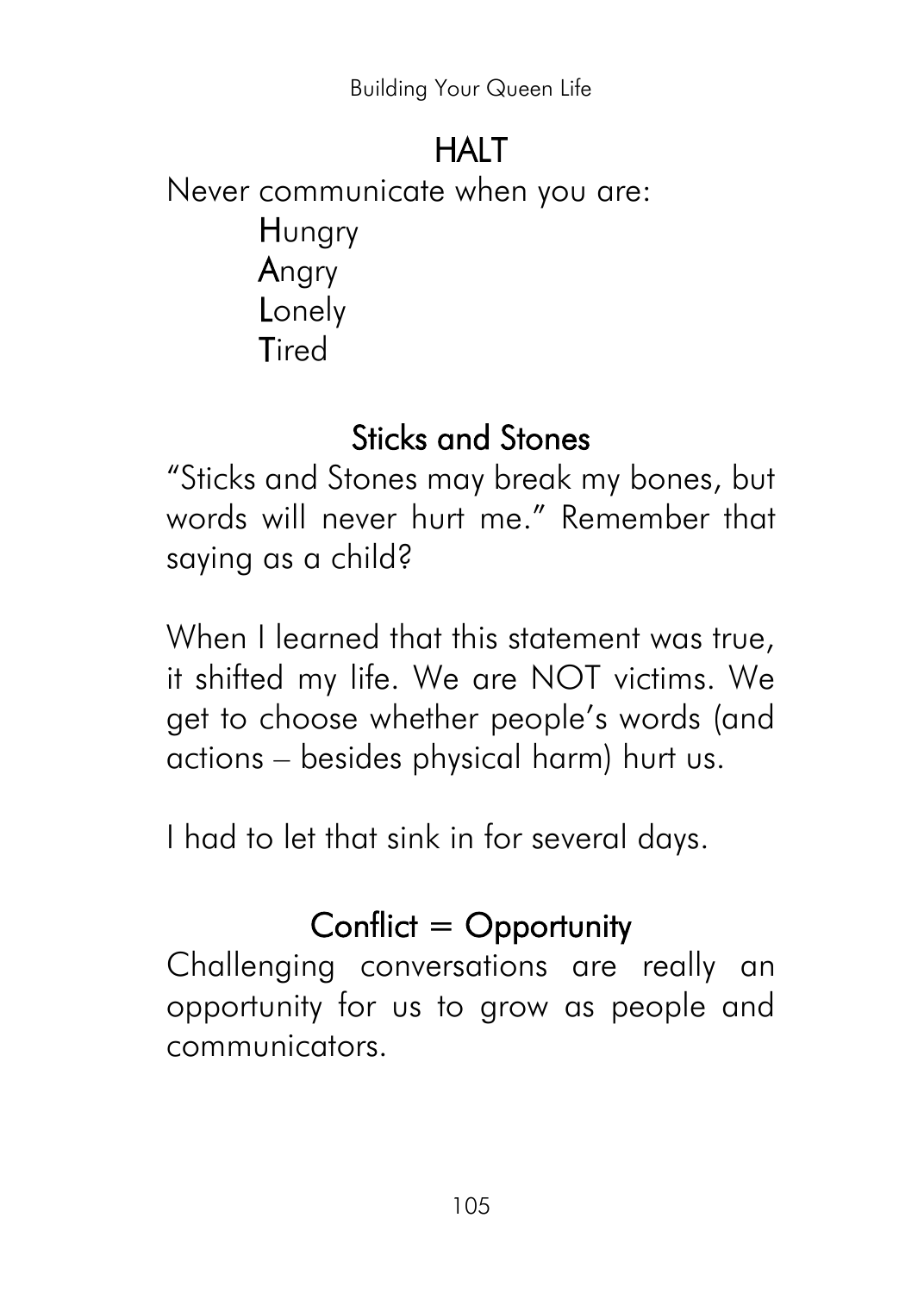## HALT

Never communicate when you are:

**H**ungry
**A**ngry
**L**onely
**T**ired

## Sticks and Stones

"Sticks and Stones may break my bones, but words will never hurt me." Remember that saying as a child?

When I learned that this statement was true, it shifted my life. We are NOT victims. We get to choose whether people's words (and actions – besides physical harm) hurt us.

I had to let that sink in for several days.

## Conflict = Opportunity

Challenging conversations are really an opportunity for us to grow as people and communicators.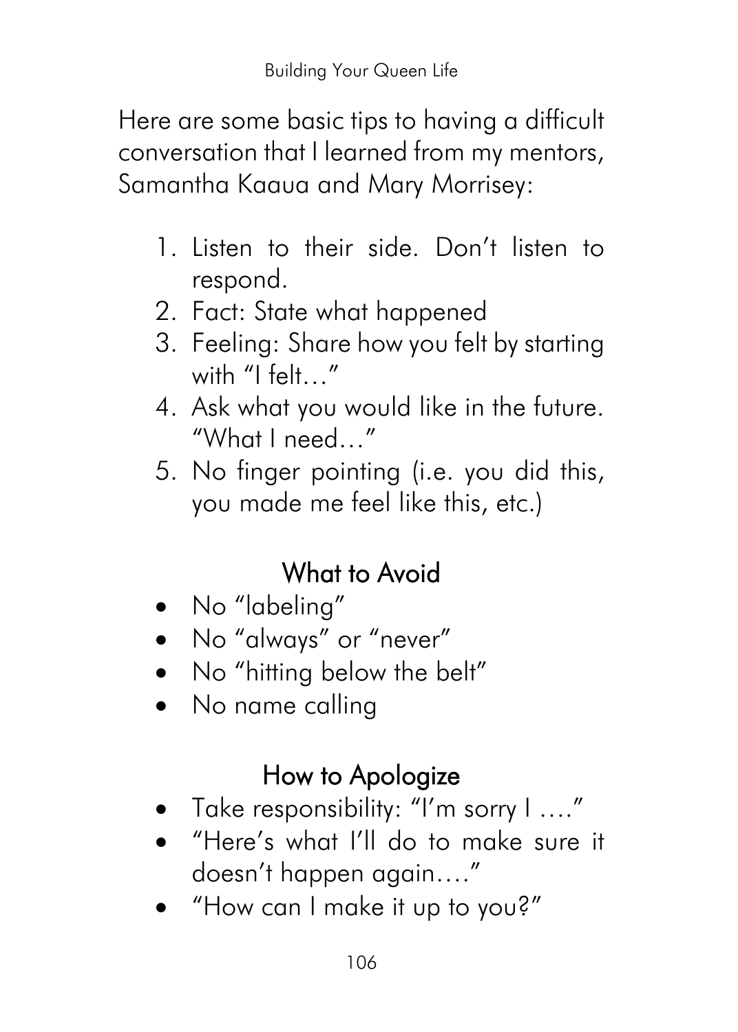Here are some basic tips to having a difficult conversation that I learned from my mentors, Samantha Kaaua and Mary Morrisey:

1. Listen to their side. Don't listen to respond.
2. Fact: State what happened
3. Feeling: Share how you felt by starting with "I felt…"
4. Ask what you would like in the future. "What I need…"
5. No finger pointing (i.e. you did this, you made me feel like this, etc.)

## What to Avoid

- No "labeling"
- No "always" or "never"
- No "hitting below the belt"
- No name calling

## How to Apologize

- Take responsibility: "I'm sorry I …."
- "Here's what I'll do to make sure it doesn't happen again…."
- "How can I make it up to you?"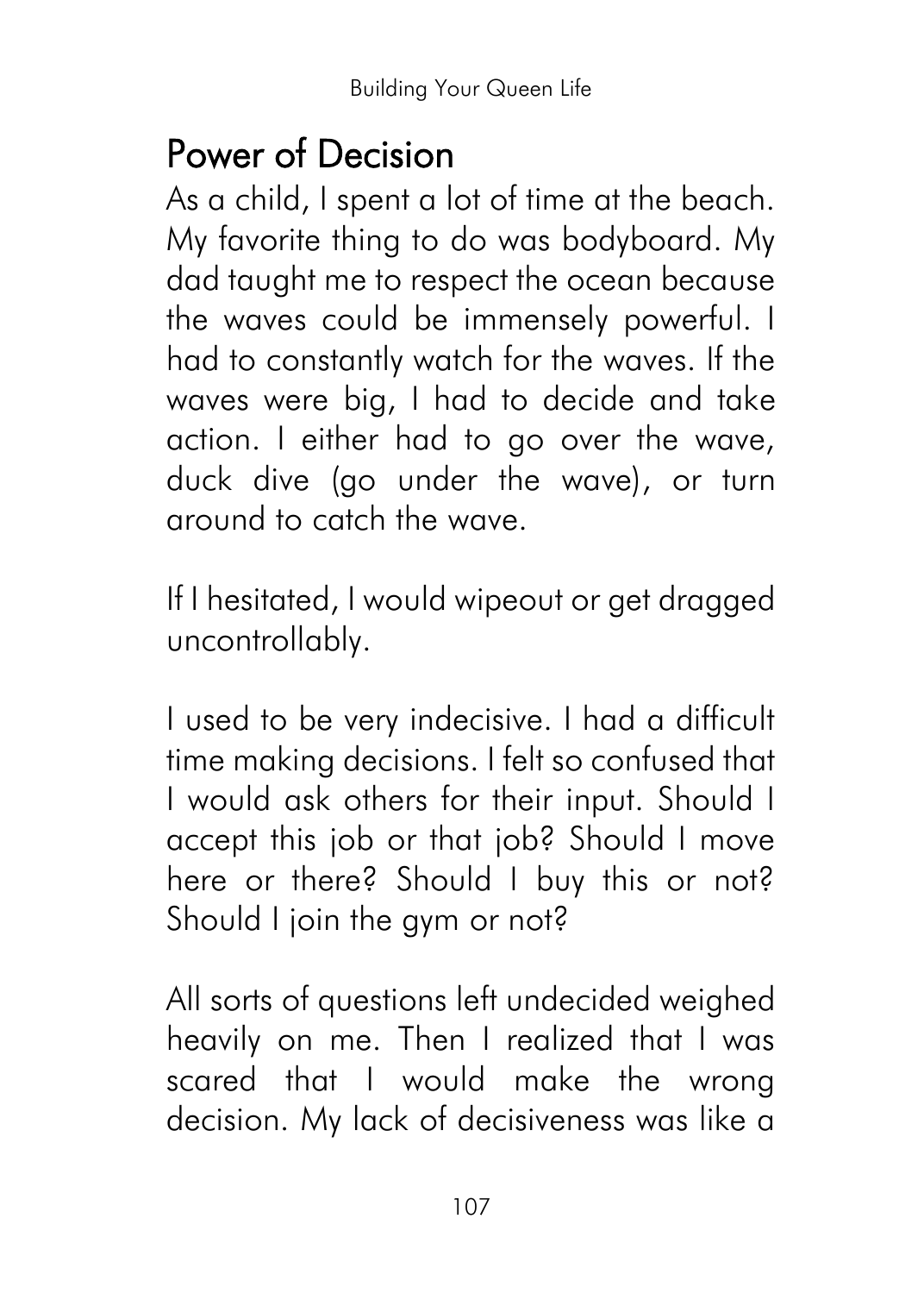## Power of Decision

As a child, I spent a lot of time at the beach. My favorite thing to do was bodyboard. My dad taught me to respect the ocean because the waves could be immensely powerful. I had to constantly watch for the waves. If the waves were big, I had to decide and take action. I either had to go over the wave, duck dive (go under the wave), or turn around to catch the wave.

If I hesitated, I would wipeout or get dragged uncontrollably.

I used to be very indecisive. I had a difficult time making decisions. I felt so confused that I would ask others for their input. Should I accept this job or that job? Should I move here or there? Should I buy this or not? Should I join the gym or not?

All sorts of questions left undecided weighed heavily on me. Then I realized that I was scared that I would make the wrong decision. My lack of decisiveness was like a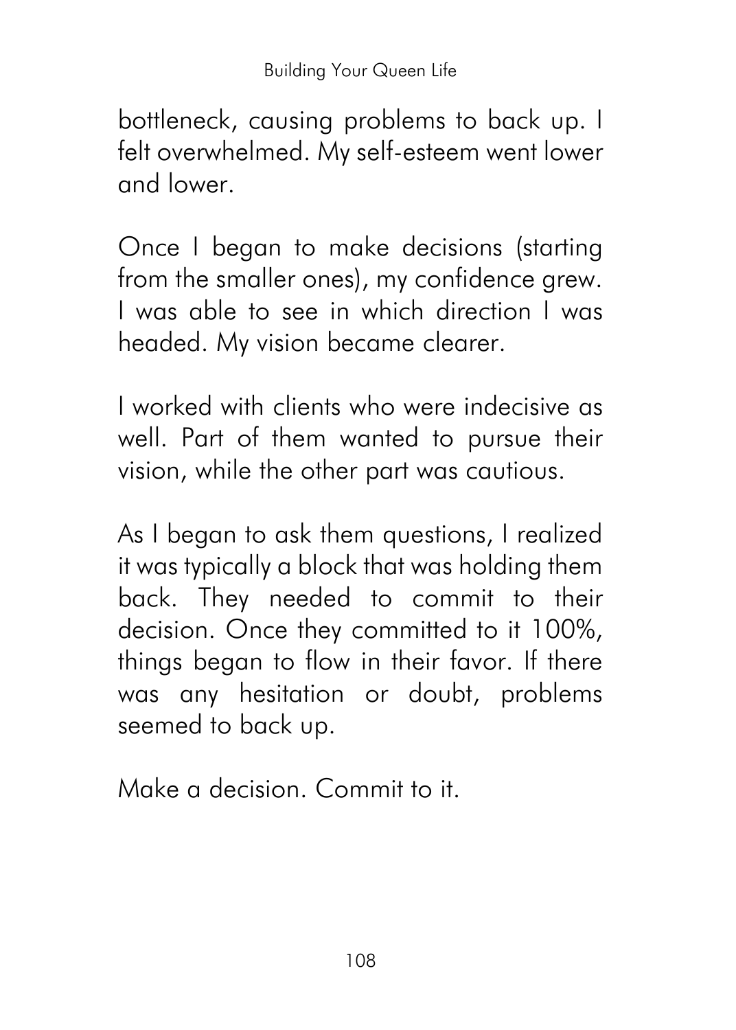bottleneck, causing problems to back up. I felt overwhelmed. My self-esteem went lower and lower.

Once I began to make decisions (starting from the smaller ones), my confidence grew. I was able to see in which direction I was headed. My vision became clearer.

I worked with clients who were indecisive as well. Part of them wanted to pursue their vision, while the other part was cautious.

As I began to ask them questions, I realized it was typically a block that was holding them back. They needed to commit to their decision. Once they committed to it 100%, things began to flow in their favor. If there was any hesitation or doubt, problems seemed to back up.

Make a decision. Commit to it.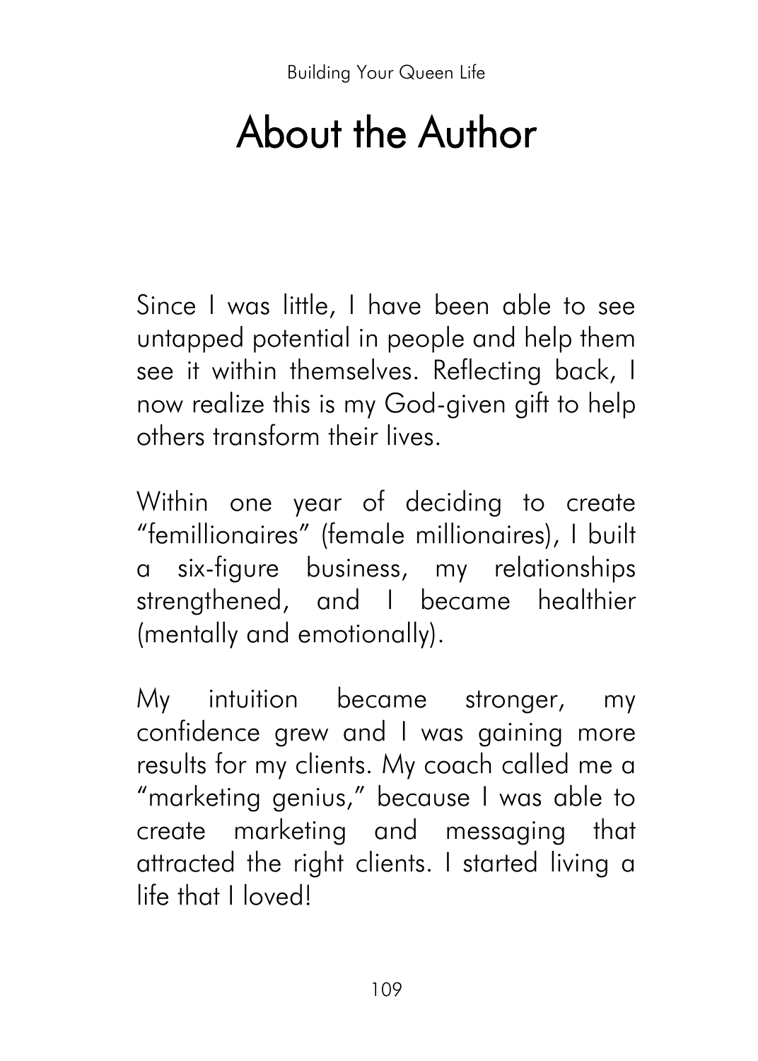# About the Author

Since I was little, I have been able to see untapped potential in people and help them see it within themselves. Reflecting back, I now realize this is my God-given gift to help others transform their lives.

Within one year of deciding to create "femillionaires" (female millionaires), I built a six-figure business, my relationships strengthened, and I became healthier (mentally and emotionally).

My intuition became stronger, my confidence grew and I was gaining more results for my clients. My coach called me a "marketing genius," because I was able to create marketing and messaging that attracted the right clients. I started living a life that I loved!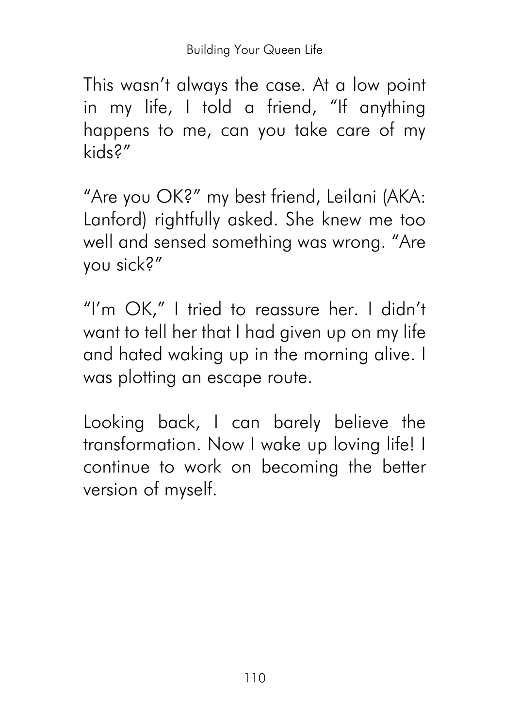This wasn't always the case. At a low point in my life, I told a friend, "If anything happens to me, can you take care of my kids?"

"Are you OK?" my best friend, Leilani (AKA: Lanford) rightfully asked. She knew me too well and sensed something was wrong. "Are you sick?"

"I'm OK," I tried to reassure her. I didn't want to tell her that I had given up on my life and hated waking up in the morning alive. I was plotting an escape route.

Looking back, I can barely believe the transformation. Now I wake up loving life! I continue to work on becoming the better version of myself.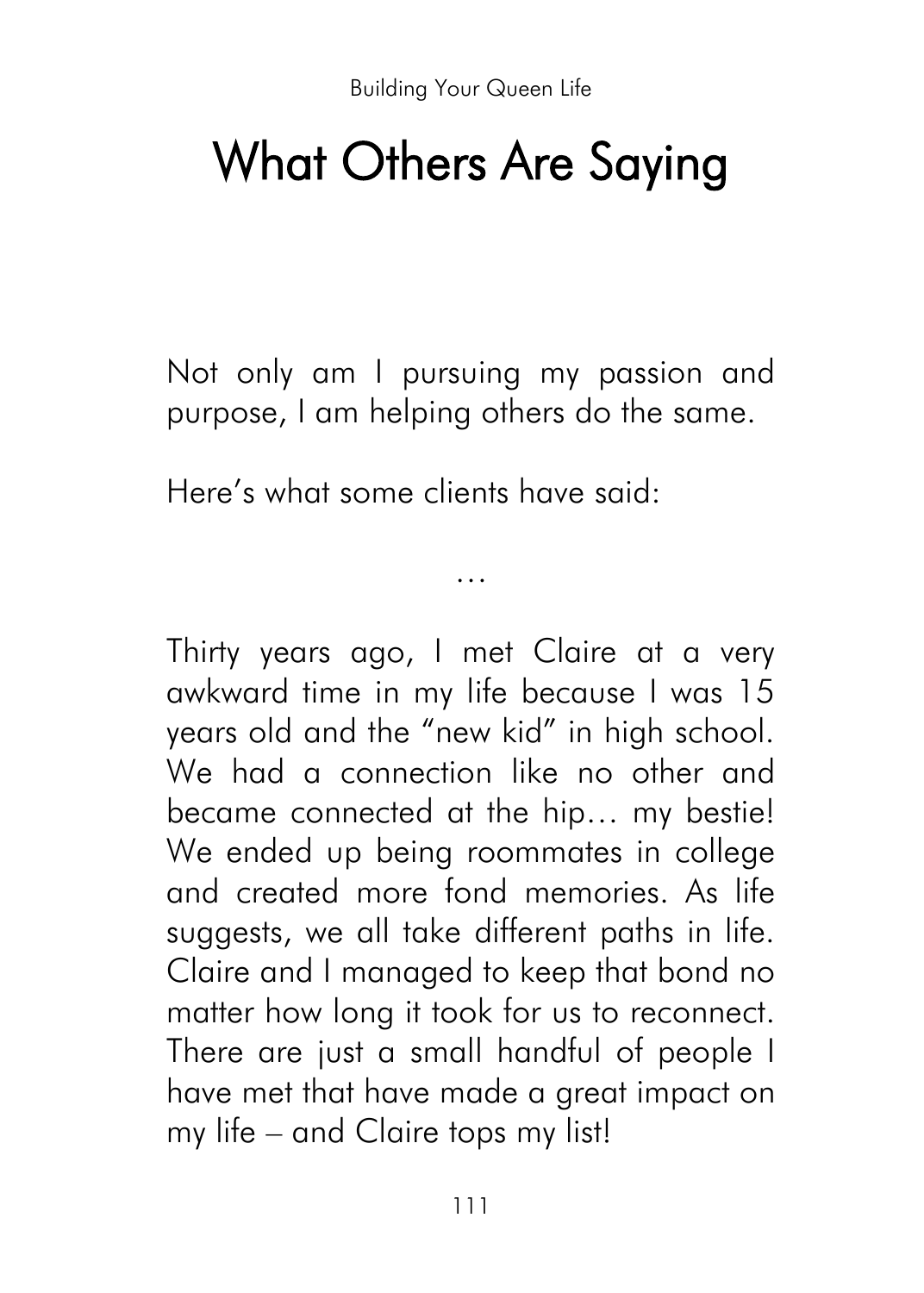# What Others Are Saying

Not only am I pursuing my passion and purpose, I am helping others do the same.

Here's what some clients have said:

…

Thirty years ago, I met Claire at a very awkward time in my life because I was 15 years old and the "new kid" in high school. We had a connection like no other and became connected at the hip… my bestie! We ended up being roommates in college and created more fond memories. As life suggests, we all take different paths in life. Claire and I managed to keep that bond no matter how long it took for us to reconnect. There are just a small handful of people I have met that have made a great impact on my life – and Claire tops my list!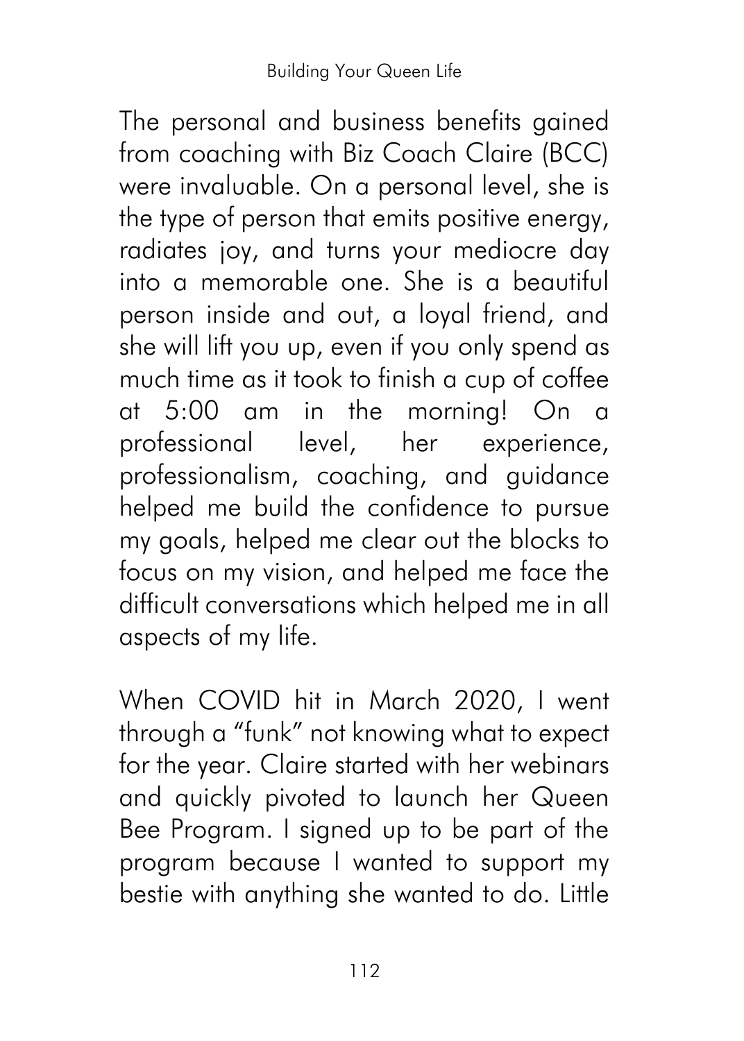The personal and business benefits gained from coaching with Biz Coach Claire (BCC) were invaluable. On a personal level, she is the type of person that emits positive energy, radiates joy, and turns your mediocre day into a memorable one. She is a beautiful person inside and out, a loyal friend, and she will lift you up, even if you only spend as much time as it took to finish a cup of coffee at 5:00 am in the morning! On a professional level, her experience, professionalism, coaching, and guidance helped me build the confidence to pursue my goals, helped me clear out the blocks to focus on my vision, and helped me face the difficult conversations which helped me in all aspects of my life.

When COVID hit in March 2020, I went through a "funk" not knowing what to expect for the year. Claire started with her webinars and quickly pivoted to launch her Queen Bee Program. I signed up to be part of the program because I wanted to support my bestie with anything she wanted to do. Little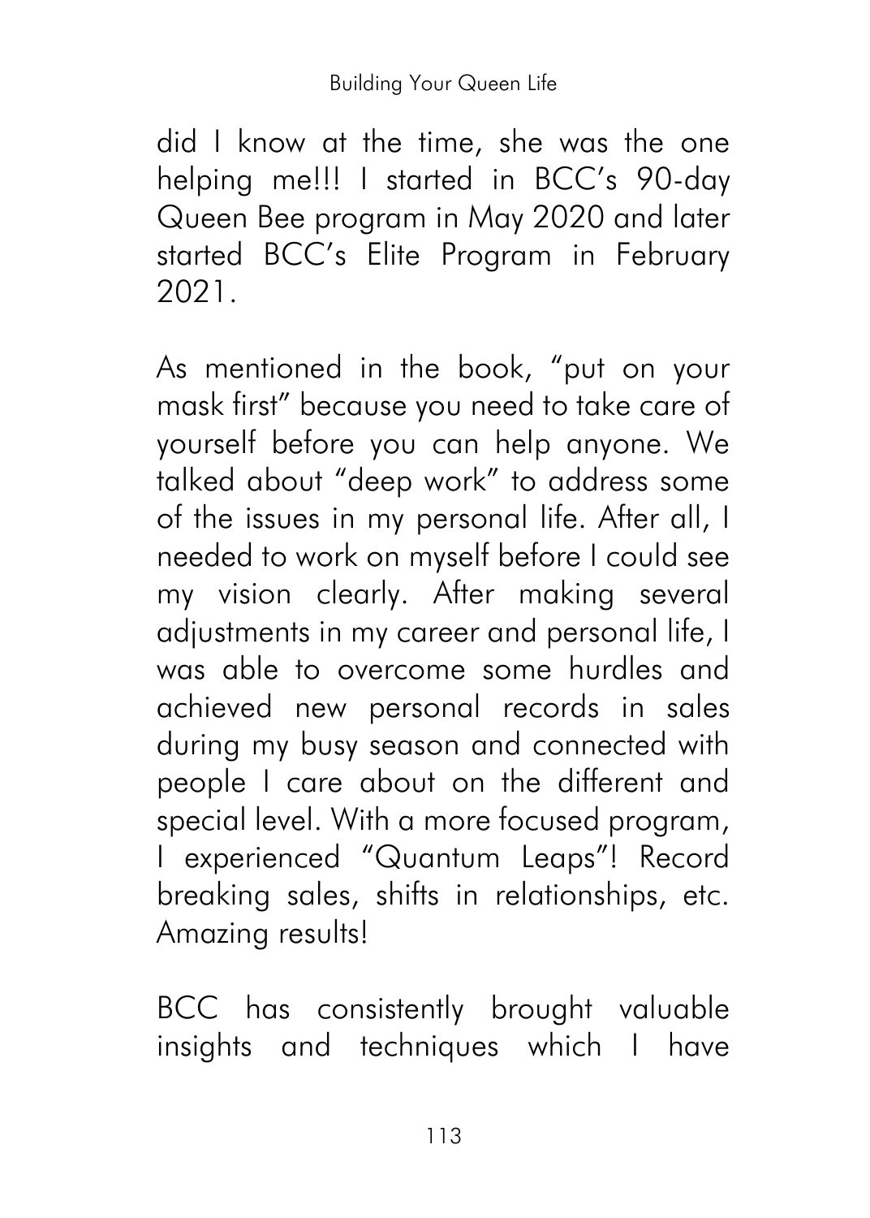did I know at the time, she was the one helping me!!! I started in BCC's 90-day Queen Bee program in May 2020 and later started BCC's Elite Program in February 2021.

As mentioned in the book, "put on your mask first" because you need to take care of yourself before you can help anyone. We talked about "deep work" to address some of the issues in my personal life. After all, I needed to work on myself before I could see my vision clearly. After making several adjustments in my career and personal life, I was able to overcome some hurdles and achieved new personal records in sales during my busy season and connected with people I care about on the different and special level. With a more focused program, I experienced "Quantum Leaps"! Record breaking sales, shifts in relationships, etc. Amazing results!

BCC has consistently brought valuable insights and techniques which I have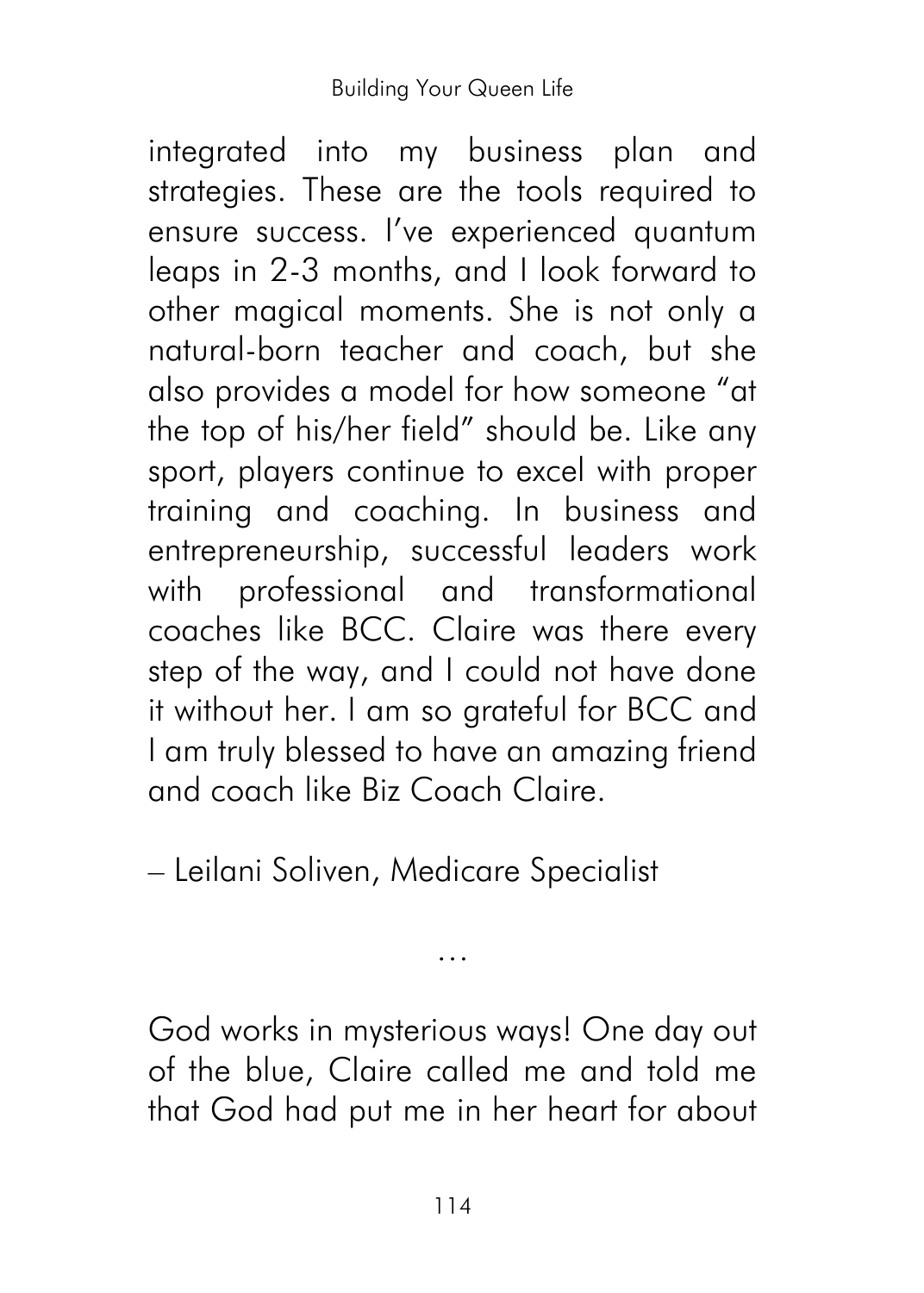integrated into my business plan and strategies. These are the tools required to ensure success. I've experienced quantum leaps in 2-3 months, and I look forward to other magical moments. She is not only a natural-born teacher and coach, but she also provides a model for how someone "at the top of his/her field" should be. Like any sport, players continue to excel with proper training and coaching. In business and entrepreneurship, successful leaders work with professional and transformational coaches like BCC. Claire was there every step of the way, and I could not have done it without her. I am so grateful for BCC and I am truly blessed to have an amazing friend and coach like Biz Coach Claire.

– Leilani Soliven, Medicare Specialist

…

God works in mysterious ways! One day out of the blue, Claire called me and told me that God had put me in her heart for about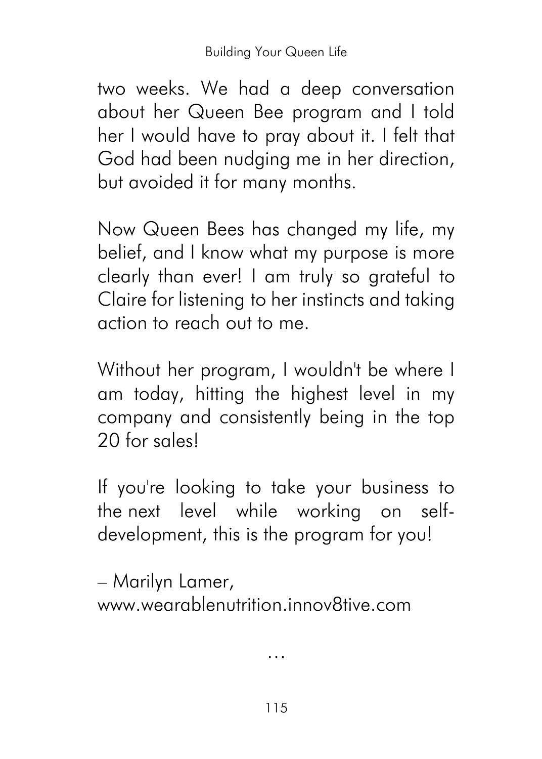two weeks. We had a deep conversation about her Queen Bee program and I told her I would have to pray about it. I felt that God had been nudging me in her direction, but avoided it for many months.

Now Queen Bees has changed my life, my belief, and I know what my purpose is more clearly than ever! I am truly so grateful to Claire for listening to her instincts and taking action to reach out to me.

Without her program, I wouldn't be where I am today, hitting the highest level in my company and consistently being in the top 20 for sales!

If you're looking to take your business to the next level while working on self-development, this is the program for you!

– Marilyn Lamer,
www.wearablenutrition.innov8tive.com

…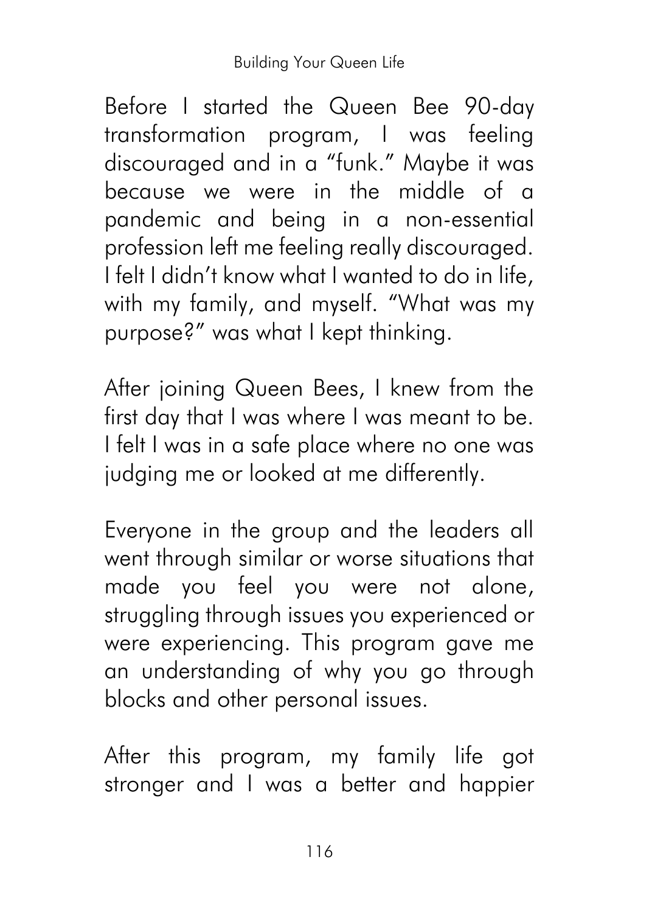Before I started the Queen Bee 90-day transformation program, I was feeling discouraged and in a "funk." Maybe it was because we were in the middle of a pandemic and being in a non-essential profession left me feeling really discouraged. I felt I didn't know what I wanted to do in life, with my family, and myself. "What was my purpose?" was what I kept thinking.

After joining Queen Bees, I knew from the first day that I was where I was meant to be. I felt I was in a safe place where no one was judging me or looked at me differently.

Everyone in the group and the leaders all went through similar or worse situations that made you feel you were not alone, struggling through issues you experienced or were experiencing. This program gave me an understanding of why you go through blocks and other personal issues.

After this program, my family life got stronger and I was a better and happier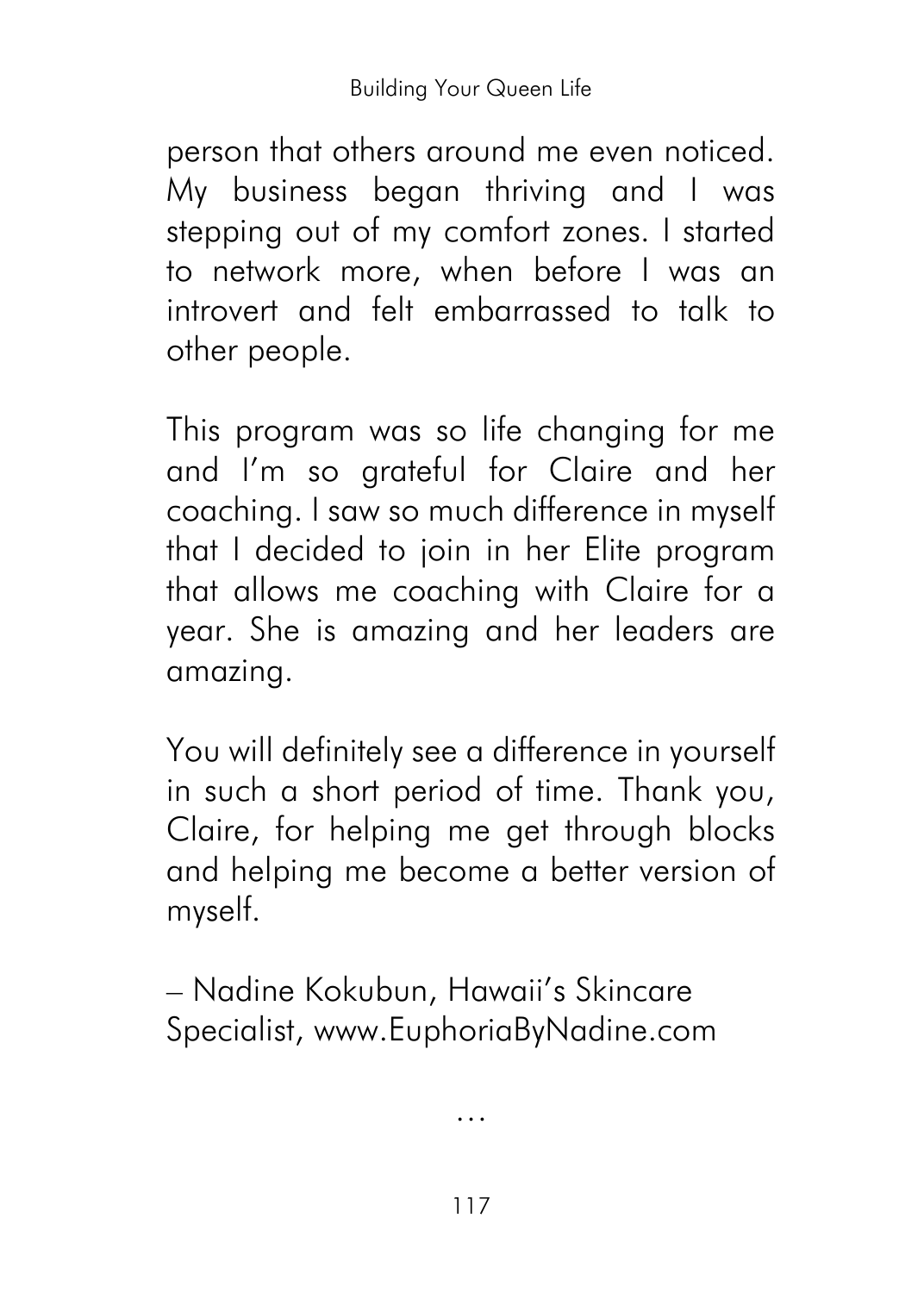person that others around me even noticed. My business began thriving and I was stepping out of my comfort zones. I started to network more, when before I was an introvert and felt embarrassed to talk to other people.

This program was so life changing for me and I'm so grateful for Claire and her coaching. I saw so much difference in myself that I decided to join in her Elite program that allows me coaching with Claire for a year. She is amazing and her leaders are amazing.

You will definitely see a difference in yourself in such a short period of time. Thank you, Claire, for helping me get through blocks and helping me become a better version of myself.

– Nadine Kokubun, Hawaii's Skincare Specialist, www.EuphoriaByNadine.com

…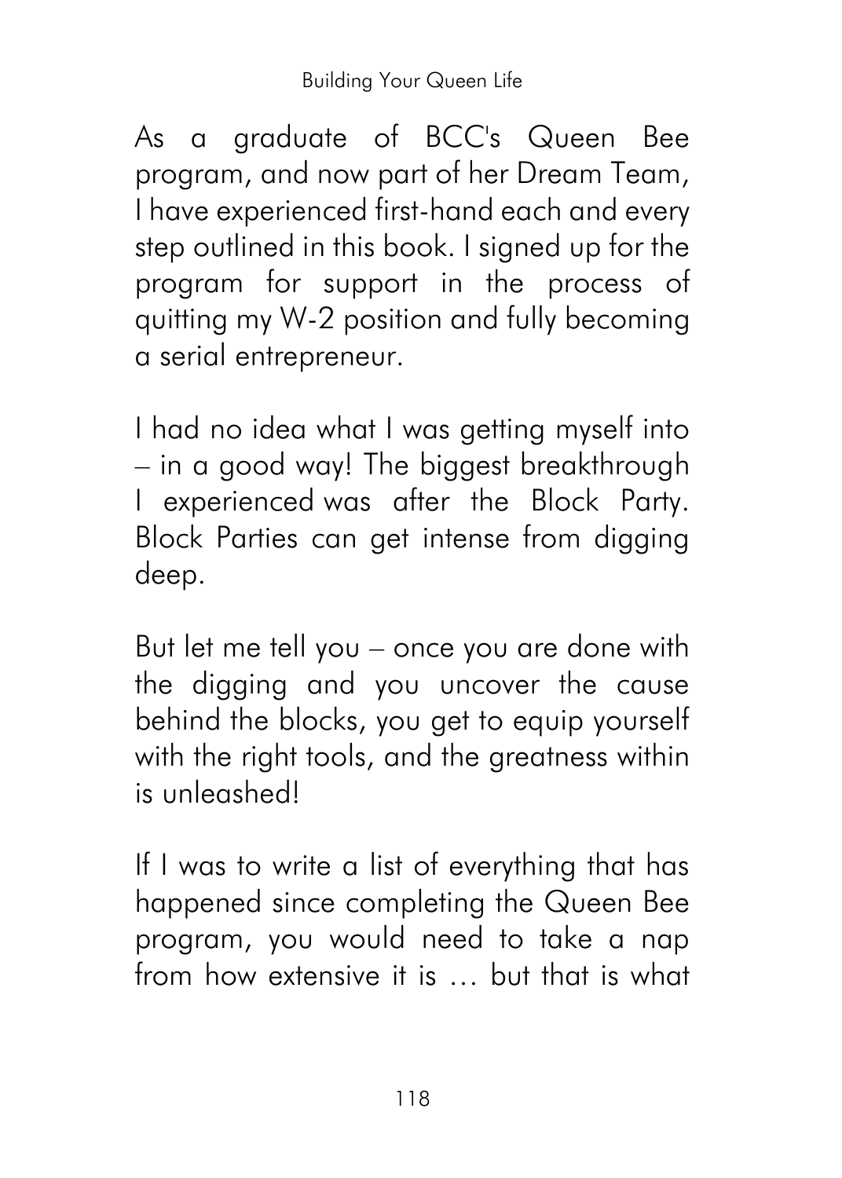As a graduate of BCC's Queen Bee program, and now part of her Dream Team, I have experienced first-hand each and every step outlined in this book. I signed up for the program for support in the process of quitting my W-2 position and fully becoming a serial entrepreneur.

I had no idea what I was getting myself into – in a good way! The biggest breakthrough I experienced was after the Block Party. Block Parties can get intense from digging deep.

But let me tell you – once you are done with the digging and you uncover the cause behind the blocks, you get to equip yourself with the right tools, and the greatness within is unleashed!

If I was to write a list of everything that has happened since completing the Queen Bee program, you would need to take a nap from how extensive it is … but that is what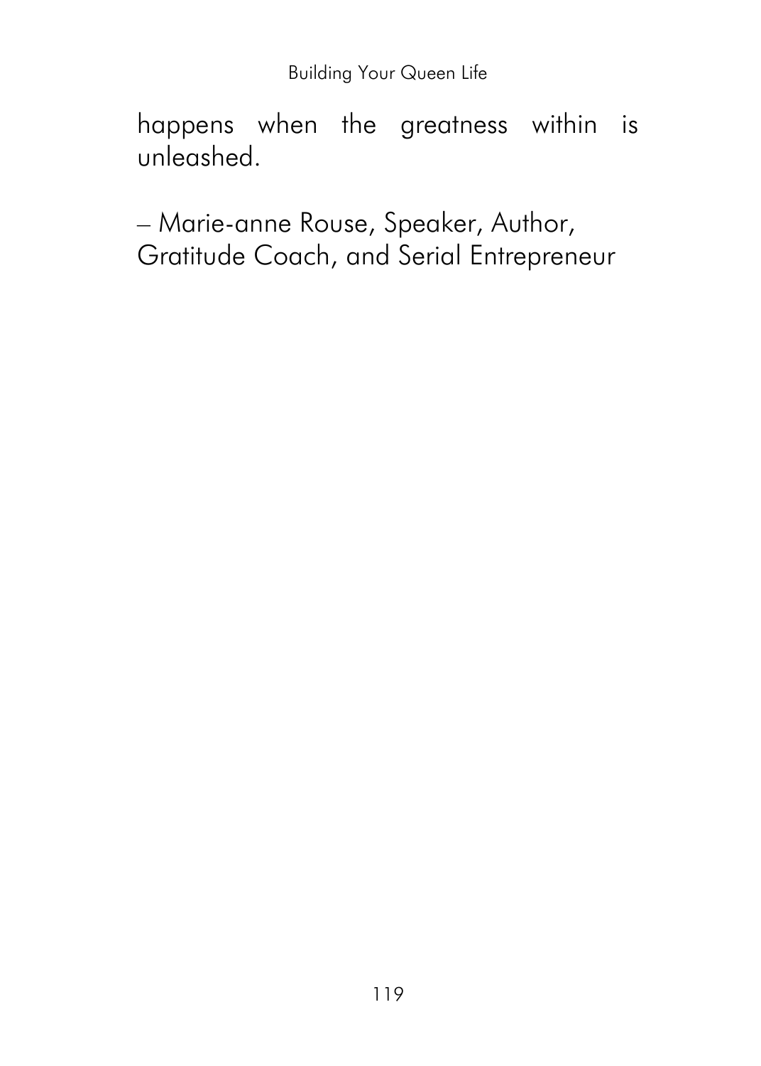happens when the greatness within is unleashed.

– Marie-anne Rouse, Speaker, Author, Gratitude Coach, and Serial Entrepreneur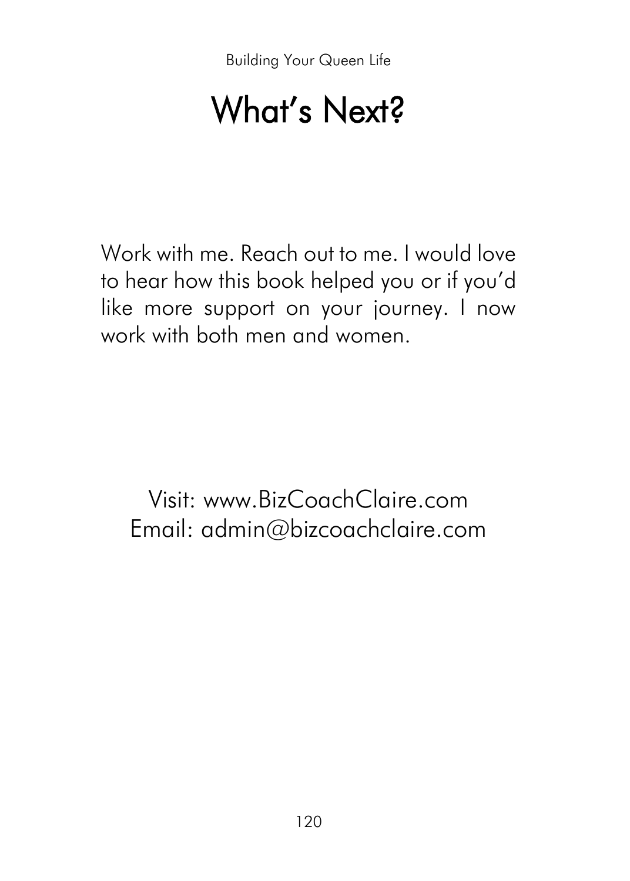# What's Next?

Work with me. Reach out to me. I would love to hear how this book helped you or if you'd like more support on your journey. I now work with both men and women.

Visit: www.BizCoachClaire.com
Email: admin@bizcoachclaire.com